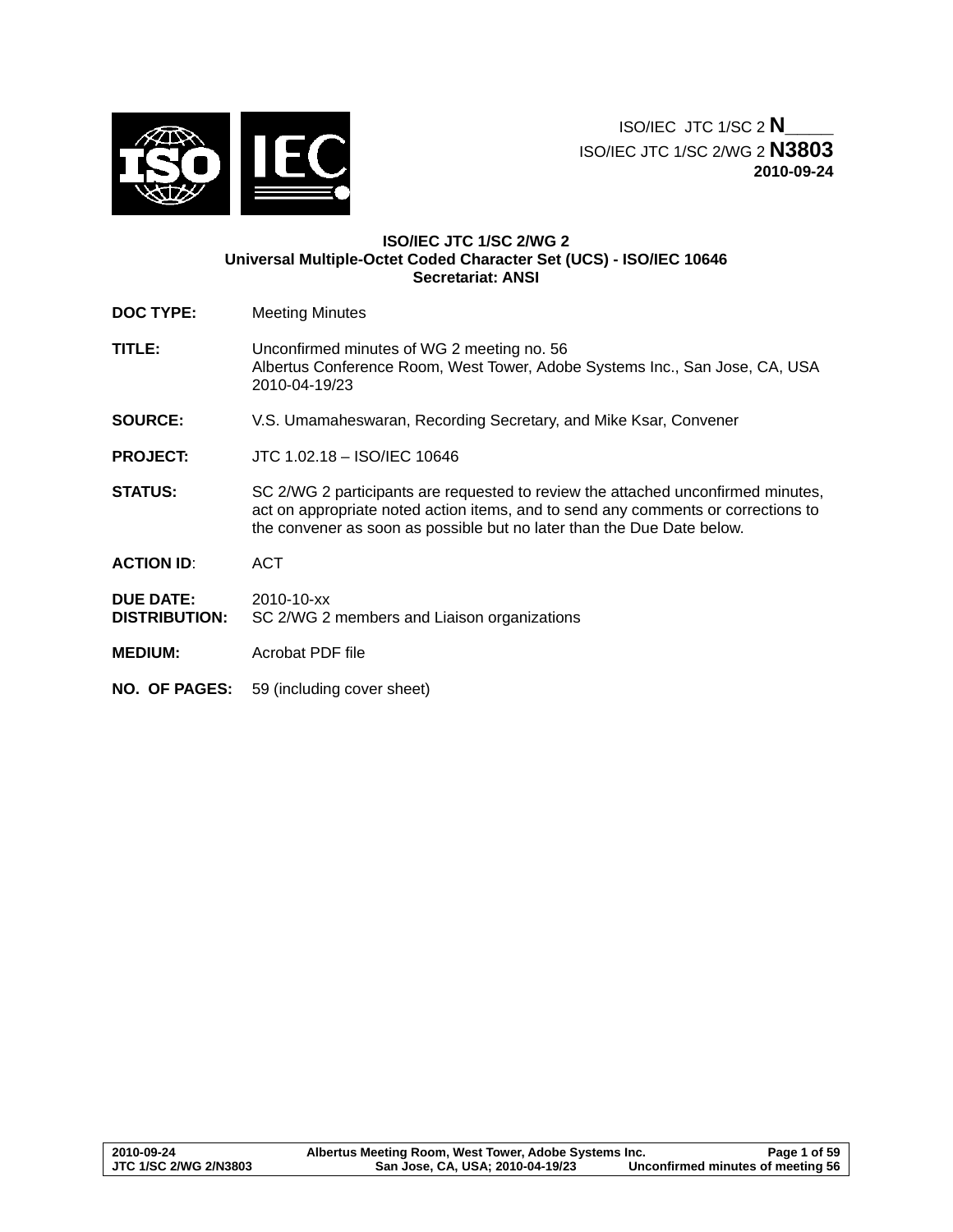ISO/IEC JTC 1/SC 2 **N**_____
ISO/IEC JTC 1/SC 2/WG 2 **N3803**
**2010-09-24**

**ISO/IEC JTC 1/SC 2/WG 2**
**Universal Multiple-Octet Coded Character Set (UCS) - ISO/IEC 10646**
**Secretariat: ANSI**

| | |
|---|---|
| **DOC TYPE:** | Meeting Minutes |
| **TITLE:** | Unconfirmed minutes of WG 2 meeting no. 56<br>Albertus Conference Room, West Tower, Adobe Systems Inc., San Jose, CA, USA<br>2010-04-19/23 |
| **SOURCE:** | V.S. Umamaheswaran, Recording Secretary, and Mike Ksar, Convener |
| **PROJECT:** | JTC 1.02.18 – ISO/IEC 10646 |
| **STATUS:** | SC 2/WG 2 participants are requested to review the attached unconfirmed minutes, act on appropriate noted action items, and to send any comments or corrections to the convener as soon as possible but no later than the Due Date below. |
| **ACTION ID**: | ACT |
| **DUE DATE:** | 2010-10-xx |
| **DISTRIBUTION:** | SC 2/WG 2 members and Liaison organizations |
| **MEDIUM:** | Acrobat PDF file |
| **NO. OF PAGES:** | 59 (including cover sheet) |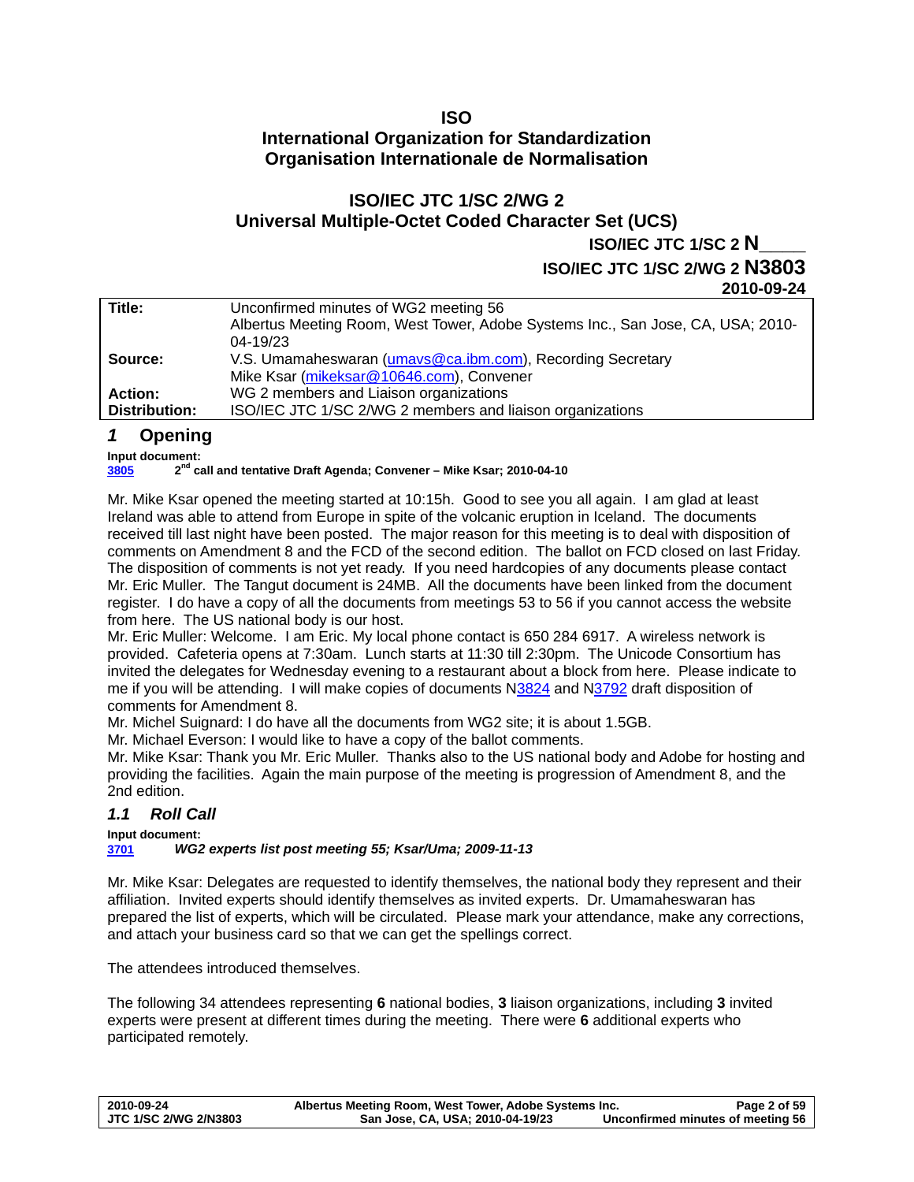**ISO**
**International Organization for Standardization**
**Organisation Internationale de Normalisation**

**ISO/IEC JTC 1/SC 2/WG 2**
**Universal Multiple-Octet Coded Character Set (UCS)**

**ISO/IEC JTC 1/SC 2 N____**
**ISO/IEC JTC 1/SC 2/WG 2 N3803**
**2010-09-24**

| | |
|---|---|
| **Title:** | Unconfirmed minutes of WG2 meeting 56<br>Albertus Meeting Room, West Tower, Adobe Systems Inc., San Jose, CA, USA; 2010-04-19/23 |
| **Source:** | V.S. Umamaheswaran (umavs@ca.ibm.com), Recording Secretary<br>Mike Ksar (mikeksar@10646.com), Convener |
| **Action:** | WG 2 members and Liaison organizations |
| **Distribution:** | ISO/IEC JTC 1/SC 2/WG 2 members and liaison organizations |

## *1* Opening

**Input document:**
**3805 2nd call and tentative Draft Agenda; Convener – Mike Ksar; 2010-04-10**

Mr. Mike Ksar opened the meeting started at 10:15h. Good to see you all again. I am glad at least Ireland was able to attend from Europe in spite of the volcanic eruption in Iceland. The documents received till last night have been posted. The major reason for this meeting is to deal with disposition of comments on Amendment 8 and the FCD of the second edition. The ballot on FCD closed on last Friday. The disposition of comments is not yet ready. If you need hardcopies of any documents please contact Mr. Eric Muller. The Tangut document is 24MB. All the documents have been linked from the document register. I do have a copy of all the documents from meetings 53 to 56 if you cannot access the website from here. The US national body is our host.

Mr. Eric Muller: Welcome. I am Eric. My local phone contact is 650 284 6917. A wireless network is provided. Cafeteria opens at 7:30am. Lunch starts at 11:30 till 2:30pm. The Unicode Consortium has invited the delegates for Wednesday evening to a restaurant about a block from here. Please indicate to me if you will be attending. I will make copies of documents N3824 and N3792 draft disposition of comments for Amendment 8.

Mr. Michel Suignard: I do have all the documents from WG2 site; it is about 1.5GB.

Mr. Michael Everson: I would like to have a copy of the ballot comments.

Mr. Mike Ksar: Thank you Mr. Eric Muller. Thanks also to the US national body and Adobe for hosting and providing the facilities. Again the main purpose of the meeting is progression of Amendment 8, and the 2nd edition.

### *1.1 Roll Call*

**Input document:**
***3701 WG2 experts list post meeting 55; Ksar/Uma; 2009-11-13***

Mr. Mike Ksar: Delegates are requested to identify themselves, the national body they represent and their affiliation. Invited experts should identify themselves as invited experts. Dr. Umamaheswaran has prepared the list of experts, which will be circulated. Please mark your attendance, make any corrections, and attach your business card so that we can get the spellings correct.

The attendees introduced themselves.

The following 34 attendees representing **6** national bodies, **3** liaison organizations, including **3** invited experts were present at different times during the meeting. There were **6** additional experts who participated remotely.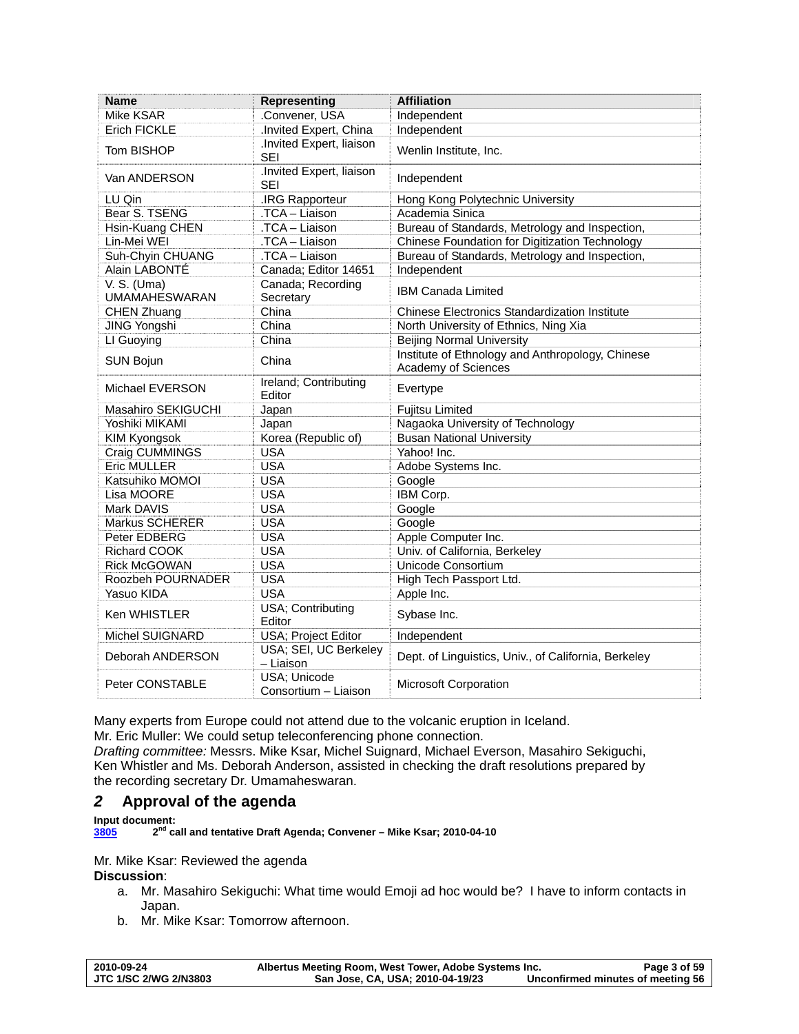| Name | Representing | Affiliation |
| --- | --- | --- |
| Mike KSAR | .Convener, USA | Independent |
| Erich FICKLE | .Invited Expert, China | Independent |
| Tom BISHOP | .Invited Expert, liaison SEI | Wenlin Institute, Inc. |
| Van ANDERSON | .Invited Expert, liaison SEI | Independent |
| LU Qin | .IRG Rapporteur | Hong Kong Polytechnic University |
| Bear S. TSENG | .TCA – Liaison | Academia Sinica |
| Hsin-Kuang CHEN | .TCA – Liaison | Bureau of Standards, Metrology and Inspection, |
| Lin-Mei WEI | .TCA – Liaison | Chinese Foundation for Digitization Technology |
| Suh-Chyin CHUANG | .TCA – Liaison | Bureau of Standards, Metrology and Inspection, |
| Alain LABONTÉ | Canada; Editor 14651 | Independent |
| V. S. (Uma) UMAMAHESWARAN | Canada; Recording Secretary | IBM Canada Limited |
| CHEN Zhuang | China | Chinese Electronics Standardization Institute |
| JING Yongshi | China | North University of Ethnics, Ning Xia |
| LI Guoying | China | Beijing Normal University |
| SUN Bojun | China | Institute of Ethnology and Anthropology, Chinese Academy of Sciences |
| Michael EVERSON | Ireland; Contributing Editor | Evertype |
| Masahiro SEKIGUCHI | Japan | Fujitsu Limited |
| Yoshiki MIKAMI | Japan | Nagaoka University of Technology |
| KIM Kyongsok | Korea (Republic of) | Busan National University |
| Craig CUMMINGS | USA | Yahoo! Inc. |
| Eric MULLER | USA | Adobe Systems Inc. |
| Katsuhiko MOMOI | USA | Google |
| Lisa MOORE | USA | IBM Corp. |
| Mark DAVIS | USA | Google |
| Markus SCHERER | USA | Google |
| Peter EDBERG | USA | Apple Computer Inc. |
| Richard COOK | USA | Univ. of California, Berkeley |
| Rick McGOWAN | USA | Unicode Consortium |
| Roozbeh POURNADER | USA | High Tech Passport Ltd. |
| Yasuo KIDA | USA | Apple Inc. |
| Ken WHISTLER | USA; Contributing Editor | Sybase Inc. |
| Michel SUIGNARD | USA; Project Editor | Independent |
| Deborah ANDERSON | USA; SEI, UC Berkeley – Liaison | Dept. of Linguistics, Univ., of California, Berkeley |
| Peter CONSTABLE | USA; Unicode Consortium – Liaison | Microsoft Corporation |

Many experts from Europe could not attend due to the volcanic eruption in Iceland.
Mr. Eric Muller: We could setup teleconferencing phone connection.
*Drafting committee:* Messrs. Mike Ksar, Michel Suignard, Michael Everson, Masahiro Sekiguchi, Ken Whistler and Ms. Deborah Anderson, assisted in checking the draft resolutions prepared by the recording secretary Dr. Umamaheswaran.

## 2 Approval of the agenda

**Input document:**
**3805** **2nd call and tentative Draft Agenda; Convener – Mike Ksar; 2010-04-10**

Mr. Mike Ksar: Reviewed the agenda
**Discussion**:

a. Mr. Masahiro Sekiguchi: What time would Emoji ad hoc would be? I have to inform contacts in Japan.
b. Mr. Mike Ksar: Tomorrow afternoon.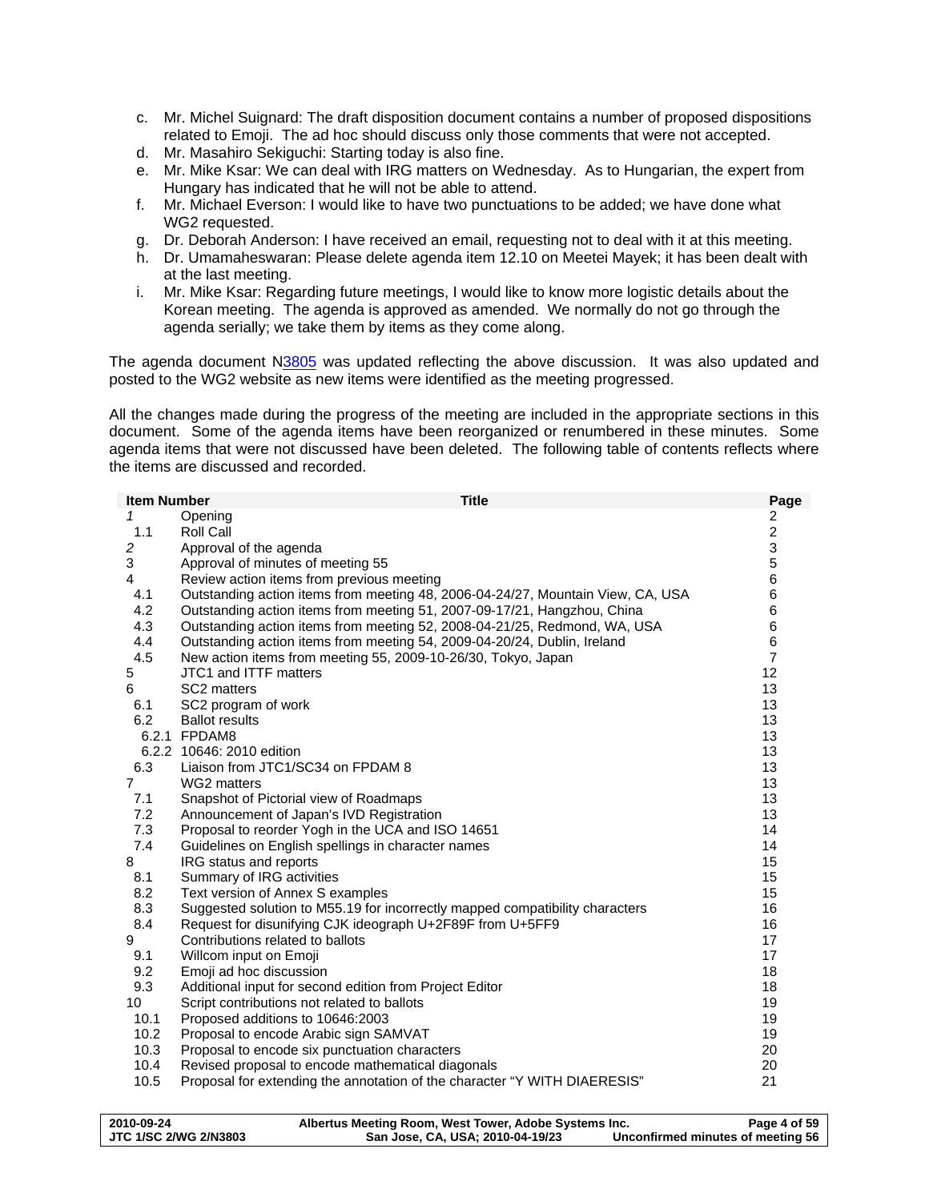c. Mr. Michel Suignard: The draft disposition document contains a number of proposed dispositions related to Emoji. The ad hoc should discuss only those comments that were not accepted.
d. Mr. Masahiro Sekiguchi: Starting today is also fine.
e. Mr. Mike Ksar: We can deal with IRG matters on Wednesday. As to Hungarian, the expert from Hungary has indicated that he will not be able to attend.
f. Mr. Michael Everson: I would like to have two punctuations to be added; we have done what WG2 requested.
g. Dr. Deborah Anderson: I have received an email, requesting not to deal with it at this meeting.
h. Dr. Umamaheswaran: Please delete agenda item 12.10 on Meetei Mayek; it has been dealt with at the last meeting.
i. Mr. Mike Ksar: Regarding future meetings, I would like to know more logistic details about the Korean meeting. The agenda is approved as amended. We normally do not go through the agenda serially; we take them by items as they come along.

The agenda document N3805 was updated reflecting the above discussion. It was also updated and posted to the WG2 website as new items were identified as the meeting progressed.

All the changes made during the progress of the meeting are included in the appropriate sections in this document. Some of the agenda items have been reorganized or renumbered in these minutes. Some agenda items that were not discussed have been deleted. The following table of contents reflects where the items are discussed and recorded.

| Item Number | Title | Page |
|---|---|---|
| *1* | Opening | 2 |
| 1.1 | Roll Call | 2 |
| *2* | Approval of the agenda | 3 |
| 3 | Approval of minutes of meeting 55 | 5 |
| 4 | Review action items from previous meeting | 6 |
| 4.1 | Outstanding action items from meeting 48, 2006-04-24/27, Mountain View, CA, USA | 6 |
| 4.2 | Outstanding action items from meeting 51, 2007-09-17/21, Hangzhou, China | 6 |
| 4.3 | Outstanding action items from meeting 52, 2008-04-21/25, Redmond, WA, USA | 6 |
| 4.4 | Outstanding action items from meeting 54, 2009-04-20/24, Dublin, Ireland | 6 |
| 4.5 | New action items from meeting 55, 2009-10-26/30, Tokyo, Japan | 7 |
| 5 | JTC1 and ITTF matters | 12 |
| 6 | SC2 matters | 13 |
| 6.1 | SC2 program of work | 13 |
| 6.2 | Ballot results | 13 |
| 6.2.1 | FPDAM8 | 13 |
| 6.2.2 | 10646: 2010 edition | 13 |
| 6.3 | Liaison from JTC1/SC34 on FPDAM 8 | 13 |
| 7 | WG2 matters | 13 |
| 7.1 | Snapshot of Pictorial view of Roadmaps | 13 |
| 7.2 | Announcement of Japan's IVD Registration | 13 |
| 7.3 | Proposal to reorder Yogh in the UCA and ISO 14651 | 14 |
| 7.4 | Guidelines on English spellings in character names | 14 |
| 8 | IRG status and reports | 15 |
| 8.1 | Summary of IRG activities | 15 |
| 8.2 | Text version of Annex S examples | 15 |
| 8.3 | Suggested solution to M55.19 for incorrectly mapped compatibility characters | 16 |
| 8.4 | Request for disunifying CJK ideograph U+2F89F from U+5FF9 | 16 |
| 9 | Contributions related to ballots | 17 |
| 9.1 | Willcom input on Emoji | 17 |
| 9.2 | Emoji ad hoc discussion | 18 |
| 9.3 | Additional input for second edition from Project Editor | 18 |
| 10 | Script contributions not related to ballots | 19 |
| 10.1 | Proposed additions to 10646:2003 | 19 |
| 10.2 | Proposal to encode Arabic sign SAMVAT | 19 |
| 10.3 | Proposal to encode six punctuation characters | 20 |
| 10.4 | Revised proposal to encode mathematical diagonals | 20 |
| 10.5 | Proposal for extending the annotation of the character "Y WITH DIAERESIS" | 21 |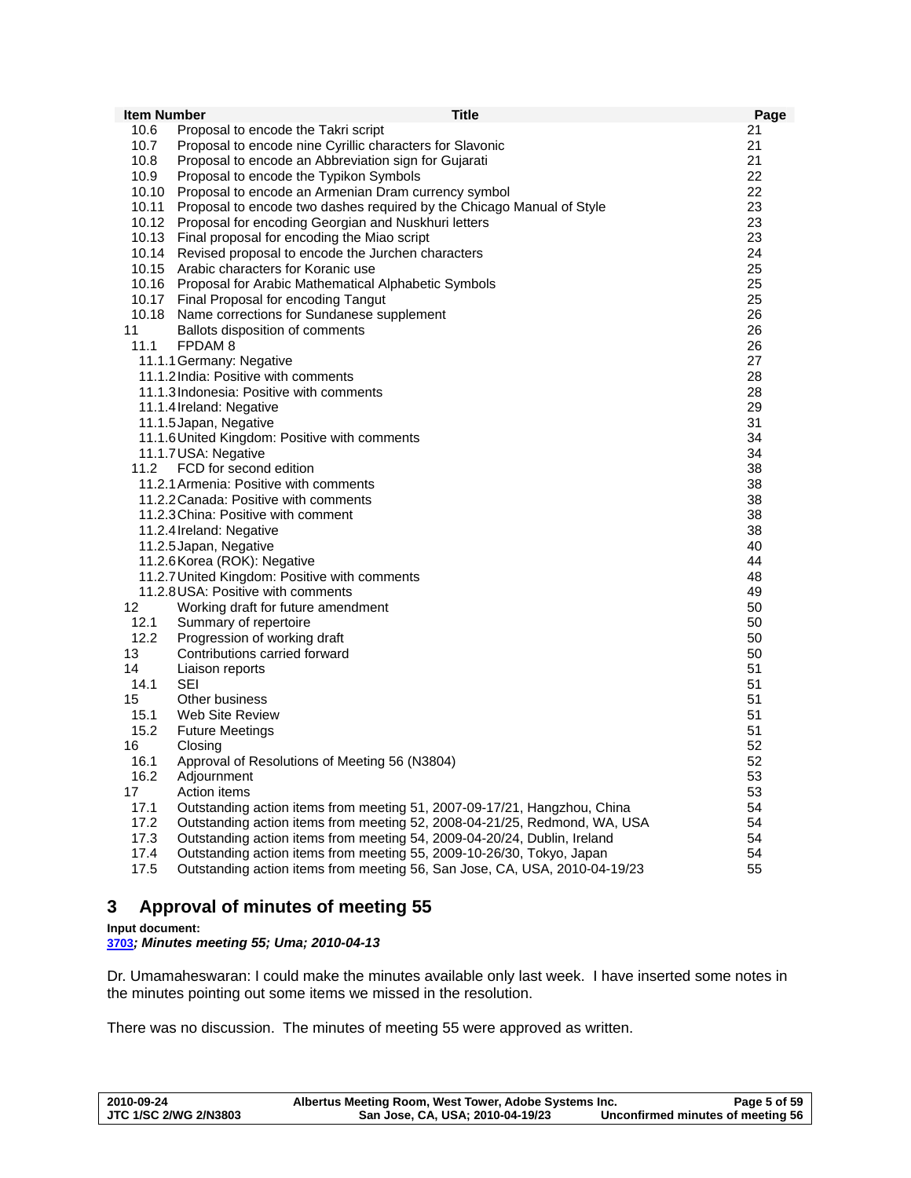| Item Number | Title | Page |
|---|---|---|
| 10.6 | Proposal to encode the Takri script | 21 |
| 10.7 | Proposal to encode nine Cyrillic characters for Slavonic | 21 |
| 10.8 | Proposal to encode an Abbreviation sign for Gujarati | 21 |
| 10.9 | Proposal to encode the Typikon Symbols | 22 |
| 10.10 | Proposal to encode an Armenian Dram currency symbol | 22 |
| 10.11 | Proposal to encode two dashes required by the Chicago Manual of Style | 23 |
| 10.12 | Proposal for encoding Georgian and Nuskhuri letters | 23 |
| 10.13 | Final proposal for encoding the Miao script | 23 |
| 10.14 | Revised proposal to encode the Jurchen characters | 24 |
| 10.15 | Arabic characters for Koranic use | 25 |
| 10.16 | Proposal for Arabic Mathematical Alphabetic Symbols | 25 |
| 10.17 | Final Proposal for encoding Tangut | 25 |
| 10.18 | Name corrections for Sundanese supplement | 26 |
| 11 | Ballots disposition of comments | 26 |
| 11.1 | FPDAM 8 | 26 |
| 11.1.1 | Germany: Negative | 27 |
| 11.1.2 | India: Positive with comments | 28 |
| 11.1.3 | Indonesia: Positive with comments | 28 |
| 11.1.4 | Ireland: Negative | 29 |
| 11.1.5 | Japan, Negative | 31 |
| 11.1.6 | United Kingdom: Positive with comments | 34 |
| 11.1.7 | USA: Negative | 34 |
| 11.2 | FCD for second edition | 38 |
| 11.2.1 | Armenia: Positive with comments | 38 |
| 11.2.2 | Canada: Positive with comments | 38 |
| 11.2.3 | China: Positive with comment | 38 |
| 11.2.4 | Ireland: Negative | 38 |
| 11.2.5 | Japan, Negative | 40 |
| 11.2.6 | Korea (ROK): Negative | 44 |
| 11.2.7 | United Kingdom: Positive with comments | 48 |
| 11.2.8 | USA: Positive with comments | 49 |
| 12 | Working draft for future amendment | 50 |
| 12.1 | Summary of repertoire | 50 |
| 12.2 | Progression of working draft | 50 |
| 13 | Contributions carried forward | 50 |
| 14 | Liaison reports | 51 |
| 14.1 | SEI | 51 |
| 15 | Other business | 51 |
| 15.1 | Web Site Review | 51 |
| 15.2 | Future Meetings | 51 |
| 16 | Closing | 52 |
| 16.1 | Approval of Resolutions of Meeting 56 (N3804) | 52 |
| 16.2 | Adjournment | 53 |
| 17 | Action items | 53 |
| 17.1 | Outstanding action items from meeting 51, 2007-09-17/21, Hangzhou, China | 54 |
| 17.2 | Outstanding action items from meeting 52, 2008-04-21/25, Redmond, WA, USA | 54 |
| 17.3 | Outstanding action items from meeting 54, 2009-04-20/24, Dublin, Ireland | 54 |
| 17.4 | Outstanding action items from meeting 55, 2009-10-26/30, Tokyo, Japan | 54 |
| 17.5 | Outstanding action items from meeting 56, San Jose, CA, USA, 2010-04-19/23 | 55 |

## 3 Approval of minutes of meeting 55

**Input document:**
***3703; Minutes meeting 55; Uma; 2010-04-13***

Dr. Umamaheswaran: I could make the minutes available only last week. I have inserted some notes in the minutes pointing out some items we missed in the resolution.

There was no discussion. The minutes of meeting 55 were approved as written.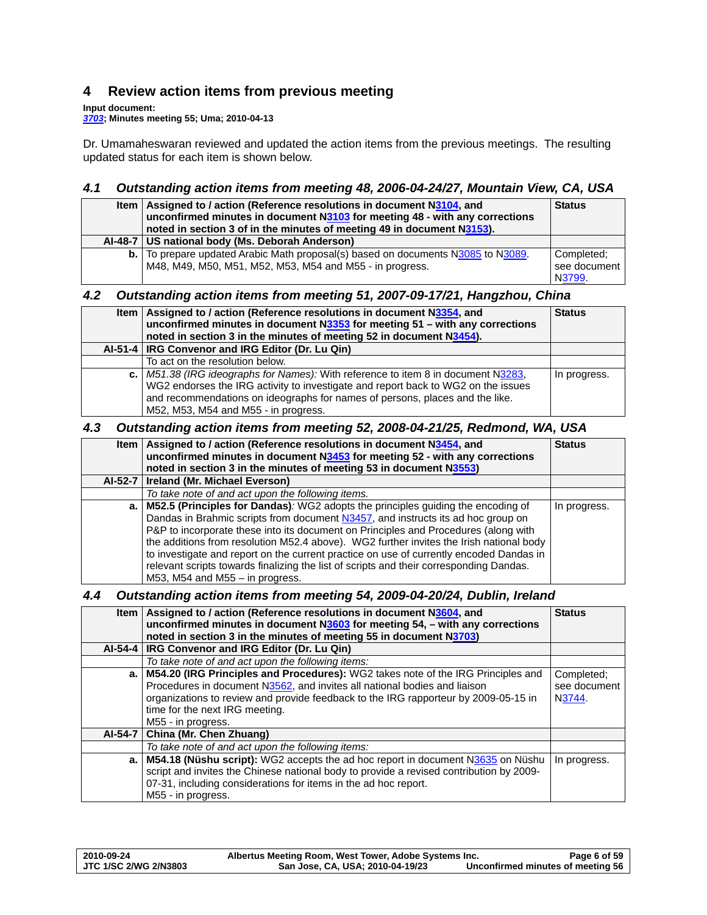## 4 Review action items from previous meeting

**Input document:**
***3703*; Minutes meeting 55; Uma; 2010-04-13**

Dr. Umamaheswaran reviewed and updated the action items from the previous meetings. The resulting updated status for each item is shown below.

### *4.1 Outstanding action items from meeting 48, 2006-04-24/27, Mountain View, CA, USA*

| Item | Assigned to / action (Reference resolutions in document N3104, and unconfirmed minutes in document N3103 for meeting 48 - with any corrections noted in section 3 of in the minutes of meeting 49 in document N3153). | Status |
|---|---|---|
| **AI-48-7** | **US national body (Ms. Deborah Anderson)** | |
| **b.** | To prepare updated Arabic Math proposal(s) based on documents N3085 to N3089. M48, M49, M50, M51, M52, M53, M54 and M55 - in progress. | Completed; see document N3799. |

### *4.2 Outstanding action items from meeting 51, 2007-09-17/21, Hangzhou, China*

| Item | Assigned to / action (Reference resolutions in document N3354, and unconfirmed minutes in document N3353 for meeting 51 – with any corrections noted in section 3 in the minutes of meeting 52 in document N3454). | Status |
|---|---|---|
| **AI-51-4** | **IRG Convenor and IRG Editor (Dr. Lu Qin)** | |
| | To act on the resolution below. | |
| **c.** | *M51.38 (IRG ideographs for Names):* With reference to item 8 in document N3283, WG2 endorses the IRG activity to investigate and report back to WG2 on the issues and recommendations on ideographs for names of persons, places and the like. M52, M53, M54 and M55 - in progress. | In progress. |

### *4.3 Outstanding action items from meeting 52, 2008-04-21/25, Redmond, WA, USA*

| Item | Assigned to / action (Reference resolutions in document N3454, and unconfirmed minutes in document N3453 for meeting 52 - with any corrections noted in section 3 in the minutes of meeting 53 in document N3553) | Status |
|---|---|---|
| **AI-52-7** | **Ireland (Mr. Michael Everson)** | |
| | *To take note of and act upon the following items.* | |
| **a.** | **M52.5 (Principles for Dandas)***:* WG2 adopts the principles guiding the encoding of Dandas in Brahmic scripts from document N3457, and instructs its ad hoc group on P&P to incorporate these into its document on Principles and Procedures (along with the additions from resolution M52.4 above). WG2 further invites the Irish national body to investigate and report on the current practice on use of currently encoded Dandas in relevant scripts towards finalizing the list of scripts and their corresponding Dandas. M53, M54 and M55 – in progress. | In progress. |

### *4.4 Outstanding action items from meeting 54, 2009-04-20/24, Dublin, Ireland*

| Item | Assigned to / action (Reference resolutions in document N3604, and unconfirmed minutes in document N3603 for meeting 54, – with any corrections noted in section 3 in the minutes of meeting 55 in document N3703) | Status |
|---|---|---|
| **AI-54-4** | **IRG Convenor and IRG Editor (Dr. Lu Qin)** | |
| | *To take note of and act upon the following items:* | |
| **a.** | **M54.20 (IRG Principles and Procedures):** WG2 takes note of the IRG Principles and Procedures in document N3562, and invites all national bodies and liaison organizations to review and provide feedback to the IRG rapporteur by 2009-05-15 in time for the next IRG meeting. M55 - in progress. | Completed; see document N3744. |
| **AI-54-7** | **China (Mr. Chen Zhuang)** | |
| | *To take note of and act upon the following items:* | |
| **a.** | **M54.18 (Nüshu script):** WG2 accepts the ad hoc report in document N3635 on Nüshu script and invites the Chinese national body to provide a revised contribution by 2009-07-31, including considerations for items in the ad hoc report. M55 - in progress. | In progress. |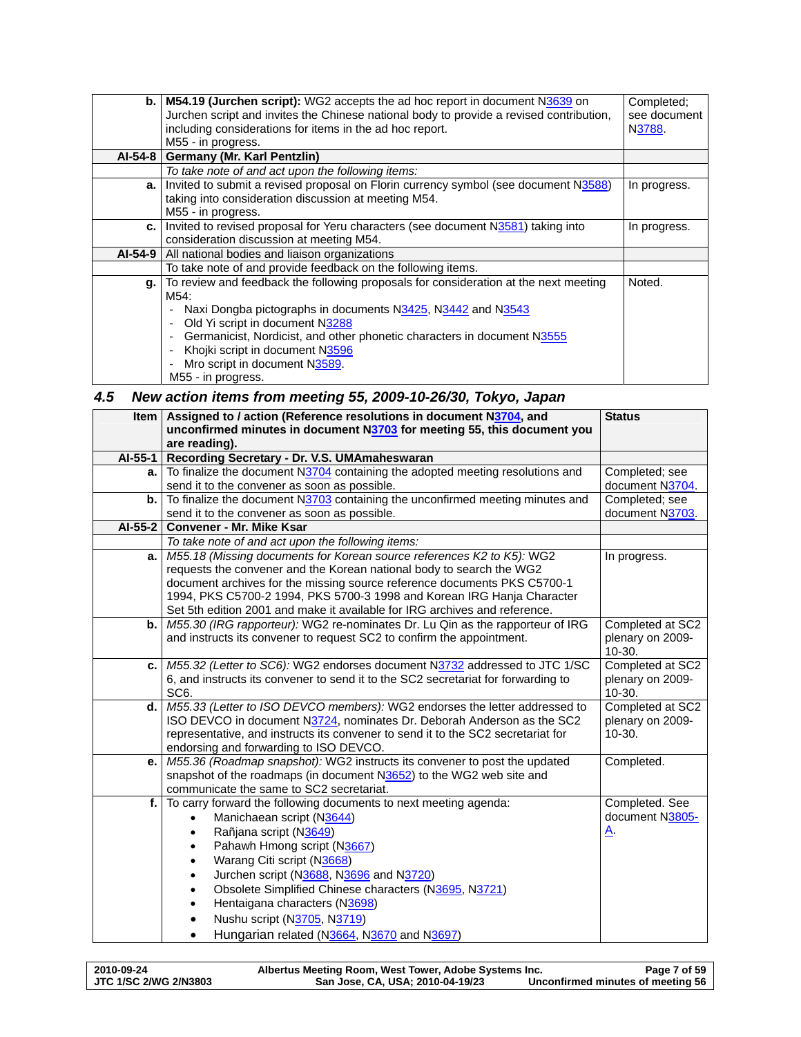| | | |
|---|---|---|
| **b.** | **M54.19 (Jurchen script):** WG2 accepts the ad hoc report in document N3639 on Jurchen script and invites the Chinese national body to provide a revised contribution, including considerations for items in the ad hoc report.<br>M55 - in progress. | Completed; see document N3788. |
| **AI-54-8** | **Germany (Mr. Karl Pentzlin)** | |
| | *To take note of and act upon the following items:* | |
| **a.** | Invited to submit a revised proposal on Florin currency symbol (see document N3588) taking into consideration discussion at meeting M54.<br>M55 - in progress. | In progress. |
| **c.** | Invited to revised proposal for Yeru characters (see document N3581) taking into consideration discussion at meeting M54. | In progress. |
| **AI-54-9** | All national bodies and liaison organizations | |
| | To take note of and provide feedback on the following items. | |
| **g.** | To review and feedback the following proposals for consideration at the next meeting M54:<br>- Naxi Dongba pictographs in documents N3425, N3442 and N3543<br>- Old Yi script in document N3288<br>- Germanicist, Nordicist, and other phonetic characters in document N3555<br>- Khojki script in document N3596<br>- Mro script in document N3589.<br>M55 - in progress. | Noted. |

### 4.5 New action items from meeting 55, 2009-10-26/30, Tokyo, Japan

| Item | Assigned to / action (Reference resolutions in document N3704, and unconfirmed minutes in document N3703 for meeting 55, this document you are reading). | Status |
|---|---|---|
| **AI-55-1** | **Recording Secretary - Dr. V.S. UMAmaheswaran** | |
| **a.** | To finalize the document N3704 containing the adopted meeting resolutions and send it to the convener as soon as possible. | Completed; see document N3704. |
| **b.** | To finalize the document N3703 containing the unconfirmed meeting minutes and send it to the convener as soon as possible. | Completed; see document N3703. |
| **AI-55-2** | **Convener - Mr. Mike Ksar** | |
| | *To take note of and act upon the following items:* | |
| **a.** | *M55.18 (Missing documents for Korean source references K2 to K5):* WG2 requests the convener and the Korean national body to search the WG2 document archives for the missing source reference documents PKS C5700-1 1994, PKS C5700-2 1994, PKS 5700-3 1998 and Korean IRG Hanja Character Set 5th edition 2001 and make it available for IRG archives and reference. | In progress. |
| **b.** | *M55.30 (IRG rapporteur):* WG2 re-nominates Dr. Lu Qin as the rapporteur of IRG and instructs its convener to request SC2 to confirm the appointment. | Completed at SC2 plenary on 2009-10-30. |
| **c.** | *M55.32 (Letter to SC6):* WG2 endorses document N3732 addressed to JTC 1/SC 6, and instructs its convener to send it to the SC2 secretariat for forwarding to SC6. | Completed at SC2 plenary on 2009-10-30. |
| **d.** | *M55.33 (Letter to ISO DEVCO members):* WG2 endorses the letter addressed to ISO DEVCO in document N3724, nominates Dr. Deborah Anderson as the SC2 representative, and instructs its convener to send it to the SC2 secretariat for endorsing and forwarding to ISO DEVCO. | Completed at SC2 plenary on 2009-10-30. |
| **e.** | *M55.36 (Roadmap snapshot):* WG2 instructs its convener to post the updated snapshot of the roadmaps (in document N3652) to the WG2 web site and communicate the same to SC2 secretariat. | Completed. |
| **f.** | To carry forward the following documents to next meeting agenda:<br>• Manichaean script (N3644)<br>• Rañjana script (N3649)<br>• Pahawh Hmong script (N3667)<br>• Warang Citi script (N3668)<br>• Jurchen script (N3688, N3696 and N3720)<br>• Obsolete Simplified Chinese characters (N3695, N3721)<br>• Hentaigana characters (N3698)<br>• Nushu script (N3705, N3719)<br>• Hungarian related (N3664, N3670 and N3697) | Completed. See document N3805-A. |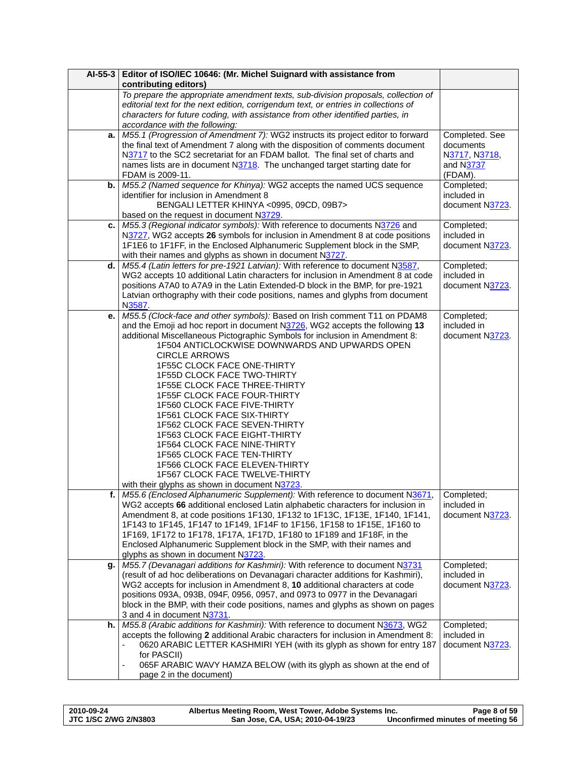| AI-55-3 | Editor of ISO/IEC 10646: (Mr. Michel Suignard with assistance from contributing editors) | |
|---|---|---|
| | *To prepare the appropriate amendment texts, sub-division proposals, collection of editorial text for the next edition, corrigendum text, or entries in collections of characters for future coding, with assistance from other identified parties, in accordance with the following:* | |
| **a.** | *M55.1 (Progression of Amendment 7):* WG2 instructs its project editor to forward the final text of Amendment 7 along with the disposition of comments document N3717 to the SC2 secretariat for an FDAM ballot. The final set of charts and names lists are in document N3718. The unchanged target starting date for FDAM is 2009-11. | Completed. See documents N3717, N3718, and N3737 (FDAM). |
| **b.** | *M55.2 (Named sequence for Khinya):* WG2 accepts the named UCS sequence identifier for inclusion in Amendment 8<br>BENGALI LETTER KHINYA <0995, 09CD, 09B7><br>based on the request in document N3729. | Completed; included in document N3723. |
| **c.** | *M55.3 (Regional indicator symbols):* With reference to documents N3726 and N3727, WG2 accepts **26** symbols for inclusion in Amendment 8 at code positions 1F1E6 to 1F1FF, in the Enclosed Alphanumeric Supplement block in the SMP, with their names and glyphs as shown in document N3727. | Completed; included in document N3723. |
| **d.** | *M55.4 (Latin letters for pre-1921 Latvian):* With reference to document N3587, WG2 accepts 10 additional Latin characters for inclusion in Amendment 8 at code positions A7A0 to A7A9 in the Latin Extended-D block in the BMP, for pre-1921 Latvian orthography with their code positions, names and glyphs from document N3587. | Completed; included in document N3723. |
| **e.** | *M55.5 (Clock-face and other symbols):* Based on Irish comment T11 on PDAM8 and the Emoji ad hoc report in document N3726, WG2 accepts the following **13** additional Miscellaneous Pictographic Symbols for inclusion in Amendment 8:<br>1F504 ANTICLOCKWISE DOWNWARDS AND UPWARDS OPEN CIRCLE ARROWS<br>1F55C CLOCK FACE ONE-THIRTY<br>1F55D CLOCK FACE TWO-THIRTY<br>1F55E CLOCK FACE THREE-THIRTY<br>1F55F CLOCK FACE FOUR-THIRTY<br>1F560 CLOCK FACE FIVE-THIRTY<br>1F561 CLOCK FACE SIX-THIRTY<br>1F562 CLOCK FACE SEVEN-THIRTY<br>1F563 CLOCK FACE EIGHT-THIRTY<br>1F564 CLOCK FACE NINE-THIRTY<br>1F565 CLOCK FACE TEN-THIRTY<br>1F566 CLOCK FACE ELEVEN-THIRTY<br>1F567 CLOCK FACE TWELVE-THIRTY<br>with their glyphs as shown in document N3723. | Completed; included in document N3723. |
| **f.** | *M55.6 (Enclosed Alphanumeric Supplement):* With reference to document N3671, WG2 accepts **66** additional enclosed Latin alphabetic characters for inclusion in Amendment 8, at code positions 1F130, 1F132 to 1F13C, 1F13E, 1F140, 1F141, 1F143 to 1F145, 1F147 to 1F149, 1F14F to 1F156, 1F158 to 1F15E, 1F160 to 1F169, 1F172 to 1F178, 1F17A, 1F17D, 1F180 to 1F189 and 1F18F, in the Enclosed Alphanumeric Supplement block in the SMP, with their names and glyphs as shown in document N3723. | Completed; included in document N3723. |
| **g.** | *M55.7 (Devanagari additions for Kashmiri):* With reference to document N3731 (result of ad hoc deliberations on Devanagari character additions for Kashmiri), WG2 accepts for inclusion in Amendment 8, **10** additional characters at code positions 093A, 093B, 094F, 0956, 0957, and 0973 to 0977 in the Devanagari block in the BMP, with their code positions, names and glyphs as shown on pages 3 and 4 in document N3731. | Completed; included in document N3723. |
| **h.** | *M55.8 (Arabic additions for Kashmiri):* With reference to document N3673, WG2 accepts the following **2** additional Arabic characters for inclusion in Amendment 8:<br>- 0620 ARABIC LETTER KASHMIRI YEH (with its glyph as shown for entry 187 for PASCII)<br>- 065F ARABIC WAVY HAMZA BELOW (with its glyph as shown at the end of page 2 in the document) | Completed; included in document N3723. |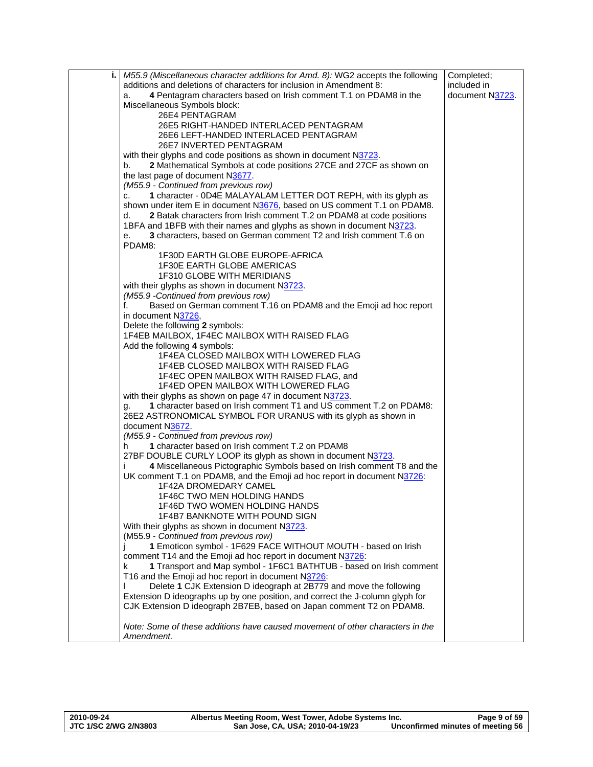| | | |
|---|---|---|
| **i.** | *M55.9 (Miscellaneous character additions for Amd. 8):* WG2 accepts the following additions and deletions of characters for inclusion in Amendment 8:<br>a. **4** Pentagram characters based on Irish comment T.1 on PDAM8 in the Miscellaneous Symbols block:<br>26E4 PENTAGRAM<br>26E5 RIGHT-HANDED INTERLACED PENTAGRAM<br>26E6 LEFT-HANDED INTERLACED PENTAGRAM<br>26E7 INVERTED PENTAGRAM<br>with their glyphs and code positions as shown in document N3723.<br>b. **2** Mathematical Symbols at code positions 27CE and 27CF as shown on the last page of document N3677.<br>*(M55.9 - Continued from previous row)*<br>c. **1** character - 0D4E MALAYALAM LETTER DOT REPH, with its glyph as shown under item E in document N3676, based on US comment T.1 on PDAM8.<br>d. **2** Batak characters from Irish comment T.2 on PDAM8 at code positions 1BFA and 1BFB with their names and glyphs as shown in document N3723.<br>e. **3** characters, based on German comment T2 and Irish comment T.6 on PDAM8:<br>1F30D EARTH GLOBE EUROPE-AFRICA<br>1F30E EARTH GLOBE AMERICAS<br>1F310 GLOBE WITH MERIDIANS<br>with their glyphs as shown in document N3723.<br>*(M55.9 -Continued from previous row)*<br>f. Based on German comment T.16 on PDAM8 and the Emoji ad hoc report in document N3726,<br>Delete the following **2** symbols:<br>1F4EB MAILBOX, 1F4EC MAILBOX WITH RAISED FLAG<br>Add the following **4** symbols:<br>1F4EA CLOSED MAILBOX WITH LOWERED FLAG<br>1F4EB CLOSED MAILBOX WITH RAISED FLAG<br>1F4EC OPEN MAILBOX WITH RAISED FLAG, and<br>1F4ED OPEN MAILBOX WITH LOWERED FLAG<br>with their glyphs as shown on page 47 in document N3723.<br>g. **1** character based on Irish comment T1 and US comment T.2 on PDAM8: 26E2 ASTRONOMICAL SYMBOL FOR URANUS with its glyph as shown in document N3672.<br>*(M55.9 - Continued from previous row)*<br>h **1** character based on Irish comment T.2 on PDAM8<br>27BF DOUBLE CURLY LOOP its glyph as shown in document N3723.<br>i **4** Miscellaneous Pictographic Symbols based on Irish comment T8 and the UK comment T.1 on PDAM8, and the Emoji ad hoc report in document N3726:<br>1F42A DROMEDARY CAMEL<br>1F46C TWO MEN HOLDING HANDS<br>1F46D TWO WOMEN HOLDING HANDS<br>1F4B7 BANKNOTE WITH POUND SIGN<br>With their glyphs as shown in document N3723.<br>(M55.9 - *Continued from previous row)*<br>j **1** Emoticon symbol - 1F629 FACE WITHOUT MOUTH - based on Irish comment T14 and the Emoji ad hoc report in document N3726:<br>k **1** Transport and Map symbol - 1F6C1 BATHTUB - based on Irish comment T16 and the Emoji ad hoc report in document N3726:<br>l Delete **1** CJK Extension D ideograph at 2B779 and move the following Extension D ideographs up by one position, and correct the J-column glyph for CJK Extension D ideograph 2B7EB, based on Japan comment T2 on PDAM8.<br><br>*Note: Some of these additions have caused movement of other characters in the Amendment.* | Completed; included in document N3723. |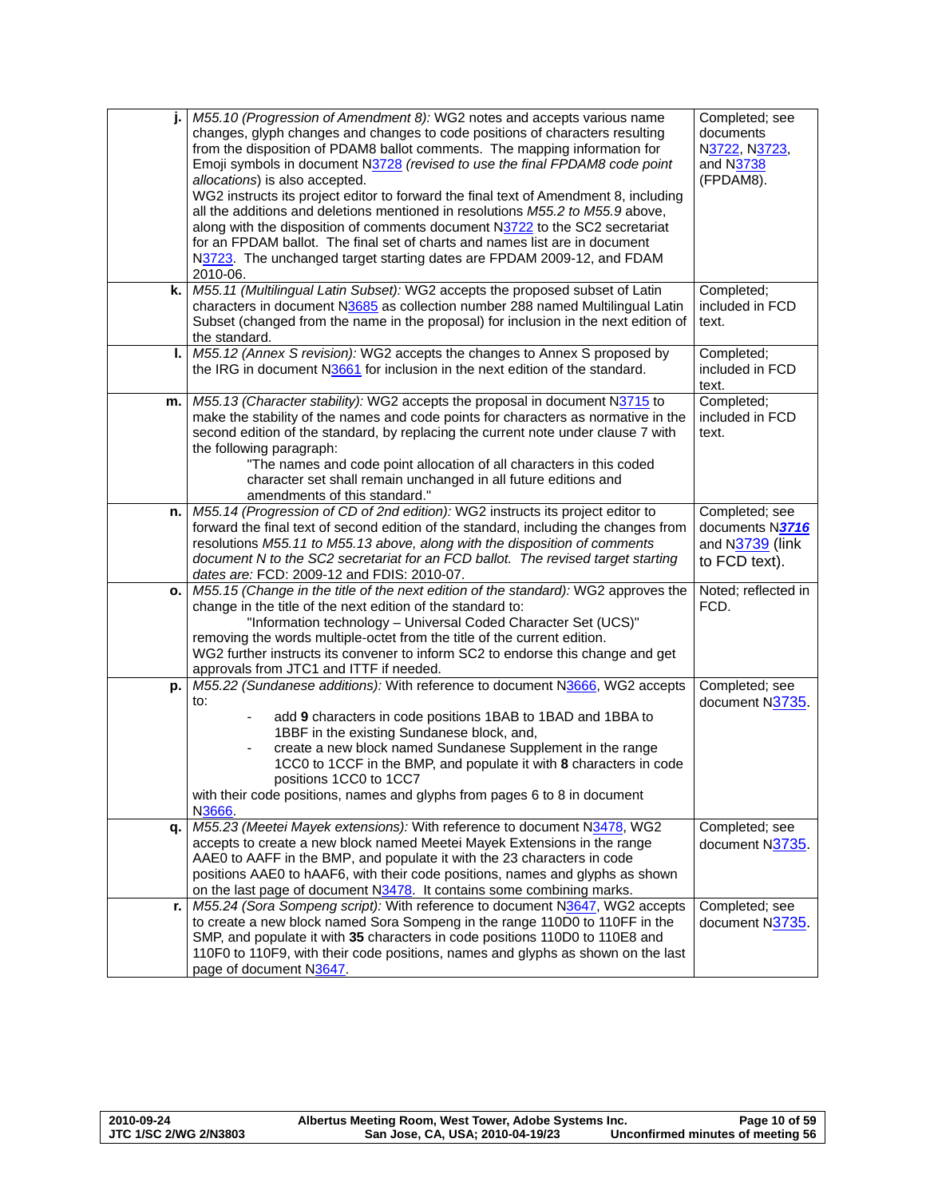| | | |
|---|---|---|
| **j.** | *M55.10 (Progression of Amendment 8):* WG2 notes and accepts various name changes, glyph changes and changes to code positions of characters resulting from the disposition of PDAM8 ballot comments. The mapping information for Emoji symbols in document N3728 *(revised to use the final FPDAM8 code point allocations*) is also accepted.<br>WG2 instructs its project editor to forward the final text of Amendment 8, including all the additions and deletions mentioned in resolutions *M55.2 to M55.9* above, along with the disposition of comments document N3722 to the SC2 secretariat for an FPDAM ballot. The final set of charts and names list are in document N3723. The unchanged target starting dates are FPDAM 2009-12, and FDAM 2010-06. | Completed; see documents N3722, N3723, and N3738 (FPDAM8). |
| **k.** | *M55.11 (Multilingual Latin Subset):* WG2 accepts the proposed subset of Latin characters in document N3685 as collection number 288 named Multilingual Latin Subset (changed from the name in the proposal) for inclusion in the next edition of the standard. | Completed; included in FCD text. |
| **l.** | *M55.12 (Annex S revision):* WG2 accepts the changes to Annex S proposed by the IRG in document N3661 for inclusion in the next edition of the standard. | Completed; included in FCD text. |
| **m.** | *M55.13 (Character stability):* WG2 accepts the proposal in document N3715 to make the stability of the names and code points for characters as normative in the second edition of the standard, by replacing the current note under clause 7 with the following paragraph:<br>"The names and code point allocation of all characters in this coded character set shall remain unchanged in all future editions and amendments of this standard." | Completed; included in FCD text. |
| **n.** | *M55.14 (Progression of CD of 2nd edition):* WG2 instructs its project editor to forward the final text of second edition of the standard, including the changes from resolutions *M55.11 to M55.13 above, along with the disposition of comments document N to the SC2 secretariat for an FCD ballot. The revised target starting dates are:* FCD: 2009-12 and FDIS: 2010-07. | Completed; see documents N***3716*** and N3739 (link to FCD text). |
| **o.** | *M55.15 (Change in the title of the next edition of the standard):* WG2 approves the change in the title of the next edition of the standard to:<br>"Information technology – Universal Coded Character Set (UCS)"<br>removing the words multiple-octet from the title of the current edition.<br>WG2 further instructs its convener to inform SC2 to endorse this change and get approvals from JTC1 and ITTF if needed. | Noted; reflected in FCD. |
| **p.** | *M55.22 (Sundanese additions):* With reference to document N3666, WG2 accepts to:<br>- add **9** characters in code positions 1BAB to 1BAD and 1BBA to 1BBF in the existing Sundanese block, and,<br>- create a new block named Sundanese Supplement in the range 1CC0 to 1CCF in the BMP, and populate it with **8** characters in code positions 1CC0 to 1CC7<br>with their code positions, names and glyphs from pages 6 to 8 in document N3666. | Completed; see document N3735. |
| **q.** | *M55.23 (Meetei Mayek extensions):* With reference to document N3478, WG2 accepts to create a new block named Meetei Mayek Extensions in the range AAE0 to AAFF in the BMP, and populate it with the 23 characters in code positions AAE0 to hAAF6, with their code positions, names and glyphs as shown on the last page of document N3478. It contains some combining marks. | Completed; see document N3735. |
| **r.** | *M55.24 (Sora Sompeng script):* With reference to document N3647, WG2 accepts to create a new block named Sora Sompeng in the range 110D0 to 110FF in the SMP, and populate it with **35** characters in code positions 110D0 to 110E8 and 110F0 to 110F9, with their code positions, names and glyphs as shown on the last page of document N3647. | Completed; see document N3735. |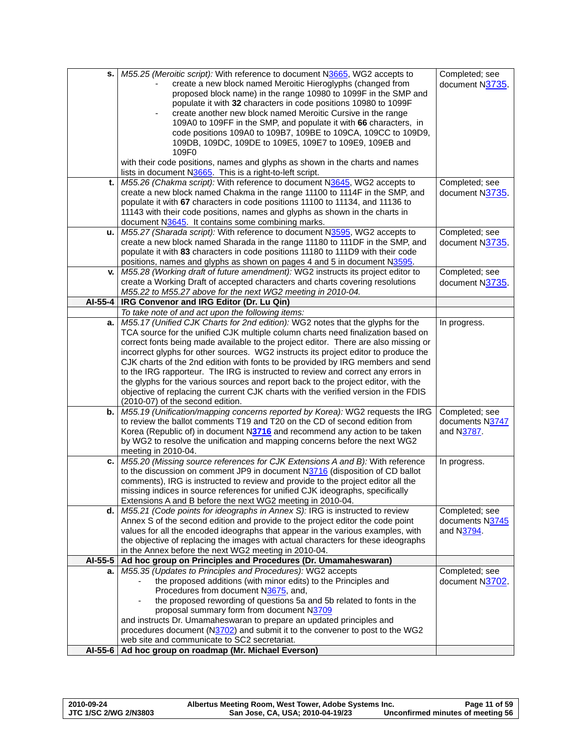| | | |
|---|---|---|
| **s.** | *M55.25 (Meroitic script):* With reference to document N3665, WG2 accepts to<br>- create a new block named Meroitic Hieroglyphs (changed from proposed block name) in the range 10980 to 1099F in the SMP and populate it with **32** characters in code positions 10980 to 1099F<br>- create another new block named Meroitic Cursive in the range 109A0 to 109FF in the SMP, and populate it with **66** characters, in code positions 109A0 to 109B7, 109BE to 109CA, 109CC to 109D9, 109DB, 109DC, 109DE to 109E5, 109E7 to 109E9, 109EB and 109F0<br><br>with their code positions, names and glyphs as shown in the charts and names lists in document N3665. This is a right-to-left script. | Completed; see document N3735. |
| **t.** | *M55.26 (Chakma script):* With reference to document N3645, WG2 accepts to create a new block named Chakma in the range 11100 to 1114F in the SMP, and populate it with **67** characters in code positions 11100 to 11134, and 11136 to 11143 with their code positions, names and glyphs as shown in the charts in document N3645. It contains some combining marks. | Completed; see document N3735. |
| **u.** | *M55.27 (Sharada script):* With reference to document N3595, WG2 accepts to create a new block named Sharada in the range 11180 to 111DF in the SMP, and populate it with **83** characters in code positions 11180 to 111D9 with their code positions, names and glyphs as shown on pages 4 and 5 in document N3595. | Completed; see document N3735. |
| **v.** | *M55.28 (Working draft of future amendment):* WG2 instructs its project editor to create a Working Draft of accepted characters and charts covering resolutions *M55.22 to M55.27 above for the next WG2 meeting in 2010-04.* | Completed; see document N3735. |
| **AI-55-4** | **IRG Convenor and IRG Editor (Dr. Lu Qin)** | |
| | *To take note of and act upon the following items:* | |
| **a.** | *M55.17 (Unified CJK Charts for 2nd edition):* WG2 notes that the glyphs for the TCA source for the unified CJK multiple column charts need finalization based on correct fonts being made available to the project editor. There are also missing or incorrect glyphs for other sources. WG2 instructs its project editor to produce the CJK charts of the 2nd edition with fonts to be provided by IRG members and send to the IRG rapporteur. The IRG is instructed to review and correct any errors in the glyphs for the various sources and report back to the project editor, with the objective of replacing the current CJK charts with the verified version in the FDIS (2010-07) of the second edition. | In progress. |
| **b.** | *M55.19 (Unification/mapping concerns reported by Korea):* WG2 requests the IRG to review the ballot comments T19 and T20 on the CD of second edition from Korea (Republic of) in document N**3716** and recommend any action to be taken by WG2 to resolve the unification and mapping concerns before the next WG2 meeting in 2010-04. | Completed; see documents N3747 and N3787. |
| **c.** | *M55.20 (Missing source references for CJK Extensions A and B):* With reference to the discussion on comment JP9 in document N3716 (disposition of CD ballot comments), IRG is instructed to review and provide to the project editor all the missing indices in source references for unified CJK ideographs, specifically Extensions A and B before the next WG2 meeting in 2010-04. | In progress. |
| **d.** | *M55.21 (Code points for ideographs in Annex S):* IRG is instructed to review Annex S of the second edition and provide to the project editor the code point values for all the encoded ideographs that appear in the various examples, with the objective of replacing the images with actual characters for these ideographs in the Annex before the next WG2 meeting in 2010-04. | Completed; see documents N3745 and N3794. |
| **AI-55-5** | **Ad hoc group on Principles and Procedures (Dr. Umamaheswaran)** | |
| **a.** | *M55.35 (Updates to Principles and Procedures):* WG2 accepts<br>- the proposed additions (with minor edits) to the Principles and Procedures from document N3675, and,<br>- the proposed rewording of questions 5a and 5b related to fonts in the proposal summary form from document N3709<br><br>and instructs Dr. Umamaheswaran to prepare an updated principles and procedures document (N3702) and submit it to the convener to post to the WG2 web site and communicate to SC2 secretariat. | Completed; see document N3702. |
| **AI-55-6** | **Ad hoc group on roadmap (Mr. Michael Everson)** | |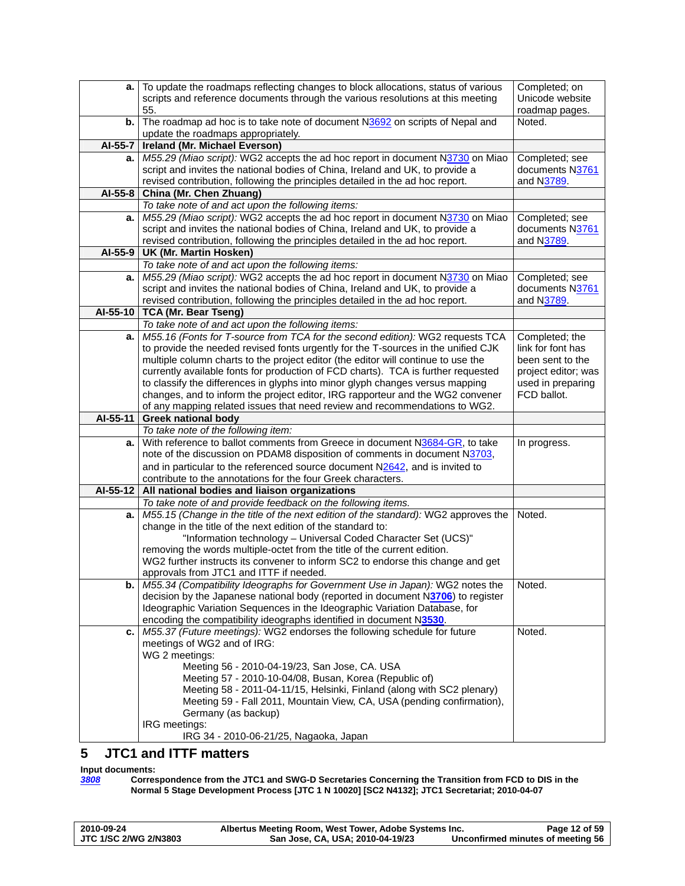| | | |
|---|---|---|
| **a.** | To update the roadmaps reflecting changes to block allocations, status of various scripts and reference documents through the various resolutions at this meeting 55. | Completed; on Unicode website roadmap pages. |
| **b.** | The roadmap ad hoc is to take note of document N3692 on scripts of Nepal and update the roadmaps appropriately. | Noted. |
| **AI-55-7** | **Ireland (Mr. Michael Everson)** | |
| **a.** | *M55.29 (Miao script):* WG2 accepts the ad hoc report in document N3730 on Miao script and invites the national bodies of China, Ireland and UK, to provide a revised contribution, following the principles detailed in the ad hoc report. | Completed; see documents N3761 and N3789. |
| **AI-55-8** | **China (Mr. Chen Zhuang)** | |
| | *To take note of and act upon the following items:* | |
| **a.** | *M55.29 (Miao script):* WG2 accepts the ad hoc report in document N3730 on Miao script and invites the national bodies of China, Ireland and UK, to provide a revised contribution, following the principles detailed in the ad hoc report. | Completed; see documents N3761 and N3789. |
| **AI-55-9** | **UK (Mr. Martin Hosken)** | |
| | *To take note of and act upon the following items:* | |
| **a.** | *M55.29 (Miao script):* WG2 accepts the ad hoc report in document N3730 on Miao script and invites the national bodies of China, Ireland and UK, to provide a revised contribution, following the principles detailed in the ad hoc report. | Completed; see documents N3761 and N3789. |
| **AI-55-10** | **TCA (Mr. Bear Tseng)** | |
| | *To take note of and act upon the following items:* | |
| **a.** | *M55.16 (Fonts for T-source from TCA for the second edition):* WG2 requests TCA to provide the needed revised fonts urgently for the T-sources in the unified CJK multiple column charts to the project editor (the editor will continue to use the currently available fonts for production of FCD charts). TCA is further requested to classify the differences in glyphs into minor glyph changes versus mapping changes, and to inform the project editor, IRG rapporteur and the WG2 convener of any mapping related issues that need review and recommendations to WG2. | Completed; the link for font has been sent to the project editor; was used in preparing FCD ballot. |
| **AI-55-11** | **Greek national body** | |
| | *To take note of the following item:* | |
| **a.** | With reference to ballot comments from Greece in document N3684-GR, to take note of the discussion on PDAM8 disposition of comments in document N3703, and in particular to the referenced source document N2642, and is invited to contribute to the annotations for the four Greek characters. | In progress. |
| **AI-55-12** | **All national bodies and liaison organizations** | |
| | *To take note of and provide feedback on the following items.* | |
| **a.** | *M55.15 (Change in the title of the next edition of the standard):* WG2 approves the change in the title of the next edition of the standard to:<br>"Information technology – Universal Coded Character Set (UCS)"<br>removing the words multiple-octet from the title of the current edition.<br>WG2 further instructs its convener to inform SC2 to endorse this change and get approvals from JTC1 and ITTF if needed. | Noted. |
| **b.** | *M55.34 (Compatibility Ideographs for Government Use in Japan):* WG2 notes the decision by the Japanese national body (reported in document N**3706**) to register Ideographic Variation Sequences in the Ideographic Variation Database, for encoding the compatibility ideographs identified in document N**3530**. | Noted. |
| **c.** | *M55.37 (Future meetings):* WG2 endorses the following schedule for future meetings of WG2 and of IRG:<br>WG 2 meetings:<br>Meeting 56 - 2010-04-19/23, San Jose, CA. USA<br>Meeting 57 - 2010-10-04/08, Busan, Korea (Republic of)<br>Meeting 58 - 2011-04-11/15, Helsinki, Finland (along with SC2 plenary)<br>Meeting 59 - Fall 2011, Mountain View, CA, USA (pending confirmation), Germany (as backup)<br>IRG meetings:<br>IRG 34 - 2010-06-21/25, Nagaoka, Japan | Noted. |

## 5 JTC1 and ITTF matters

**Input documents:**

*3808* **Correspondence from the JTC1 and SWG-D Secretaries Concerning the Transition from FCD to DIS in the Normal 5 Stage Development Process [JTC 1 N 10020] [SC2 N4132]; JTC1 Secretariat; 2010-04-07**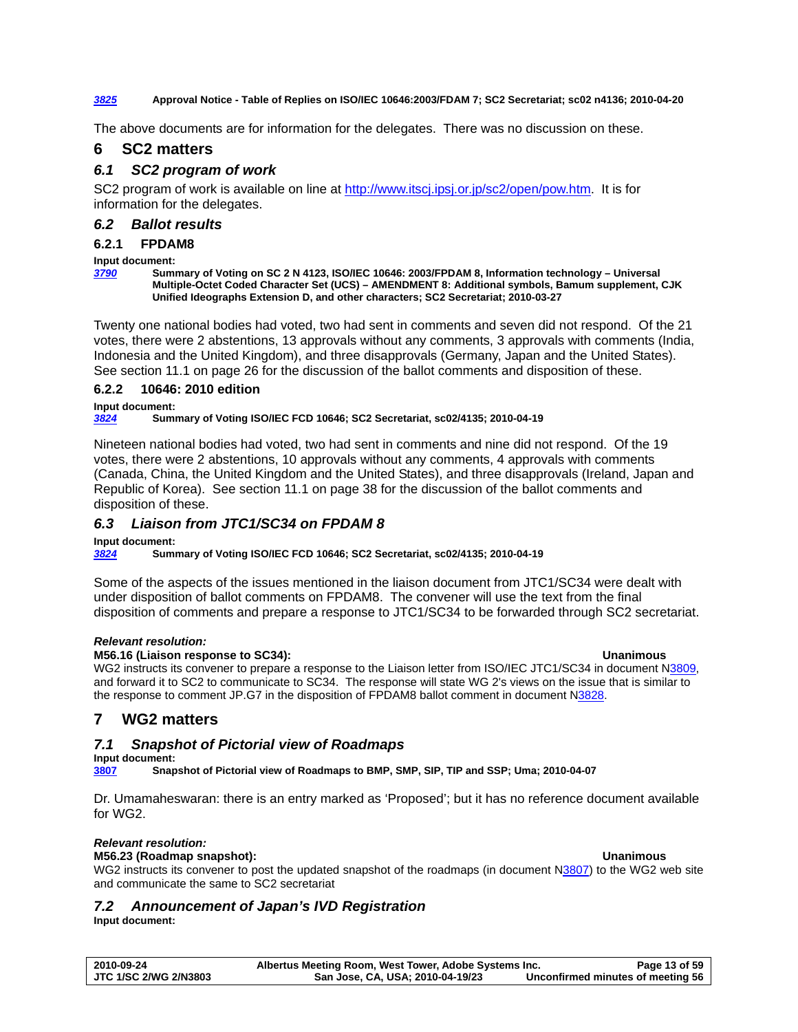*[3825](#)* **Approval Notice - Table of Replies on ISO/IEC 10646:2003/FDAM 7; SC2 Secretariat; sc02 n4136; 2010-04-20**

The above documents are for information for the delegates. There was no discussion on these.

# 6 SC2 matters

## *6.1 SC2 program of work*

SC2 program of work is available on line at http://www.itscj.ipsj.or.jp/sc2/open/pow.htm. It is for information for the delegates.

## *6.2 Ballot results*

### 6.2.1 FPDAM8

**Input document:**

*[3790](#)* **Summary of Voting on SC 2 N 4123, ISO/IEC 10646: 2003/FPDAM 8, Information technology – Universal Multiple-Octet Coded Character Set (UCS) – AMENDMENT 8: Additional symbols, Bamum supplement, CJK Unified Ideographs Extension D, and other characters; SC2 Secretariat; 2010-03-27**

Twenty one national bodies had voted, two had sent in comments and seven did not respond. Of the 21 votes, there were 2 abstentions, 13 approvals without any comments, 3 approvals with comments (India, Indonesia and the United Kingdom), and three disapprovals (Germany, Japan and the United States). See section 11.1 on page 26 for the discussion of the ballot comments and disposition of these.

### 6.2.2 10646: 2010 edition

**Input document:**

*[3824](#)* **Summary of Voting ISO/IEC FCD 10646; SC2 Secretariat, sc02/4135; 2010-04-19**

Nineteen national bodies had voted, two had sent in comments and nine did not respond. Of the 19 votes, there were 2 abstentions, 10 approvals without any comments, 4 approvals with comments (Canada, China, the United Kingdom and the United States), and three disapprovals (Ireland, Japan and Republic of Korea). See section 11.1 on page 38 for the discussion of the ballot comments and disposition of these.

## *6.3 Liaison from JTC1/SC34 on FPDAM 8*

**Input document:**

*[3824](#)* **Summary of Voting ISO/IEC FCD 10646; SC2 Secretariat, sc02/4135; 2010-04-19**

Some of the aspects of the issues mentioned in the liaison document from JTC1/SC34 were dealt with under disposition of ballot comments on FPDAM8. The convener will use the text from the final disposition of comments and prepare a response to JTC1/SC34 to be forwarded through SC2 secretariat.

***Relevant resolution:***

**M56.16 (Liaison response to SC34): Unanimous**

WG2 instructs its convener to prepare a response to the Liaison letter from ISO/IEC JTC1/SC34 in document N3809, and forward it to SC2 to communicate to SC34. The response will state WG 2's views on the issue that is similar to the response to comment JP.G7 in the disposition of FPDAM8 ballot comment in document N3828.

# 7 WG2 matters

## *7.1 Snapshot of Pictorial view of Roadmaps*

**Input document:**

[3807](#) **Snapshot of Pictorial view of Roadmaps to BMP, SMP, SIP, TIP and SSP; Uma; 2010-04-07**

Dr. Umamaheswaran: there is an entry marked as 'Proposed'; but it has no reference document available for WG2.

***Relevant resolution:***

**M56.23 (Roadmap snapshot): Unanimous**

WG2 instructs its convener to post the updated snapshot of the roadmaps (in document N3807) to the WG2 web site and communicate the same to SC2 secretariat

## *7.2 Announcement of Japan's IVD Registration*

**Input document:**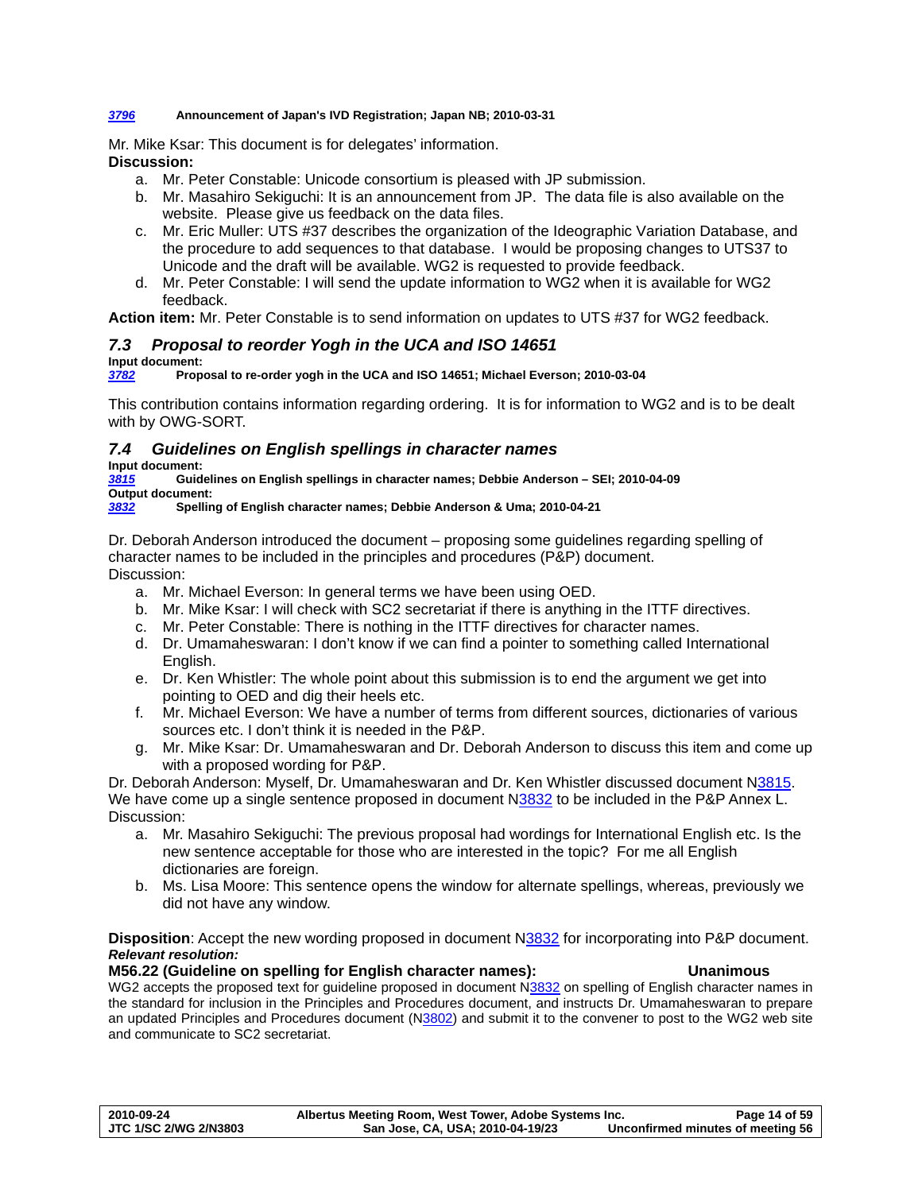*3796* **Announcement of Japan's IVD Registration; Japan NB; 2010-03-31**

Mr. Mike Ksar: This document is for delegates' information.

**Discussion:**

a. Mr. Peter Constable: Unicode consortium is pleased with JP submission.
b. Mr. Masahiro Sekiguchi: It is an announcement from JP. The data file is also available on the website. Please give us feedback on the data files.
c. Mr. Eric Muller: UTS #37 describes the organization of the Ideographic Variation Database, and the procedure to add sequences to that database. I would be proposing changes to UTS37 to Unicode and the draft will be available. WG2 is requested to provide feedback.
d. Mr. Peter Constable: I will send the update information to WG2 when it is available for WG2 feedback.

**Action item:** Mr. Peter Constable is to send information on updates to UTS #37 for WG2 feedback.

## 7.3 Proposal to reorder Yogh in the UCA and ISO 14651

**Input document:**

*3782* **Proposal to re-order yogh in the UCA and ISO 14651; Michael Everson; 2010-03-04**

This contribution contains information regarding ordering. It is for information to WG2 and is to be dealt with by OWG-SORT.

## 7.4 Guidelines on English spellings in character names

**Input document:**

*3815* **Guidelines on English spellings in character names; Debbie Anderson – SEI; 2010-04-09**

**Output document:**

*3832* **Spelling of English character names; Debbie Anderson & Uma; 2010-04-21**

Dr. Deborah Anderson introduced the document – proposing some guidelines regarding spelling of character names to be included in the principles and procedures (P&P) document.

Discussion:

a. Mr. Michael Everson: In general terms we have been using OED.
b. Mr. Mike Ksar: I will check with SC2 secretariat if there is anything in the ITTF directives.
c. Mr. Peter Constable: There is nothing in the ITTF directives for character names.
d. Dr. Umamaheswaran: I don't know if we can find a pointer to something called International English.
e. Dr. Ken Whistler: The whole point about this submission is to end the argument we get into pointing to OED and dig their heels etc.
f. Mr. Michael Everson: We have a number of terms from different sources, dictionaries of various sources etc. I don't think it is needed in the P&P.
g. Mr. Mike Ksar: Dr. Umamaheswaran and Dr. Deborah Anderson to discuss this item and come up with a proposed wording for P&P.

Dr. Deborah Anderson: Myself, Dr. Umamaheswaran and Dr. Ken Whistler discussed document N3815. We have come up a single sentence proposed in document N3832 to be included in the P&P Annex L.

Discussion:

a. Mr. Masahiro Sekiguchi: The previous proposal had wordings for International English etc. Is the new sentence acceptable for those who are interested in the topic? For me all English dictionaries are foreign.
b. Ms. Lisa Moore: This sentence opens the window for alternate spellings, whereas, previously we did not have any window.

**Disposition**: Accept the new wording proposed in document N3832 for incorporating into P&P document.

***Relevant resolution:***

**M56.22 (Guideline on spelling for English character names): Unanimous**

WG2 accepts the proposed text for guideline proposed in document N3832 on spelling of English character names in the standard for inclusion in the Principles and Procedures document, and instructs Dr. Umamaheswaran to prepare an updated Principles and Procedures document (N3802) and submit it to the convener to post to the WG2 web site and communicate to SC2 secretariat.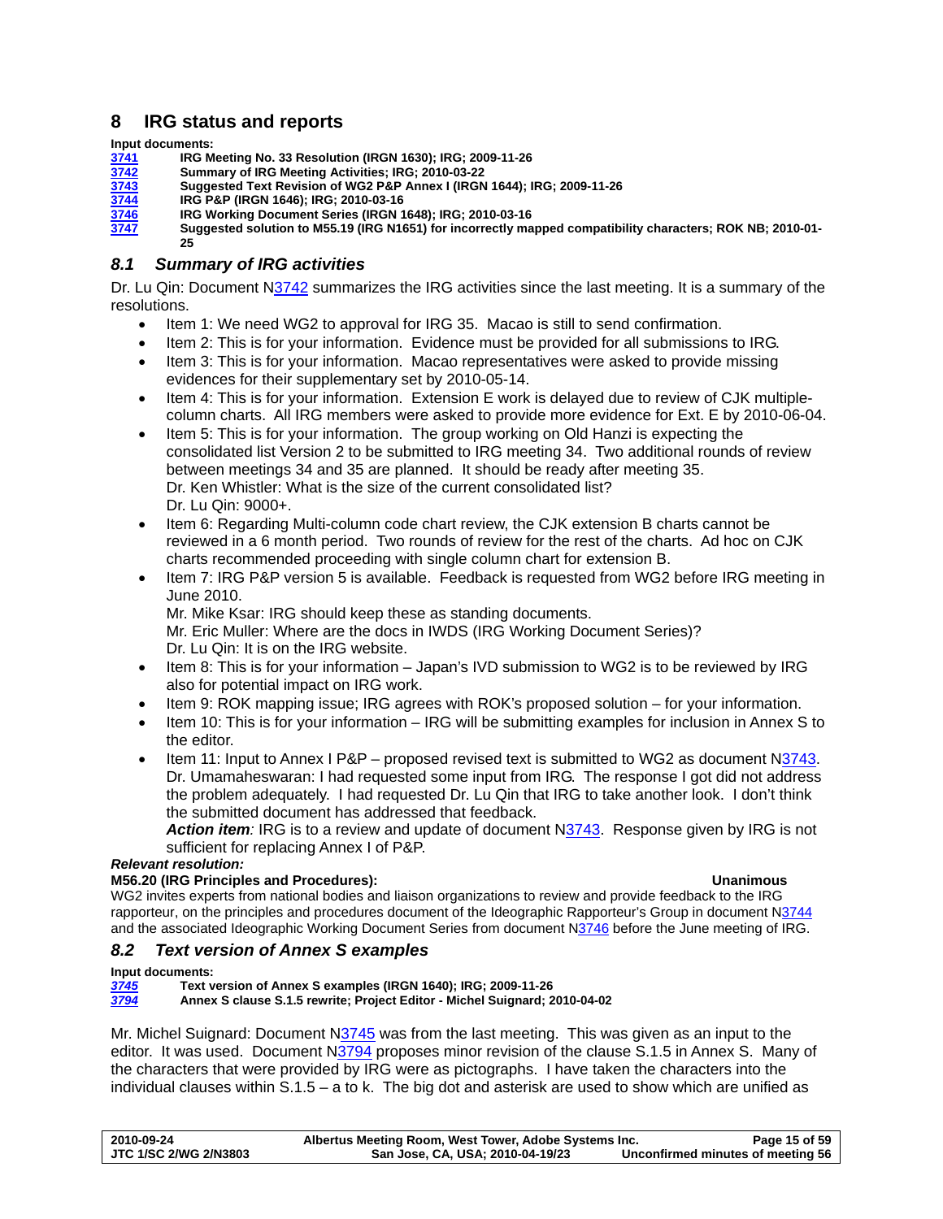# 8 IRG status and reports

**Input documents:**

| | |
|---|---|
| **3741** | **IRG Meeting No. 33 Resolution (IRGN 1630); IRG; 2009-11-26** |
| **3742** | **Summary of IRG Meeting Activities; IRG; 2010-03-22** |
| **3743** | **Suggested Text Revision of WG2 P&P Annex I (IRGN 1644); IRG; 2009-11-26** |
| **3744** | **IRG P&P (IRGN 1646); IRG; 2010-03-16** |
| **3746** | **IRG Working Document Series (IRGN 1648); IRG; 2010-03-16** |
| **3747** | **Suggested solution to M55.19 (IRG N1651) for incorrectly mapped compatibility characters; ROK NB; 2010-01-25** |

## *8.1 Summary of IRG activities*

Dr. Lu Qin: Document N3742 summarizes the IRG activities since the last meeting. It is a summary of the resolutions.

- Item 1: We need WG2 to approval for IRG 35. Macao is still to send confirmation.
- Item 2: This is for your information. Evidence must be provided for all submissions to IRG.
- Item 3: This is for your information. Macao representatives were asked to provide missing evidences for their supplementary set by 2010-05-14.
- Item 4: This is for your information. Extension E work is delayed due to review of CJK multiple-column charts. All IRG members were asked to provide more evidence for Ext. E by 2010-06-04.
- Item 5: This is for your information. The group working on Old Hanzi is expecting the consolidated list Version 2 to be submitted to IRG meeting 34. Two additional rounds of review between meetings 34 and 35 are planned. It should be ready after meeting 35.  
  Dr. Ken Whistler: What is the size of the current consolidated list?  
  Dr. Lu Qin: 9000+.
- Item 6: Regarding Multi-column code chart review, the CJK extension B charts cannot be reviewed in a 6 month period. Two rounds of review for the rest of the charts. Ad hoc on CJK charts recommended proceeding with single column chart for extension B.
- Item 7: IRG P&P version 5 is available. Feedback is requested from WG2 before IRG meeting in June 2010.  
  Mr. Mike Ksar: IRG should keep these as standing documents.  
  Mr. Eric Muller: Where are the docs in IWDS (IRG Working Document Series)?  
  Dr. Lu Qin: It is on the IRG website.
- Item 8: This is for your information – Japan's IVD submission to WG2 is to be reviewed by IRG also for potential impact on IRG work.
- Item 9: ROK mapping issue; IRG agrees with ROK's proposed solution – for your information.
- Item 10: This is for your information – IRG will be submitting examples for inclusion in Annex S to the editor.
- Item 11: Input to Annex I P&P – proposed revised text is submitted to WG2 as document N3743.  
  Dr. Umamaheswaran: I had requested some input from IRG. The response I got did not address the problem adequately. I had requested Dr. Lu Qin that IRG to take another look. I don't think the submitted document has addressed that feedback.  
  ***Action item**:* IRG is to a review and update of document N3743. Response given by IRG is not sufficient for replacing Annex I of P&P.

***Relevant resolution:***

**M56.20 (IRG Principles and Procedures): Unanimous**

WG2 invites experts from national bodies and liaison organizations to review and provide feedback to the IRG rapporteur, on the principles and procedures document of the Ideographic Rapporteur's Group in document N3744 and the associated Ideographic Working Document Series from document N3746 before the June meeting of IRG.

## *8.2 Text version of Annex S examples*

**Input documents:**

| | |
|---|---|
| ***3745*** | **Text version of Annex S examples (IRGN 1640); IRG; 2009-11-26** |
| ***3794*** | **Annex S clause S.1.5 rewrite; Project Editor - Michel Suignard; 2010-04-02** |

Mr. Michel Suignard: Document N3745 was from the last meeting. This was given as an input to the editor. It was used. Document N3794 proposes minor revision of the clause S.1.5 in Annex S. Many of the characters that were provided by IRG were as pictographs. I have taken the characters into the individual clauses within S.1.5 – a to k. The big dot and asterisk are used to show which are unified as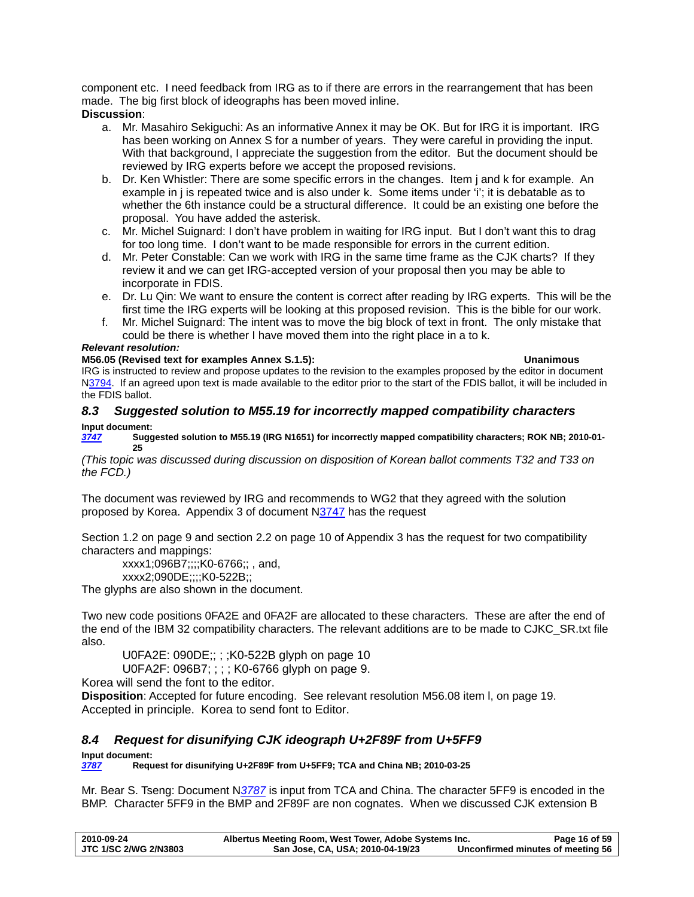component etc. I need feedback from IRG as to if there are errors in the rearrangement that has been made. The big first block of ideographs has been moved inline.

**Discussion**:

a. Mr. Masahiro Sekiguchi: As an informative Annex it may be OK. But for IRG it is important. IRG has been working on Annex S for a number of years. They were careful in providing the input. With that background, I appreciate the suggestion from the editor. But the document should be reviewed by IRG experts before we accept the proposed revisions.

b. Dr. Ken Whistler: There are some specific errors in the changes. Item j and k for example. An example in j is repeated twice and is also under k. Some items under 'i'; it is debatable as to whether the 6th instance could be a structural difference. It could be an existing one before the proposal. You have added the asterisk.

c. Mr. Michel Suignard: I don't have problem in waiting for IRG input. But I don't want this to drag for too long time. I don't want to be made responsible for errors in the current edition.

d. Mr. Peter Constable: Can we work with IRG in the same time frame as the CJK charts? If they review it and we can get IRG-accepted version of your proposal then you may be able to incorporate in FDIS.

e. Dr. Lu Qin: We want to ensure the content is correct after reading by IRG experts. This will be the first time the IRG experts will be looking at this proposed revision. This is the bible for our work.

f. Mr. Michel Suignard: The intent was to move the big block of text in front. The only mistake that could be there is whether I have moved them into the right place in a to k.

***Relevant resolution:***

**M56.05 (Revised text for examples Annex S.1.5):** **Unanimous**

IRG is instructed to review and propose updates to the revision to the examples proposed by the editor in document N3794. If an agreed upon text is made available to the editor prior to the start of the FDIS ballot, it will be included in the FDIS ballot.

### *8.3 Suggested solution to M55.19 for incorrectly mapped compatibility characters*

**Input document:**

*3747* **Suggested solution to M55.19 (IRG N1651) for incorrectly mapped compatibility characters; ROK NB; 2010-01-25**

*(This topic was discussed during discussion on disposition of Korean ballot comments T32 and T33 on the FCD.)*

The document was reviewed by IRG and recommends to WG2 that they agreed with the solution proposed by Korea. Appendix 3 of document N3747 has the request

Section 1.2 on page 9 and section 2.2 on page 10 of Appendix 3 has the request for two compatibility characters and mappings:

xxxx1;096B7;;;;K0-6766;; , and,
xxxx2;090DE;;;;K0-522B;;

The glyphs are also shown in the document.

Two new code positions 0FA2E and 0FA2F are allocated to these characters. These are after the end of the end of the IBM 32 compatibility characters. The relevant additions are to be made to CJKC_SR.txt file also.

U0FA2E: 090DE;; ; ;K0-522B glyph on page 10
U0FA2F: 096B7; ; ; ; K0-6766 glyph on page 9.

Korea will send the font to the editor.

**Disposition**: Accepted for future encoding. See relevant resolution M56.08 item l, on page 19. Accepted in principle. Korea to send font to Editor.

### *8.4 Request for disunifying CJK ideograph U+2F89F from U+5FF9*

**Input document:**

*3787* **Request for disunifying U+2F89F from U+5FF9; TCA and China NB; 2010-03-25**

Mr. Bear S. Tseng: Document N*3787* is input from TCA and China. The character 5FF9 is encoded in the BMP. Character 5FF9 in the BMP and 2F89F are non cognates. When we discussed CJK extension B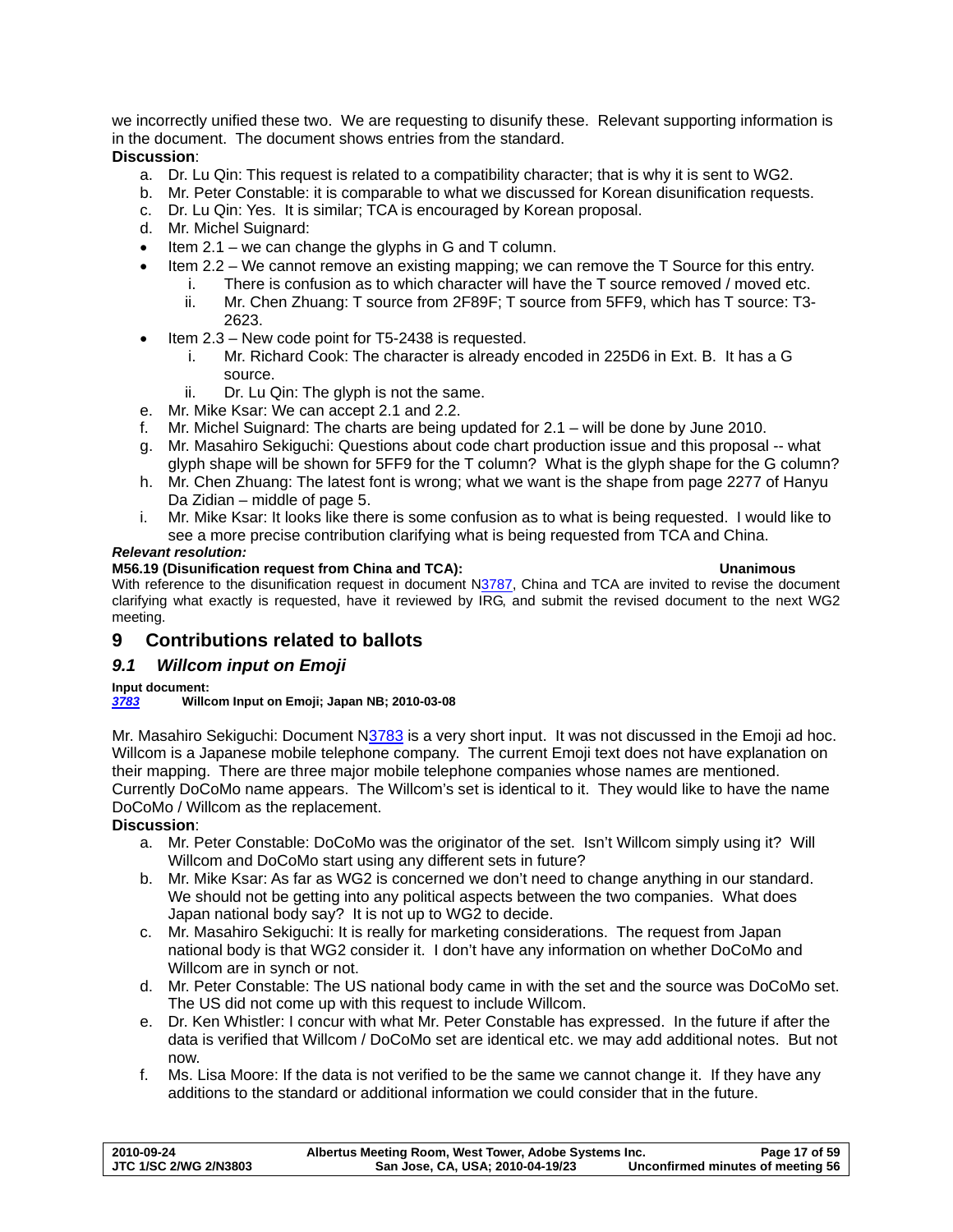we incorrectly unified these two. We are requesting to disunify these. Relevant supporting information is in the document. The document shows entries from the standard.

**Discussion**:

a. Dr. Lu Qin: This request is related to a compatibility character; that is why it is sent to WG2.
b. Mr. Peter Constable: it is comparable to what we discussed for Korean disunification requests.
c. Dr. Lu Qin: Yes. It is similar; TCA is encouraged by Korean proposal.
d. Mr. Michel Suignard:

- Item 2.1 – we can change the glyphs in G and T column.
- Item 2.2 – We cannot remove an existing mapping; we can remove the T Source for this entry.
    i. There is confusion as to which character will have the T source removed / moved etc.
    ii. Mr. Chen Zhuang: T source from 2F89F; T source from 5FF9, which has T source: T3-2623.
- Item 2.3 – New code point for T5-2438 is requested.
    i. Mr. Richard Cook: The character is already encoded in 225D6 in Ext. B. It has a G source.
    ii. Dr. Lu Qin: The glyph is not the same.

e. Mr. Mike Ksar: We can accept 2.1 and 2.2.
f. Mr. Michel Suignard: The charts are being updated for 2.1 – will be done by June 2010.
g. Mr. Masahiro Sekiguchi: Questions about code chart production issue and this proposal -- what glyph shape will be shown for 5FF9 for the T column? What is the glyph shape for the G column?
h. Mr. Chen Zhuang: The latest font is wrong; what we want is the shape from page 2277 of Hanyu Da Zidian – middle of page 5.
i. Mr. Mike Ksar: It looks like there is some confusion as to what is being requested. I would like to see a more precise contribution clarifying what is being requested from TCA and China.

***Relevant resolution:***

**M56.19 (Disunification request from China and TCA):** **Unanimous**

With reference to the disunification request in document N3787, China and TCA are invited to revise the document clarifying what exactly is requested, have it reviewed by IRG, and submit the revised document to the next WG2 meeting.

# 9 Contributions related to ballots

## *9.1 Willcom input on Emoji*

**Input document:**

***3783*** **Willcom Input on Emoji; Japan NB; 2010-03-08**

Mr. Masahiro Sekiguchi: Document N3783 is a very short input. It was not discussed in the Emoji ad hoc. Willcom is a Japanese mobile telephone company. The current Emoji text does not have explanation on their mapping. There are three major mobile telephone companies whose names are mentioned. Currently DoCoMo name appears. The Willcom's set is identical to it. They would like to have the name DoCoMo / Willcom as the replacement.

**Discussion**:

a. Mr. Peter Constable: DoCoMo was the originator of the set. Isn't Willcom simply using it? Will Willcom and DoCoMo start using any different sets in future?
b. Mr. Mike Ksar: As far as WG2 is concerned we don't need to change anything in our standard. We should not be getting into any political aspects between the two companies. What does Japan national body say? It is not up to WG2 to decide.
c. Mr. Masahiro Sekiguchi: It is really for marketing considerations. The request from Japan national body is that WG2 consider it. I don't have any information on whether DoCoMo and Willcom are in synch or not.
d. Mr. Peter Constable: The US national body came in with the set and the source was DoCoMo set. The US did not come up with this request to include Willcom.
e. Dr. Ken Whistler: I concur with what Mr. Peter Constable has expressed. In the future if after the data is verified that Willcom / DoCoMo set are identical etc. we may add additional notes. But not now.
f. Ms. Lisa Moore: If the data is not verified to be the same we cannot change it. If they have any additions to the standard or additional information we could consider that in the future.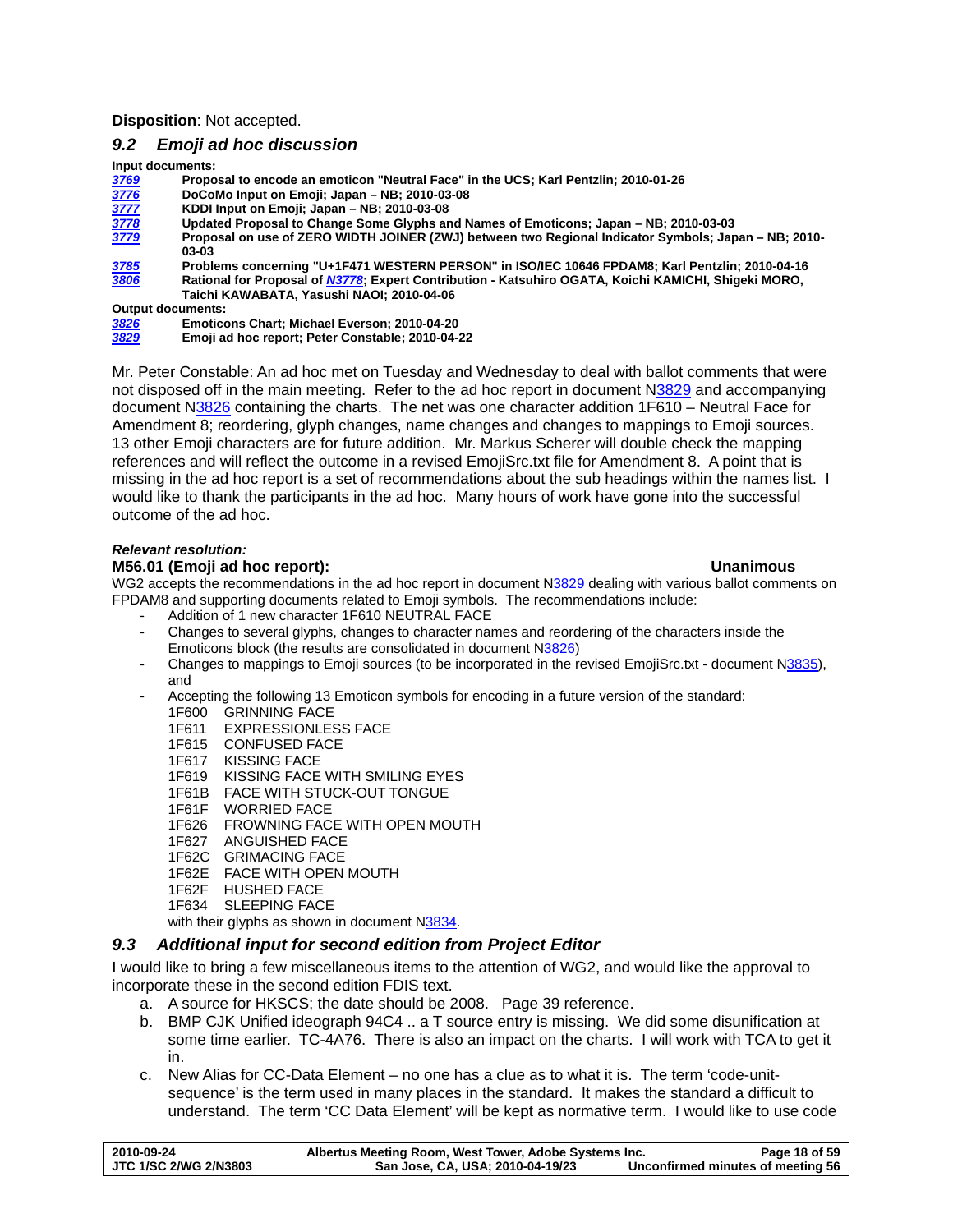**Disposition**: Not accepted.

## *9.2 Emoji ad hoc discussion*

**Input documents:**

| | |
|---|---|
| ***3769*** | **Proposal to encode an emoticon "Neutral Face" in the UCS; Karl Pentzlin; 2010-01-26** |
| ***3776*** | **DoCoMo Input on Emoji; Japan – NB; 2010-03-08** |
| ***3777*** | **KDDI Input on Emoji; Japan – NB; 2010-03-08** |
| ***3778*** | **Updated Proposal to Change Some Glyphs and Names of Emoticons; Japan – NB; 2010-03-03** |
| ***3779*** | **Proposal on use of ZERO WIDTH JOINER (ZWJ) between two Regional Indicator Symbols; Japan – NB; 2010-03-03** |
| ***3785*** | **Problems concerning "U+1F471 WESTERN PERSON" in ISO/IEC 10646 FPDAM8; Karl Pentzlin; 2010-04-16** |
| ***3806*** | **Rational for Proposal of *N3778*; Expert Contribution - Katsuhiro OGATA, Koichi KAMICHI, Shigeki MORO, Taichi KAWABATA, Yasushi NAOI; 2010-04-06** |

**Output documents:**

| | |
|---|---|
| ***3826*** | **Emoticons Chart; Michael Everson; 2010-04-20** |
| ***3829*** | **Emoji ad hoc report; Peter Constable; 2010-04-22** |

Mr. Peter Constable: An ad hoc met on Tuesday and Wednesday to deal with ballot comments that were not disposed off in the main meeting. Refer to the ad hoc report in document N3829 and accompanying document N3826 containing the charts. The net was one character addition 1F610 – Neutral Face for Amendment 8; reordering, glyph changes, name changes and changes to mappings to Emoji sources. 13 other Emoji characters are for future addition. Mr. Markus Scherer will double check the mapping references and will reflect the outcome in a revised EmojiSrc.txt file for Amendment 8. A point that is missing in the ad hoc report is a set of recommendations about the sub headings within the names list. I would like to thank the participants in the ad hoc. Many hours of work have gone into the successful outcome of the ad hoc.

***Relevant resolution:***

**M56.01 (Emoji ad hoc report): Unanimous**

WG2 accepts the recommendations in the ad hoc report in document N3829 dealing with various ballot comments on FPDAM8 and supporting documents related to Emoji symbols. The recommendations include:

- Addition of 1 new character 1F610 NEUTRAL FACE
- Changes to several glyphs, changes to character names and reordering of the characters inside the Emoticons block (the results are consolidated in document N3826)
- Changes to mappings to Emoji sources (to be incorporated in the revised EmojiSrc.txt - document N3835), and
- Accepting the following 13 Emoticon symbols for encoding in a future version of the standard:
  1F600 GRINNING FACE
  1F611 EXPRESSIONLESS FACE
  1F615 CONFUSED FACE
  1F617 KISSING FACE
  1F619 KISSING FACE WITH SMILING EYES
  1F61B FACE WITH STUCK-OUT TONGUE
  1F61F WORRIED FACE
  1F626 FROWNING FACE WITH OPEN MOUTH
  1F627 ANGUISHED FACE
  1F62C GRIMACING FACE
  1F62E FACE WITH OPEN MOUTH
  1F62F HUSHED FACE
  1F634 SLEEPING FACE
  with their glyphs as shown in document N3834.

## *9.3 Additional input for second edition from Project Editor*

I would like to bring a few miscellaneous items to the attention of WG2, and would like the approval to incorporate these in the second edition FDIS text.

a. A source for HKSCS; the date should be 2008. Page 39 reference.
b. BMP CJK Unified ideograph 94C4 .. a T source entry is missing. We did some disunification at some time earlier. TC-4A76. There is also an impact on the charts. I will work with TCA to get it in.
c. New Alias for CC-Data Element – no one has a clue as to what it is. The term 'code-unit-sequence' is the term used in many places in the standard. It makes the standard a difficult to understand. The term 'CC Data Element' will be kept as normative term. I would like to use code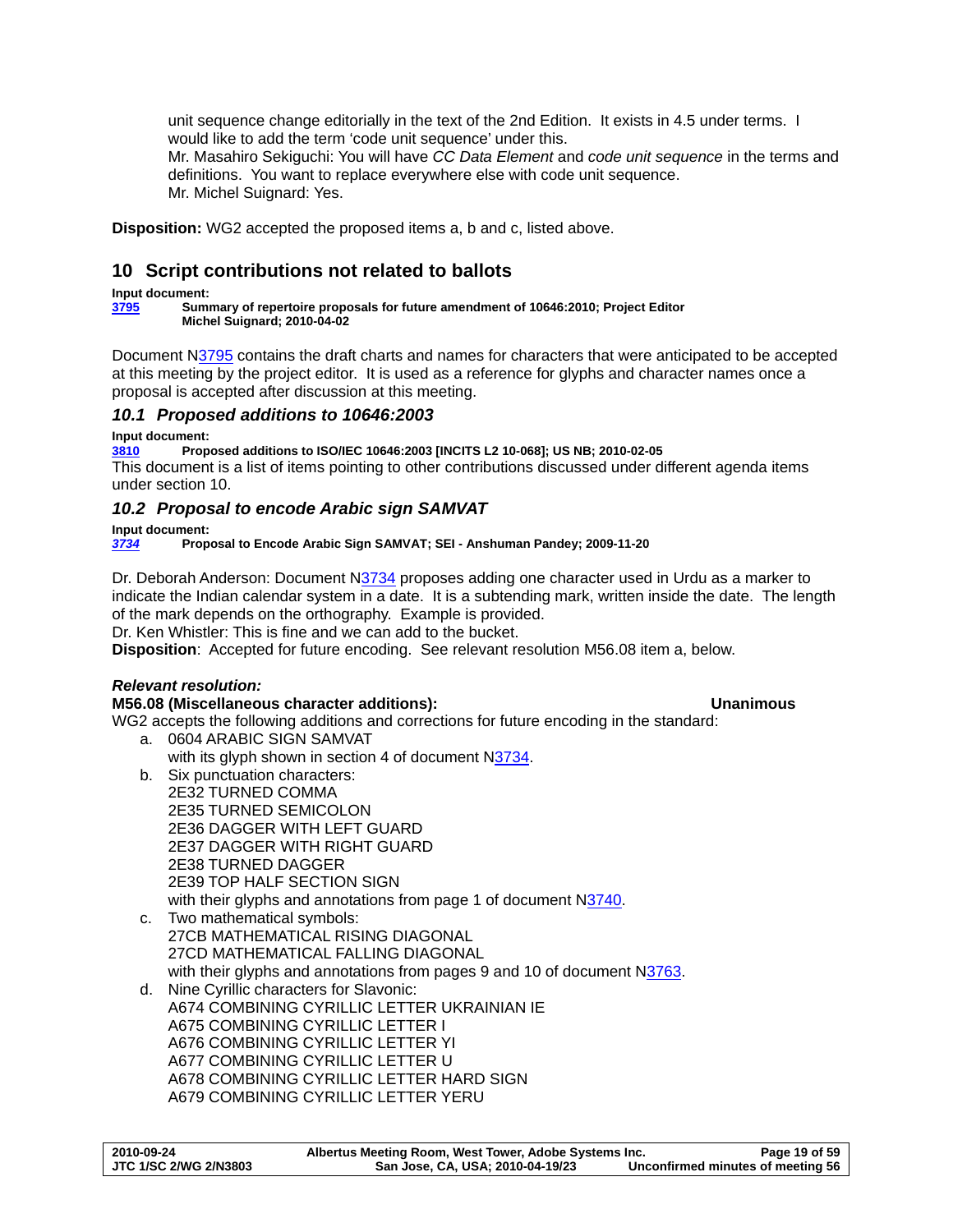unit sequence change editorially in the text of the 2nd Edition. It exists in 4.5 under terms. I would like to add the term 'code unit sequence' under this.
Mr. Masahiro Sekiguchi: You will have *CC Data Element* and *code unit sequence* in the terms and definitions. You want to replace everywhere else with code unit sequence.
Mr. Michel Suignard: Yes.

**Disposition:** WG2 accepted the proposed items a, b and c, listed above.

## 10 Script contributions not related to ballots

**Input document:**
**3795** **Summary of repertoire proposals for future amendment of 10646:2010; Project Editor Michel Suignard; 2010-04-02**

Document N3795 contains the draft charts and names for characters that were anticipated to be accepted at this meeting by the project editor. It is used as a reference for glyphs and character names once a proposal is accepted after discussion at this meeting.

### *10.1 Proposed additions to 10646:2003*

**Input document:**
**3810** **Proposed additions to ISO/IEC 10646:2003 [INCITS L2 10-068]; US NB; 2010-02-05**
This document is a list of items pointing to other contributions discussed under different agenda items under section 10.

### *10.2 Proposal to encode Arabic sign SAMVAT*

**Input document:**
***3734*** **Proposal to Encode Arabic Sign SAMVAT; SEI - Anshuman Pandey; 2009-11-20**

Dr. Deborah Anderson: Document N3734 proposes adding one character used in Urdu as a marker to indicate the Indian calendar system in a date. It is a subtending mark, written inside the date. The length of the mark depends on the orthography. Example is provided.
Dr. Ken Whistler: This is fine and we can add to the bucket.
**Disposition**: Accepted for future encoding. See relevant resolution M56.08 item a, below.

***Relevant resolution:***
**M56.08 (Miscellaneous character additions): Unanimous**
WG2 accepts the following additions and corrections for future encoding in the standard:

a. 0604 ARABIC SIGN SAMVAT
   with its glyph shown in section 4 of document N3734.
b. Six punctuation characters:
   2E32 TURNED COMMA
   2E35 TURNED SEMICOLON
   2E36 DAGGER WITH LEFT GUARD
   2E37 DAGGER WITH RIGHT GUARD
   2E38 TURNED DAGGER
   2E39 TOP HALF SECTION SIGN
   with their glyphs and annotations from page 1 of document N3740.
c. Two mathematical symbols:
   27CB MATHEMATICAL RISING DIAGONAL
   27CD MATHEMATICAL FALLING DIAGONAL
   with their glyphs and annotations from pages 9 and 10 of document N3763.
d. Nine Cyrillic characters for Slavonic:
   A674 COMBINING CYRILLIC LETTER UKRAINIAN IE
   A675 COMBINING CYRILLIC LETTER I
   A676 COMBINING CYRILLIC LETTER YI
   A677 COMBINING CYRILLIC LETTER U
   A678 COMBINING CYRILLIC LETTER HARD SIGN
   A679 COMBINING CYRILLIC LETTER YERU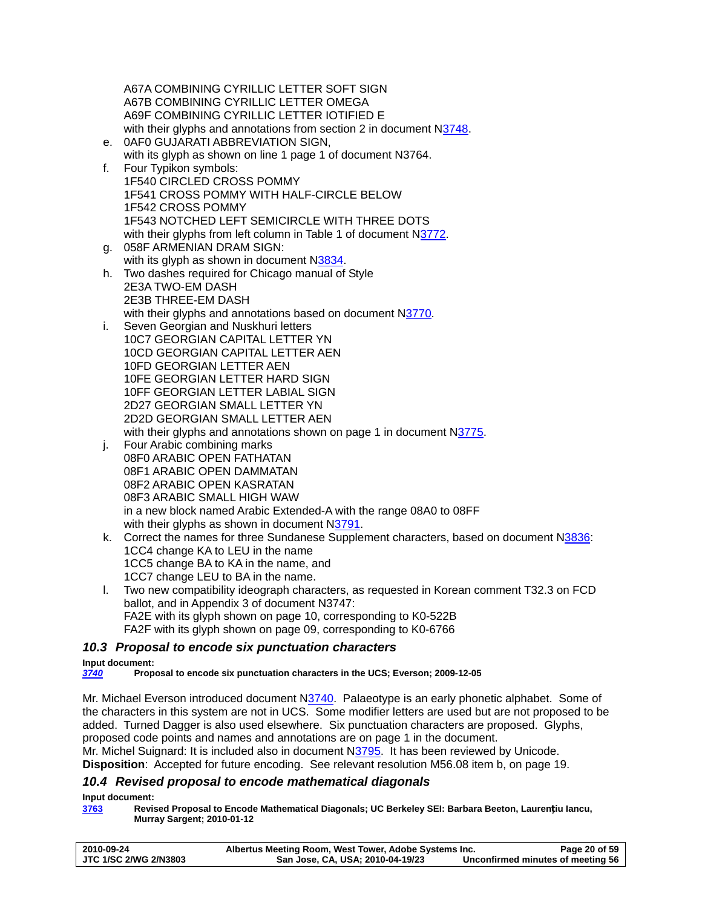A67A COMBINING CYRILLIC LETTER SOFT SIGN
A67B COMBINING CYRILLIC LETTER OMEGA
A69F COMBINING CYRILLIC LETTER IOTIFIED E
with their glyphs and annotations from section 2 in document N3748.

e. 0AF0 GUJARATI ABBREVIATION SIGN,
with its glyph as shown on line 1 page 1 of document N3764.

f. Four Typikon symbols:
1F540 CIRCLED CROSS POMMY
1F541 CROSS POMMY WITH HALF-CIRCLE BELOW
1F542 CROSS POMMY
1F543 NOTCHED LEFT SEMICIRCLE WITH THREE DOTS
with their glyphs from left column in Table 1 of document N3772.

g. 058F ARMENIAN DRAM SIGN:
with its glyph as shown in document N3834.

h. Two dashes required for Chicago manual of Style
2E3A TWO-EM DASH
2E3B THREE-EM DASH
with their glyphs and annotations based on document N3770.

i. Seven Georgian and Nuskhuri letters
10C7 GEORGIAN CAPITAL LETTER YN
10CD GEORGIAN CAPITAL LETTER AEN
10FD GEORGIAN LETTER AEN
10FE GEORGIAN LETTER HARD SIGN
10FF GEORGIAN LETTER LABIAL SIGN
2D27 GEORGIAN SMALL LETTER YN
2D2D GEORGIAN SMALL LETTER AEN
with their glyphs and annotations shown on page 1 in document N3775.

j. Four Arabic combining marks
08F0 ARABIC OPEN FATHATAN
08F1 ARABIC OPEN DAMMATAN
08F2 ARABIC OPEN KASRATAN
08F3 ARABIC SMALL HIGH WAW
in a new block named Arabic Extended-A with the range 08A0 to 08FF
with their glyphs as shown in document N3791.

k. Correct the names for three Sundanese Supplement characters, based on document N3836:
1CC4 change KA to LEU in the name
1CC5 change BA to KA in the name, and
1CC7 change LEU to BA in the name.

l. Two new compatibility ideograph characters, as requested in Korean comment T32.3 on FCD ballot, and in Appendix 3 of document N3747:
FA2E with its glyph shown on page 10, corresponding to K0-522B
FA2F with its glyph shown on page 09, corresponding to K0-6766

### *10.3 Proposal to encode six punctuation characters*

**Input document:**
*3740* **Proposal to encode six punctuation characters in the UCS; Everson; 2009-12-05**

Mr. Michael Everson introduced document N3740. Palaeotype is an early phonetic alphabet. Some of the characters in this system are not in UCS. Some modifier letters are used but are not proposed to be added. Turned Dagger is also used elsewhere. Six punctuation characters are proposed. Glyphs, proposed code points and names and annotations are on page 1 in the document.
Mr. Michel Suignard: It is included also in document N3795. It has been reviewed by Unicode.
**Disposition**: Accepted for future encoding. See relevant resolution M56.08 item b, on page 19.

### *10.4 Revised proposal to encode mathematical diagonals*

**Input document:**
3763 **Revised Proposal to Encode Mathematical Diagonals; UC Berkeley SEI: Barbara Beeton, Laurențiu Iancu, Murray Sargent; 2010-01-12**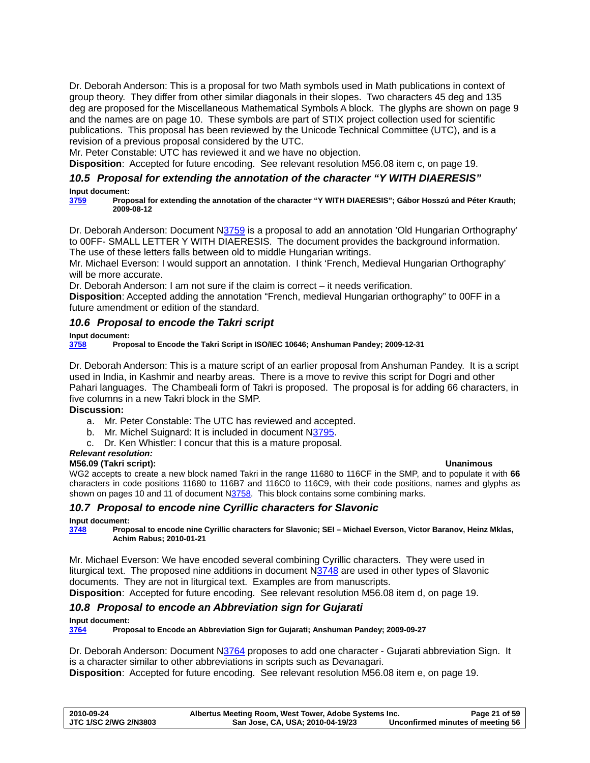Dr. Deborah Anderson: This is a proposal for two Math symbols used in Math publications in context of group theory. They differ from other similar diagonals in their slopes. Two characters 45 deg and 135 deg are proposed for the Miscellaneous Mathematical Symbols A block. The glyphs are shown on page 9 and the names are on page 10. These symbols are part of STIX project collection used for scientific publications. This proposal has been reviewed by the Unicode Technical Committee (UTC), and is a revision of a previous proposal considered by the UTC.
Mr. Peter Constable: UTC has reviewed it and we have no objection.
**Disposition**: Accepted for future encoding. See relevant resolution M56.08 item c, on page 19.

### *10.5 Proposal for extending the annotation of the character "Y WITH DIAERESIS"*

**Input document:**
**3759** **Proposal for extending the annotation of the character "Y WITH DIAERESIS"; Gábor Hosszú and Péter Krauth; 2009-08-12**

Dr. Deborah Anderson: Document N3759 is a proposal to add an annotation 'Old Hungarian Orthography' to 00FF- SMALL LETTER Y WITH DIAERESIS. The document provides the background information. The use of these letters falls between old to middle Hungarian writings.
Mr. Michael Everson: I would support an annotation. I think 'French, Medieval Hungarian Orthography' will be more accurate.
Dr. Deborah Anderson: I am not sure if the claim is correct – it needs verification.
**Disposition**: Accepted adding the annotation "French, medieval Hungarian orthography" to 00FF in a future amendment or edition of the standard.

### *10.6 Proposal to encode the Takri script*

**Input document:**
**3758** **Proposal to Encode the Takri Script in ISO/IEC 10646; Anshuman Pandey; 2009-12-31**

Dr. Deborah Anderson: This is a mature script of an earlier proposal from Anshuman Pandey. It is a script used in India, in Kashmir and nearby areas. There is a move to revive this script for Dogri and other Pahari languages. The Chambeali form of Takri is proposed. The proposal is for adding 66 characters, in five columns in a new Takri block in the SMP.

**Discussion:**

a. Mr. Peter Constable: The UTC has reviewed and accepted.
b. Mr. Michel Suignard: It is included in document N3795.
c. Dr. Ken Whistler: I concur that this is a mature proposal.

***Relevant resolution:***

**M56.09 (Takri script):** **Unanimous**

WG2 accepts to create a new block named Takri in the range 11680 to 116CF in the SMP, and to populate it with **66** characters in code positions 11680 to 116B7 and 116C0 to 116C9, with their code positions, names and glyphs as shown on pages 10 and 11 of document N3758. This block contains some combining marks.

### *10.7 Proposal to encode nine Cyrillic characters for Slavonic*

**Input document:**
**3748** **Proposal to encode nine Cyrillic characters for Slavonic; SEI – Michael Everson, Victor Baranov, Heinz Mklas, Achim Rabus; 2010-01-21**

Mr. Michael Everson: We have encoded several combining Cyrillic characters. They were used in liturgical text. The proposed nine additions in document N3748 are used in other types of Slavonic documents. They are not in liturgical text. Examples are from manuscripts.
**Disposition**: Accepted for future encoding. See relevant resolution M56.08 item d, on page 19.

### *10.8 Proposal to encode an Abbreviation sign for Gujarati*

**Input document:**
**3764** **Proposal to Encode an Abbreviation Sign for Gujarati; Anshuman Pandey; 2009-09-27**

Dr. Deborah Anderson: Document N3764 proposes to add one character - Gujarati abbreviation Sign. It is a character similar to other abbreviations in scripts such as Devanagari.
**Disposition**: Accepted for future encoding. See relevant resolution M56.08 item e, on page 19.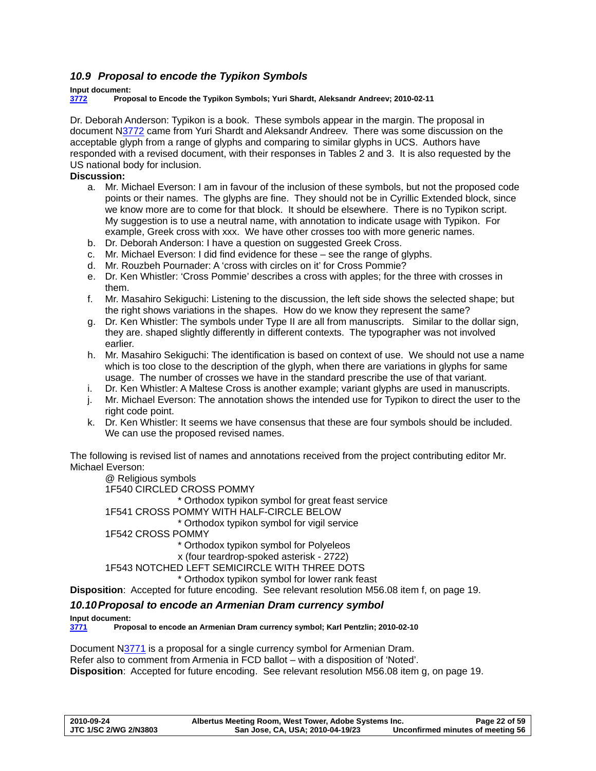### *10.9 Proposal to encode the Typikon Symbols*

**Input document:**
**[3772](3772) Proposal to Encode the Typikon Symbols; Yuri Shardt, Aleksandr Andreev; 2010-02-11**

Dr. Deborah Anderson: Typikon is a book. These symbols appear in the margin. The proposal in document N3772 came from Yuri Shardt and Aleksandr Andreev. There was some discussion on the acceptable glyph from a range of glyphs and comparing to similar glyphs in UCS. Authors have responded with a revised document, with their responses in Tables 2 and 3. It is also requested by the US national body for inclusion.

**Discussion:**

a. Mr. Michael Everson: I am in favour of the inclusion of these symbols, but not the proposed code points or their names. The glyphs are fine. They should not be in Cyrillic Extended block, since we know more are to come for that block. It should be elsewhere. There is no Typikon script. My suggestion is to use a neutral name, with annotation to indicate usage with Typikon. For example, Greek cross with xxx. We have other crosses too with more generic names.
b. Dr. Deborah Anderson: I have a question on suggested Greek Cross.
c. Mr. Michael Everson: I did find evidence for these – see the range of glyphs.
d. Mr. Rouzbeh Pournader: A 'cross with circles on it' for Cross Pommie?
e. Dr. Ken Whistler: 'Cross Pommie' describes a cross with apples; for the three with crosses in them.
f. Mr. Masahiro Sekiguchi: Listening to the discussion, the left side shows the selected shape; but the right shows variations in the shapes. How do we know they represent the same?
g. Dr. Ken Whistler: The symbols under Type II are all from manuscripts. Similar to the dollar sign, they are. shaped slightly differently in different contexts. The typographer was not involved earlier.
h. Mr. Masahiro Sekiguchi: The identification is based on context of use. We should not use a name which is too close to the description of the glyph, when there are variations in glyphs for same usage. The number of crosses we have in the standard prescribe the use of that variant.
i. Dr. Ken Whistler: A Maltese Cross is another example; variant glyphs are used in manuscripts.
j. Mr. Michael Everson: The annotation shows the intended use for Typikon to direct the user to the right code point.
k. Dr. Ken Whistler: It seems we have consensus that these are four symbols should be included. We can use the proposed revised names.

The following is revised list of names and annotations received from the project contributing editor Mr. Michael Everson:

```
@ Religious symbols
1F540 CIRCLED CROSS POMMY
        * Orthodox typikon symbol for great feast service
1F541 CROSS POMMY WITH HALF-CIRCLE BELOW
        * Orthodox typikon symbol for vigil service
1F542 CROSS POMMY
        * Orthodox typikon symbol for Polyeleos
        x (four teardrop-spoked asterisk - 2722)
1F543 NOTCHED LEFT SEMICIRCLE WITH THREE DOTS
        * Orthodox typikon symbol for lower rank feast
```

**Disposition**: Accepted for future encoding. See relevant resolution M56.08 item f, on page 19.

### *10.10 Proposal to encode an Armenian Dram currency symbol*

**Input document:**
**[3771](3771) Proposal to encode an Armenian Dram currency symbol; Karl Pentzlin; 2010-02-10**

Document N3771 is a proposal for a single currency symbol for Armenian Dram.
Refer also to comment from Armenia in FCD ballot – with a disposition of 'Noted'.
**Disposition**: Accepted for future encoding. See relevant resolution M56.08 item g, on page 19.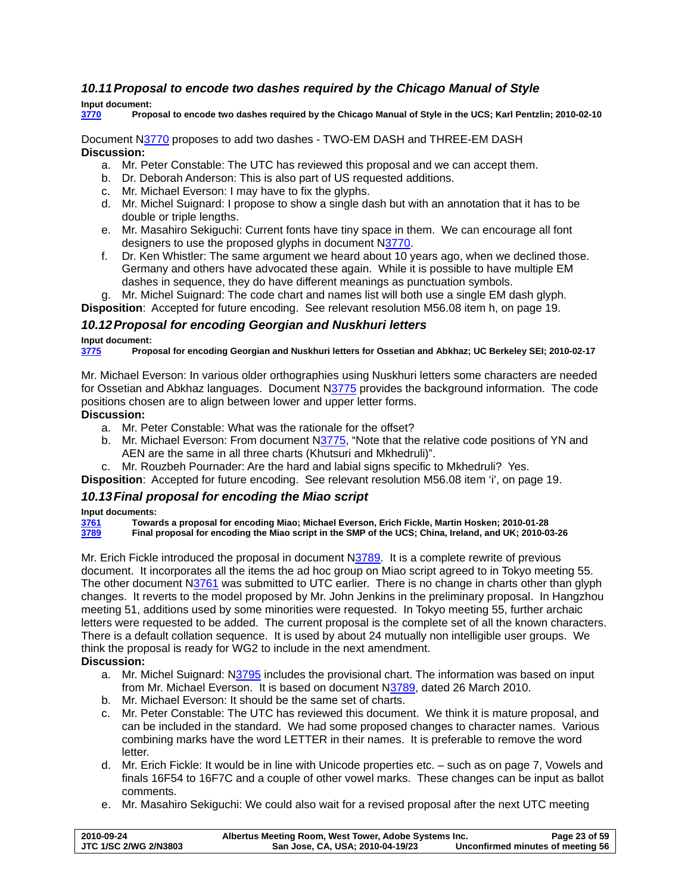### 10.11 Proposal to encode two dashes required by the Chicago Manual of Style

**Input document:**
**3770 Proposal to encode two dashes required by the Chicago Manual of Style in the UCS; Karl Pentzlin; 2010-02-10**

Document N3770 proposes to add two dashes - TWO-EM DASH and THREE-EM DASH
**Discussion:**

a. Mr. Peter Constable: The UTC has reviewed this proposal and we can accept them.
b. Dr. Deborah Anderson: This is also part of US requested additions.
c. Mr. Michael Everson: I may have to fix the glyphs.
d. Mr. Michel Suignard: I propose to show a single dash but with an annotation that it has to be double or triple lengths.
e. Mr. Masahiro Sekiguchi: Current fonts have tiny space in them. We can encourage all font designers to use the proposed glyphs in document N3770.
f. Dr. Ken Whistler: The same argument we heard about 10 years ago, when we declined those. Germany and others have advocated these again. While it is possible to have multiple EM dashes in sequence, they do have different meanings as punctuation symbols.
g. Mr. Michel Suignard: The code chart and names list will both use a single EM dash glyph.

**Disposition**: Accepted for future encoding. See relevant resolution M56.08 item h, on page 19.

### 10.12 Proposal for encoding Georgian and Nuskhuri letters

**Input document:**
**3775 Proposal for encoding Georgian and Nuskhuri letters for Ossetian and Abkhaz; UC Berkeley SEI; 2010-02-17**

Mr. Michael Everson: In various older orthographies using Nuskhuri letters some characters are needed for Ossetian and Abkhaz languages. Document N3775 provides the background information. The code positions chosen are to align between lower and upper letter forms.
**Discussion:**

a. Mr. Peter Constable: What was the rationale for the offset?
b. Mr. Michael Everson: From document N3775, "Note that the relative code positions of YN and AEN are the same in all three charts (Khutsuri and Mkhedruli)".
c. Mr. Rouzbeh Pournader: Are the hard and labial signs specific to Mkhedruli? Yes.

**Disposition**: Accepted for future encoding. See relevant resolution M56.08 item 'i', on page 19.

### 10.13 Final proposal for encoding the Miao script

**Input documents:**
**3761 Towards a proposal for encoding Miao; Michael Everson, Erich Fickle, Martin Hosken; 2010-01-28**
**3789 Final proposal for encoding the Miao script in the SMP of the UCS; China, Ireland, and UK; 2010-03-26**

Mr. Erich Fickle introduced the proposal in document N3789. It is a complete rewrite of previous document. It incorporates all the items the ad hoc group on Miao script agreed to in Tokyo meeting 55. The other document N3761 was submitted to UTC earlier. There is no change in charts other than glyph changes. It reverts to the model proposed by Mr. John Jenkins in the preliminary proposal. In Hangzhou meeting 51, additions used by some minorities were requested. In Tokyo meeting 55, further archaic letters were requested to be added. The current proposal is the complete set of all the known characters. There is a default collation sequence. It is used by about 24 mutually non intelligible user groups. We think the proposal is ready for WG2 to include in the next amendment.
**Discussion:**

a. Mr. Michel Suignard: N3795 includes the provisional chart. The information was based on input from Mr. Michael Everson. It is based on document N3789, dated 26 March 2010.
b. Mr. Michael Everson: It should be the same set of charts.
c. Mr. Peter Constable: The UTC has reviewed this document. We think it is mature proposal, and can be included in the standard. We had some proposed changes to character names. Various combining marks have the word LETTER in their names. It is preferable to remove the word letter.
d. Mr. Erich Fickle: It would be in line with Unicode properties etc. – such as on page 7, Vowels and finals 16F54 to 16F7C and a couple of other vowel marks. These changes can be input as ballot comments.
e. Mr. Masahiro Sekiguchi: We could also wait for a revised proposal after the next UTC meeting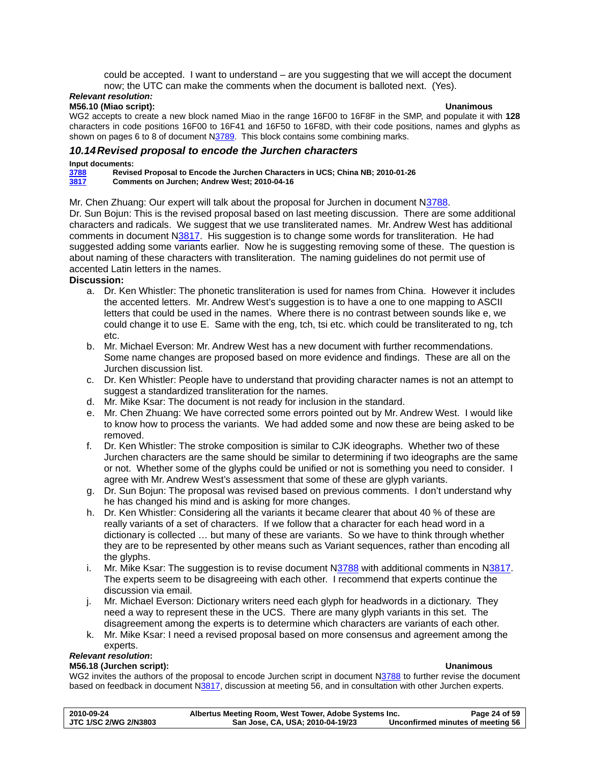could be accepted. I want to understand – are you suggesting that we will accept the document now; the UTC can make the comments when the document is balloted next. (Yes).

***Relevant resolution:***

**M56.10 (Miao script):** **Unanimous**

WG2 accepts to create a new block named Miao in the range 16F00 to 16F8F in the SMP, and populate it with **128** characters in code positions 16F00 to 16F41 and 16F50 to 16F8D, with their code positions, names and glyphs as shown on pages 6 to 8 of document N3789. This block contains some combining marks.

## *10.14 Revised proposal to encode the Jurchen characters*

**Input documents:**

**3788 Revised Proposal to Encode the Jurchen Characters in UCS; China NB; 2010-01-26**
**3817 Comments on Jurchen; Andrew West; 2010-04-16**

Mr. Chen Zhuang: Our expert will talk about the proposal for Jurchen in document N3788.

Dr. Sun Bojun: This is the revised proposal based on last meeting discussion. There are some additional characters and radicals. We suggest that we use transliterated names. Mr. Andrew West has additional comments in document N3817. His suggestion is to change some words for transliteration. He had suggested adding some variants earlier. Now he is suggesting removing some of these. The question is about naming of these characters with transliteration. The naming guidelines do not permit use of accented Latin letters in the names.

**Discussion:**

a. Dr. Ken Whistler: The phonetic transliteration is used for names from China. However it includes the accented letters. Mr. Andrew West's suggestion is to have a one to one mapping to ASCII letters that could be used in the names. Where there is no contrast between sounds like e, we could change it to use E. Same with the eng, tch, tsi etc. which could be transliterated to ng, tch etc.
b. Mr. Michael Everson: Mr. Andrew West has a new document with further recommendations. Some name changes are proposed based on more evidence and findings. These are all on the Jurchen discussion list.
c. Dr. Ken Whistler: People have to understand that providing character names is not an attempt to suggest a standardized transliteration for the names.
d. Mr. Mike Ksar: The document is not ready for inclusion in the standard.
e. Mr. Chen Zhuang: We have corrected some errors pointed out by Mr. Andrew West. I would like to know how to process the variants. We had added some and now these are being asked to be removed.
f. Dr. Ken Whistler: The stroke composition is similar to CJK ideographs. Whether two of these Jurchen characters are the same should be similar to determining if two ideographs are the same or not. Whether some of the glyphs could be unified or not is something you need to consider. I agree with Mr. Andrew West's assessment that some of these are glyph variants.
g. Dr. Sun Bojun: The proposal was revised based on previous comments. I don't understand why he has changed his mind and is asking for more changes.
h. Dr. Ken Whistler: Considering all the variants it became clearer that about 40 % of these are really variants of a set of characters. If we follow that a character for each head word in a dictionary is collected … but many of these are variants. So we have to think through whether they are to be represented by other means such as Variant sequences, rather than encoding all the glyphs.
i. Mr. Mike Ksar: The suggestion is to revise document N3788 with additional comments in N3817. The experts seem to be disagreeing with each other. I recommend that experts continue the discussion via email.
j. Mr. Michael Everson: Dictionary writers need each glyph for headwords in a dictionary. They need a way to represent these in the UCS. There are many glyph variants in this set. The disagreement among the experts is to determine which characters are variants of each other.
k. Mr. Mike Ksar: I need a revised proposal based on more consensus and agreement among the experts.

***Relevant resolution*:**

**M56.18 (Jurchen script):** **Unanimous**

WG2 invites the authors of the proposal to encode Jurchen script in document N3788 to further revise the document based on feedback in document N3817, discussion at meeting 56, and in consultation with other Jurchen experts.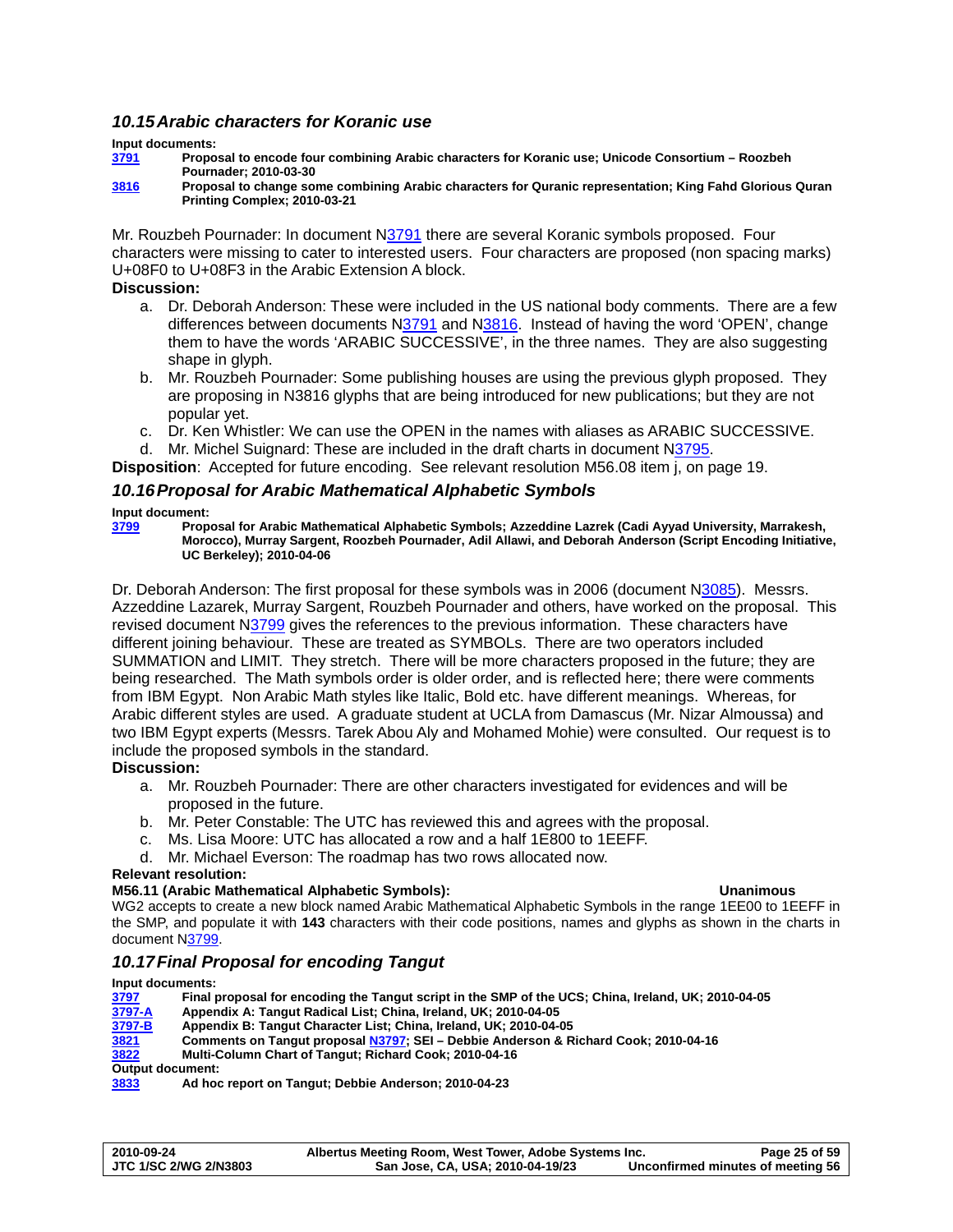### 10.15 Arabic characters for Koranic use

**Input documents:**

**3791** **Proposal to encode four combining Arabic characters for Koranic use; Unicode Consortium – Roozbeh Pournader; 2010-03-30**

**3816** **Proposal to change some combining Arabic characters for Quranic representation; King Fahd Glorious Quran Printing Complex; 2010-03-21**

Mr. Rouzbeh Pournader: In document N3791 there are several Koranic symbols proposed. Four characters were missing to cater to interested users. Four characters are proposed (non spacing marks) U+08F0 to U+08F3 in the Arabic Extension A block.

**Discussion:**

a. Dr. Deborah Anderson: These were included in the US national body comments. There are a few differences between documents N3791 and N3816. Instead of having the word 'OPEN', change them to have the words 'ARABIC SUCCESSIVE', in the three names. They are also suggesting shape in glyph.
b. Mr. Rouzbeh Pournader: Some publishing houses are using the previous glyph proposed. They are proposing in N3816 glyphs that are being introduced for new publications; but they are not popular yet.
c. Dr. Ken Whistler: We can use the OPEN in the names with aliases as ARABIC SUCCESSIVE.
d. Mr. Michel Suignard: These are included in the draft charts in document N3795.

**Disposition**: Accepted for future encoding. See relevant resolution M56.08 item j, on page 19.

### 10.16 Proposal for Arabic Mathematical Alphabetic Symbols

**Input document:**

**3799** **Proposal for Arabic Mathematical Alphabetic Symbols; Azzeddine Lazrek (Cadi Ayyad University, Marrakesh, Morocco), Murray Sargent, Roozbeh Pournader, Adil Allawi, and Deborah Anderson (Script Encoding Initiative, UC Berkeley); 2010-04-06**

Dr. Deborah Anderson: The first proposal for these symbols was in 2006 (document N3085). Messrs. Azzeddine Lazarek, Murray Sargent, Rouzbeh Pournader and others, have worked on the proposal. This revised document N3799 gives the references to the previous information. These characters have different joining behaviour. These are treated as SYMBOLs. There are two operators included SUMMATION and LIMIT. They stretch. There will be more characters proposed in the future; they are being researched. The Math symbols order is older order, and is reflected here; there were comments from IBM Egypt. Non Arabic Math styles like Italic, Bold etc. have different meanings. Whereas, for Arabic different styles are used. A graduate student at UCLA from Damascus (Mr. Nizar Almoussa) and two IBM Egypt experts (Messrs. Tarek Abou Aly and Mohamed Mohie) were consulted. Our request is to include the proposed symbols in the standard.

**Discussion:**

a. Mr. Rouzbeh Pournader: There are other characters investigated for evidences and will be proposed in the future.
b. Mr. Peter Constable: The UTC has reviewed this and agrees with the proposal.
c. Ms. Lisa Moore: UTC has allocated a row and a half 1E800 to 1EEFF.
d. Mr. Michael Everson: The roadmap has two rows allocated now.

**Relevant resolution:**

**M56.11 (Arabic Mathematical Alphabetic Symbols):** **Unanimous**

WG2 accepts to create a new block named Arabic Mathematical Alphabetic Symbols in the range 1EE00 to 1EEFF in the SMP, and populate it with **143** characters with their code positions, names and glyphs as shown in the charts in document N3799.

### 10.17 Final Proposal for encoding Tangut

**Input documents:**

**3797** **Final proposal for encoding the Tangut script in the SMP of the UCS; China, Ireland, UK; 2010-04-05**

**3797-A** **Appendix A: Tangut Radical List; China, Ireland, UK; 2010-04-05**

**3797-B** **Appendix B: Tangut Character List; China, Ireland, UK; 2010-04-05**

**3821** **Comments on Tangut proposal N3797; SEI – Debbie Anderson & Richard Cook; 2010-04-16**

**3822** **Multi-Column Chart of Tangut; Richard Cook; 2010-04-16**

**Output document:**

**3833** **Ad hoc report on Tangut; Debbie Anderson; 2010-04-23**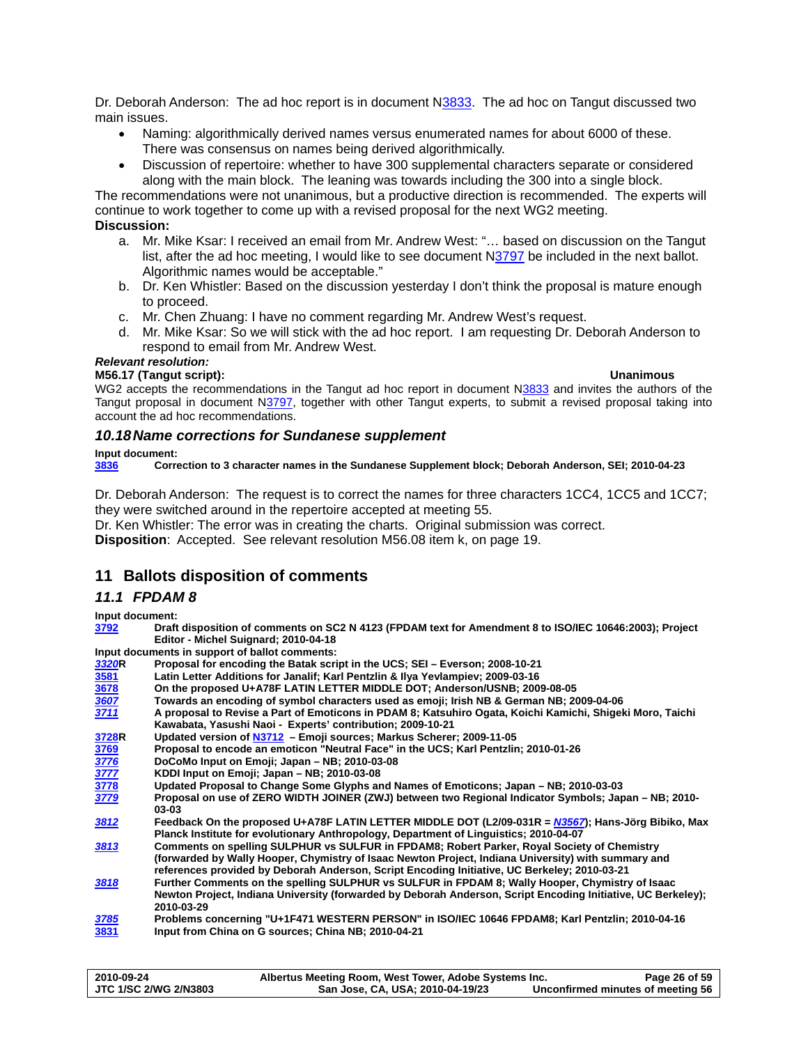Dr. Deborah Anderson: The ad hoc report is in document N3833. The ad hoc on Tangut discussed two main issues.

- Naming: algorithmically derived names versus enumerated names for about 6000 of these. There was consensus on names being derived algorithmically.
- Discussion of repertoire: whether to have 300 supplemental characters separate or considered along with the main block. The leaning was towards including the 300 into a single block.

The recommendations were not unanimous, but a productive direction is recommended. The experts will continue to work together to come up with a revised proposal for the next WG2 meeting.

**Discussion:**

a. Mr. Mike Ksar: I received an email from Mr. Andrew West: "… based on discussion on the Tangut list, after the ad hoc meeting, I would like to see document N3797 be included in the next ballot. Algorithmic names would be acceptable."
b. Dr. Ken Whistler: Based on the discussion yesterday I don't think the proposal is mature enough to proceed.
c. Mr. Chen Zhuang: I have no comment regarding Mr. Andrew West's request.
d. Mr. Mike Ksar: So we will stick with the ad hoc report. I am requesting Dr. Deborah Anderson to respond to email from Mr. Andrew West.

***Relevant resolution:***

**M56.17 (Tangut script):** **Unanimous**

WG2 accepts the recommendations in the Tangut ad hoc report in document N3833 and invites the authors of the Tangut proposal in document N3797, together with other Tangut experts, to submit a revised proposal taking into account the ad hoc recommendations.

### *10.18 Name corrections for Sundanese supplement*

**Input document:**

**3836** **Correction to 3 character names in the Sundanese Supplement block; Deborah Anderson, SEI; 2010-04-23**

Dr. Deborah Anderson: The request is to correct the names for three characters 1CC4, 1CC5 and 1CC7; they were switched around in the repertoire accepted at meeting 55.

Dr. Ken Whistler: The error was in creating the charts. Original submission was correct.

**Disposition**: Accepted. See relevant resolution M56.08 item k, on page 19.

## 11 Ballots disposition of comments

### *11.1 FPDAM 8*

**Input document:**

**3792** **Draft disposition of comments on SC2 N 4123 (FPDAM text for Amendment 8 to ISO/IEC 10646:2003); Project Editor - Michel Suignard; 2010-04-18**

**Input documents in support of ballot comments:**

| | |
|---|---|
| ***3320*R** | **Proposal for encoding the Batak script in the UCS; SEI – Everson; 2008-10-21** |
| **3581** | **Latin Letter Additions for Janalif; Karl Pentzlin & Ilya Yevlampiev; 2009-03-16** |
| **3678** | **On the proposed U+A78F LATIN LETTER MIDDLE DOT; Anderson/USNB; 2009-08-05** |
| ***3607*** | **Towards an encoding of symbol characters used as emoji; Irish NB & German NB; 2009-04-06** |
| ***3711*** | **A proposal to Revise a Part of Emoticons in PDAM 8; Katsuhiro Ogata, Koichi Kamichi, Shigeki Moro, Taichi Kawabata, Yasushi Naoi - Experts' contribution; 2009-10-21** |
| **3728R** | **Updated version of N3712 – Emoji sources; Markus Scherer; 2009-11-05** |
| **3769** | **Proposal to encode an emoticon "Neutral Face" in the UCS; Karl Pentzlin; 2010-01-26** |
| ***3776*** | **DoCoMo Input on Emoji; Japan – NB; 2010-03-08** |
| ***3777*** | **KDDI Input on Emoji; Japan – NB; 2010-03-08** |
| **3778** | **Updated Proposal to Change Some Glyphs and Names of Emoticons; Japan – NB; 2010-03-03** |
| ***3779*** | **Proposal on use of ZERO WIDTH JOINER (ZWJ) between two Regional Indicator Symbols; Japan – NB; 2010-03-03** |
| ***3812*** | **Feedback On the proposed U+A78F LATIN LETTER MIDDLE DOT (L2/09-031R = *N3567*); Hans-Jörg Bibiko, Max Planck Institute for evolutionary Anthropology, Department of Linguistics; 2010-04-07** |
| ***3813*** | **Comments on spelling SULPHUR vs SULFUR in FPDAM8; Robert Parker, Royal Society of Chemistry (forwarded by Wally Hooper, Chymistry of Isaac Newton Project, Indiana University) with summary and references provided by Deborah Anderson, Script Encoding Initiative, UC Berkeley; 2010-03-21** |
| ***3818*** | **Further Comments on the spelling SULPHUR vs SULFUR in FPDAM 8; Wally Hooper, Chymistry of Isaac Newton Project, Indiana University (forwarded by Deborah Anderson, Script Encoding Initiative, UC Berkeley); 2010-03-29** |
| ***3785*** | **Problems concerning "U+1F471 WESTERN PERSON" in ISO/IEC 10646 FPDAM8; Karl Pentzlin; 2010-04-16** |
| **3831** | **Input from China on G sources; China NB; 2010-04-21** |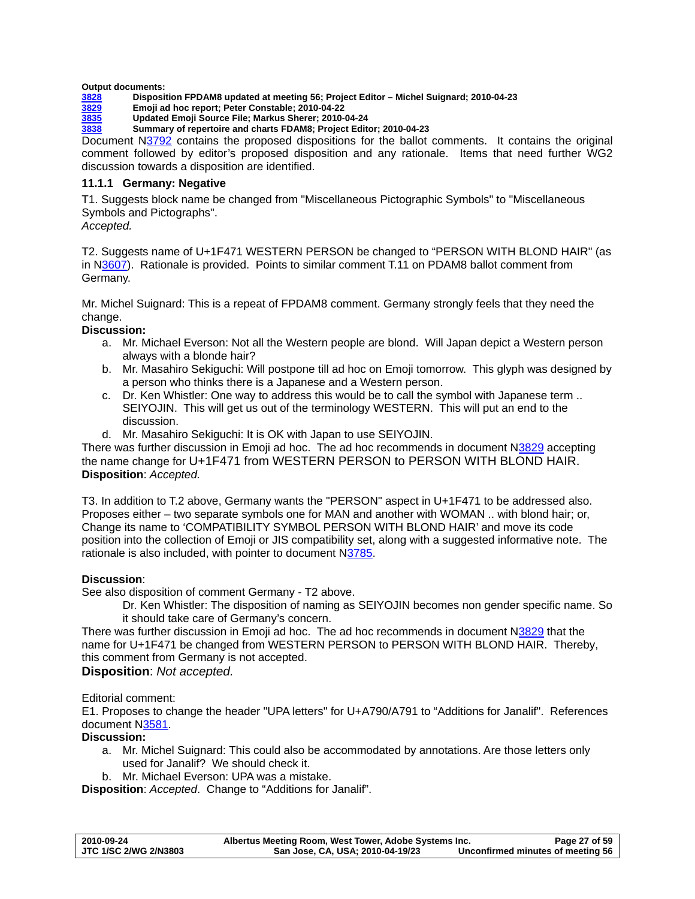**Output documents:**

**[3828](#) Disposition FPDAM8 updated at meeting 56; Project Editor – Michel Suignard; 2010-04-23**
**[3829](#) Emoji ad hoc report; Peter Constable; 2010-04-22**
**[3835](#) Updated Emoji Source File; Markus Sherer; 2010-04-24**
**[3838](#) Summary of repertoire and charts FDAM8; Project Editor; 2010-04-23**

Document N3792 contains the proposed dispositions for the ballot comments. It contains the original comment followed by editor's proposed disposition and any rationale. Items that need further WG2 discussion towards a disposition are identified.

### 11.1.1 Germany: Negative

T1. Suggests block name be changed from "Miscellaneous Pictographic Symbols" to "Miscellaneous Symbols and Pictographs".
*Accepted.*

T2. Suggests name of U+1F471 WESTERN PERSON be changed to "PERSON WITH BLOND HAIR" (as in N3607). Rationale is provided. Points to similar comment T.11 on PDAM8 ballot comment from Germany.

Mr. Michel Suignard: This is a repeat of FPDAM8 comment. Germany strongly feels that they need the change.

**Discussion:**

a. Mr. Michael Everson: Not all the Western people are blond. Will Japan depict a Western person always with a blonde hair?
b. Mr. Masahiro Sekiguchi: Will postpone till ad hoc on Emoji tomorrow. This glyph was designed by a person who thinks there is a Japanese and a Western person.
c. Dr. Ken Whistler: One way to address this would be to call the symbol with Japanese term .. SEIYOJIN. This will get us out of the terminology WESTERN. This will put an end to the discussion.
d. Mr. Masahiro Sekiguchi: It is OK with Japan to use SEIYOJIN.

There was further discussion in Emoji ad hoc. The ad hoc recommends in document N3829 accepting the name change for U+1F471 from WESTERN PERSON to PERSON WITH BLOND HAIR.
**Disposition**: *Accepted.*

T3. In addition to T.2 above, Germany wants the "PERSON" aspect in U+1F471 to be addressed also. Proposes either – two separate symbols one for MAN and another with WOMAN .. with blond hair; or, Change its name to 'COMPATIBILITY SYMBOL PERSON WITH BLOND HAIR' and move its code position into the collection of Emoji or JIS compatibility set, along with a suggested informative note. The rationale is also included, with pointer to document N3785.

**Discussion**:
See also disposition of comment Germany - T2 above.

Dr. Ken Whistler: The disposition of naming as SEIYOJIN becomes non gender specific name. So it should take care of Germany's concern.

There was further discussion in Emoji ad hoc. The ad hoc recommends in document N3829 that the name for U+1F471 be changed from WESTERN PERSON to PERSON WITH BLOND HAIR. Thereby, this comment from Germany is not accepted.
**Disposition**: *Not accepted.*

Editorial comment:
E1. Proposes to change the header "UPA letters" for U+A790/A791 to "Additions for Janalif". References document N3581.

**Discussion:**

a. Mr. Michel Suignard: This could also be accommodated by annotations. Are those letters only used for Janalif? We should check it.
b. Mr. Michael Everson: UPA was a mistake.

**Disposition**: *Accepted*. Change to "Additions for Janalif".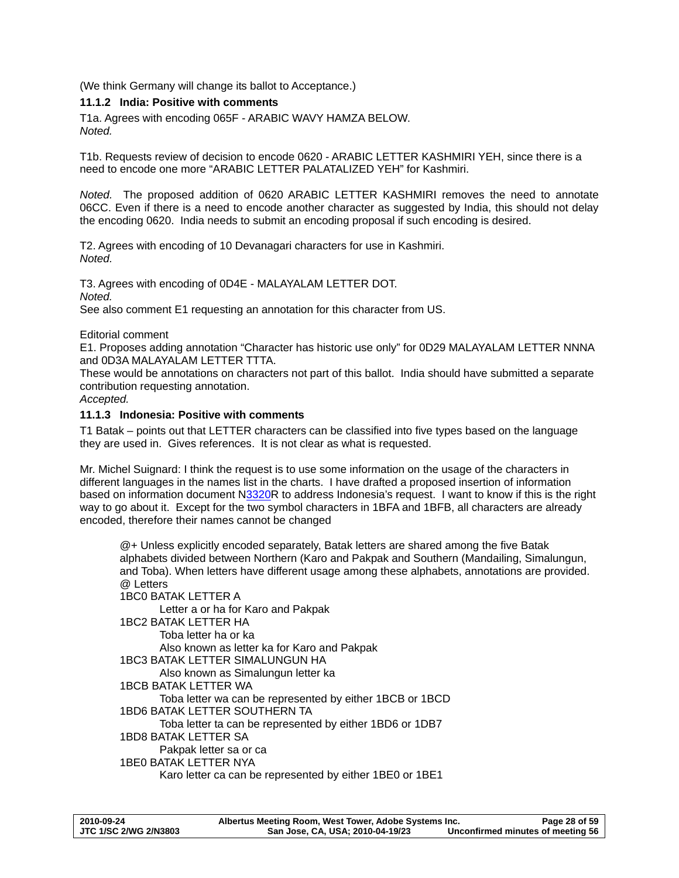(We think Germany will change its ballot to Acceptance.)

### 11.1.2 India: Positive with comments

T1a. Agrees with encoding 065F - ARABIC WAVY HAMZA BELOW.
*Noted.*

T1b. Requests review of decision to encode 0620 - ARABIC LETTER KASHMIRI YEH, since there is a need to encode one more "ARABIC LETTER PALATALIZED YEH" for Kashmiri.

*Noted.* The proposed addition of 0620 ARABIC LETTER KASHMIRI removes the need to annotate 06CC. Even if there is a need to encode another character as suggested by India, this should not delay the encoding 0620. India needs to submit an encoding proposal if such encoding is desired.

T2. Agrees with encoding of 10 Devanagari characters for use in Kashmiri.
*Noted.*

T3. Agrees with encoding of 0D4E - MALAYALAM LETTER DOT.
*Noted.*
See also comment E1 requesting an annotation for this character from US.

Editorial comment
E1. Proposes adding annotation "Character has historic use only" for 0D29 MALAYALAM LETTER NNNA and 0D3A MALAYALAM LETTER TTTA.
These would be annotations on characters not part of this ballot. India should have submitted a separate contribution requesting annotation.
*Accepted.*

### 11.1.3 Indonesia: Positive with comments

T1 Batak – points out that LETTER characters can be classified into five types based on the language they are used in. Gives references. It is not clear as what is requested.

Mr. Michel Suignard: I think the request is to use some information on the usage of the characters in different languages in the names list in the charts. I have drafted a proposed insertion of information based on information document N3320R to address Indonesia's request. I want to know if this is the right way to go about it. Except for the two symbol characters in 1BFA and 1BFB, all characters are already encoded, therefore their names cannot be changed

> @+ Unless explicitly encoded separately, Batak letters are shared among the five Batak alphabets divided between Northern (Karo and Pakpak and Southern (Mandailing, Simalungun, and Toba). When letters have different usage among these alphabets, annotations are provided.
> @ Letters
> 1BC0 BATAK LETTER A
>     Letter a or ha for Karo and Pakpak
> 1BC2 BATAK LETTER HA
>     Toba letter ha or ka
>     Also known as letter ka for Karo and Pakpak
> 1BC3 BATAK LETTER SIMALUNGUN HA
>     Also known as Simalungun letter ka
> 1BCB BATAK LETTER WA
>     Toba letter wa can be represented by either 1BCB or 1BCD
> 1BD6 BATAK LETTER SOUTHERN TA
>     Toba letter ta can be represented by either 1BD6 or 1DB7
> 1BD8 BATAK LETTER SA
>     Pakpak letter sa or ca
> 1BE0 BATAK LETTER NYA
>     Karo letter ca can be represented by either 1BE0 or 1BE1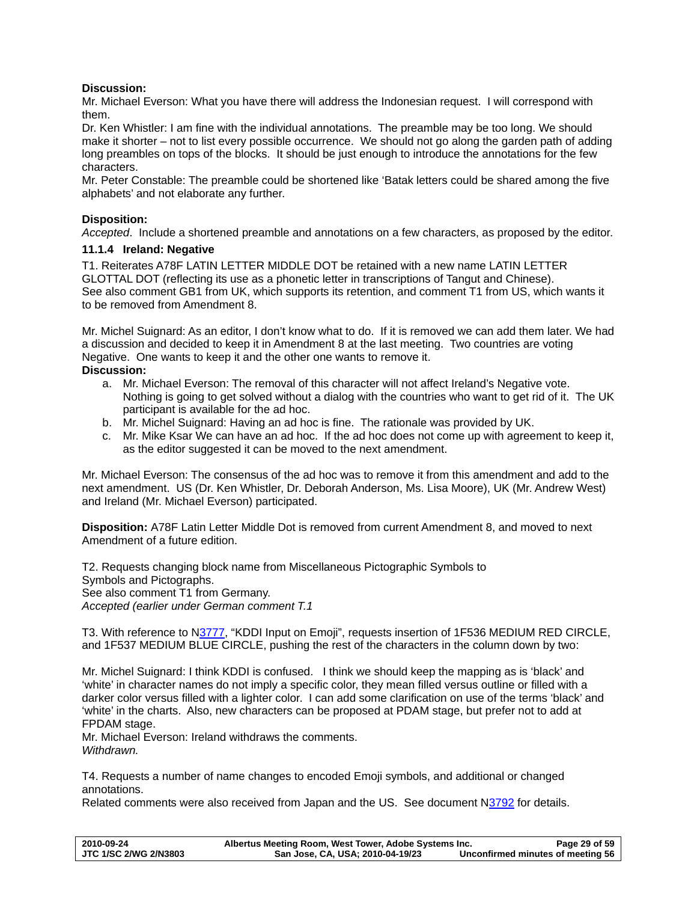**Discussion:**
Mr. Michael Everson: What you have there will address the Indonesian request. I will correspond with them.
Dr. Ken Whistler: I am fine with the individual annotations. The preamble may be too long. We should make it shorter – not to list every possible occurrence. We should not go along the garden path of adding long preambles on tops of the blocks. It should be just enough to introduce the annotations for the few characters.
Mr. Peter Constable: The preamble could be shortened like 'Batak letters could be shared among the five alphabets' and not elaborate any further.

**Disposition:**
*Accepted*. Include a shortened preamble and annotations on a few characters, as proposed by the editor.

### 11.1.4 Ireland: Negative

T1. Reiterates A78F LATIN LETTER MIDDLE DOT be retained with a new name LATIN LETTER GLOTTAL DOT (reflecting its use as a phonetic letter in transcriptions of Tangut and Chinese).
See also comment GB1 from UK, which supports its retention, and comment T1 from US, which wants it to be removed from Amendment 8.

Mr. Michel Suignard: As an editor, I don't know what to do. If it is removed we can add them later. We had a discussion and decided to keep it in Amendment 8 at the last meeting. Two countries are voting Negative. One wants to keep it and the other one wants to remove it.
**Discussion:**

a. Mr. Michael Everson: The removal of this character will not affect Ireland's Negative vote. Nothing is going to get solved without a dialog with the countries who want to get rid of it. The UK participant is available for the ad hoc.
b. Mr. Michel Suignard: Having an ad hoc is fine. The rationale was provided by UK.
c. Mr. Mike Ksar We can have an ad hoc. If the ad hoc does not come up with agreement to keep it, as the editor suggested it can be moved to the next amendment.

Mr. Michael Everson: The consensus of the ad hoc was to remove it from this amendment and add to the next amendment. US (Dr. Ken Whistler, Dr. Deborah Anderson, Ms. Lisa Moore), UK (Mr. Andrew West) and Ireland (Mr. Michael Everson) participated.

**Disposition:** A78F Latin Letter Middle Dot is removed from current Amendment 8, and moved to next Amendment of a future edition.

T2. Requests changing block name from Miscellaneous Pictographic Symbols to Symbols and Pictographs.
See also comment T1 from Germany.
*Accepted (earlier under German comment T.1*

T3. With reference to N3777, "KDDI Input on Emoji", requests insertion of 1F536 MEDIUM RED CIRCLE, and 1F537 MEDIUM BLUE CIRCLE, pushing the rest of the characters in the column down by two:

Mr. Michel Suignard: I think KDDI is confused. I think we should keep the mapping as is 'black' and 'white' in character names do not imply a specific color, they mean filled versus outline or filled with a darker color versus filled with a lighter color. I can add some clarification on use of the terms 'black' and 'white' in the charts. Also, new characters can be proposed at PDAM stage, but prefer not to add at FPDAM stage.
Mr. Michael Everson: Ireland withdraws the comments.
*Withdrawn.*

T4. Requests a number of name changes to encoded Emoji symbols, and additional or changed annotations.
Related comments were also received from Japan and the US. See document N3792 for details.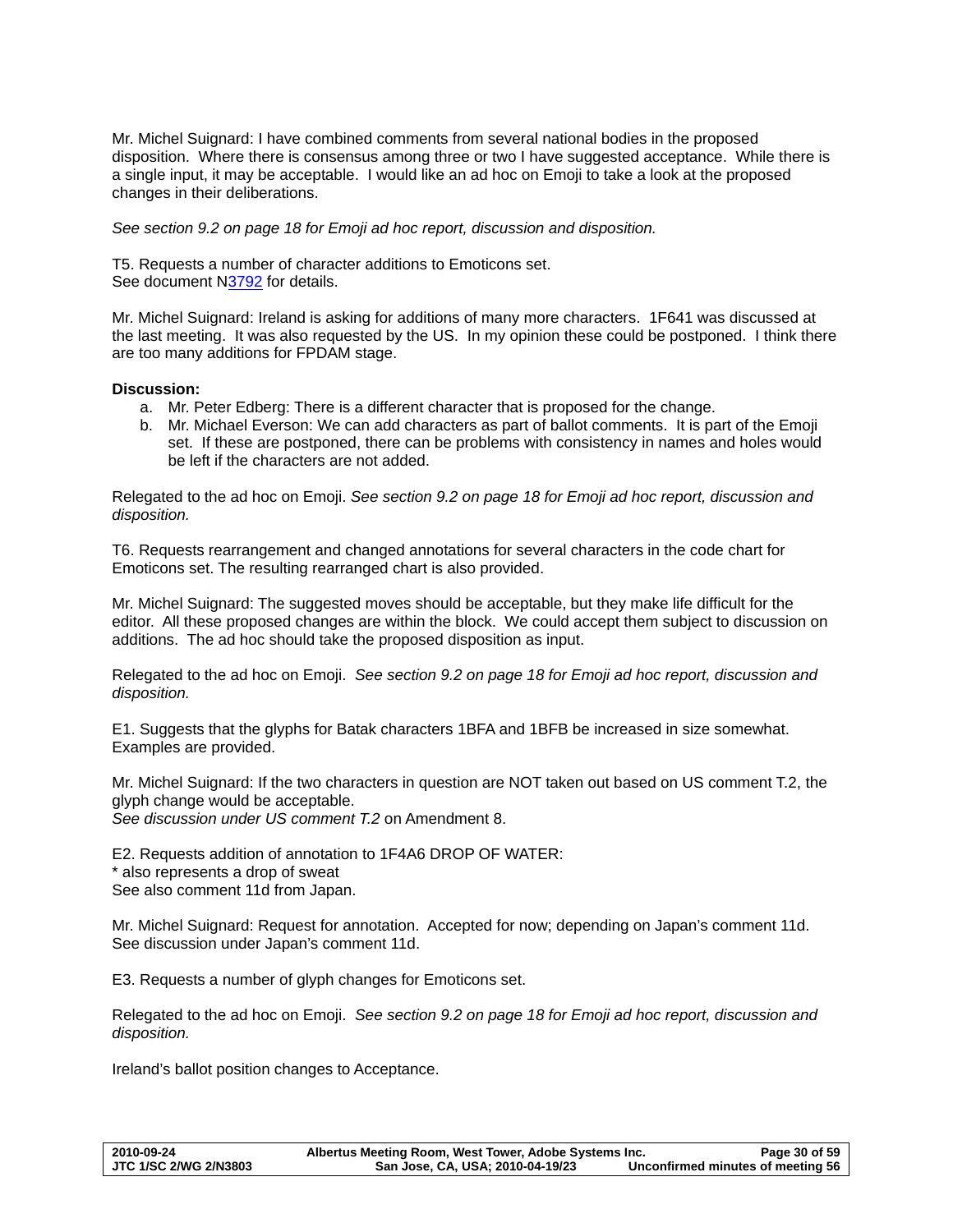Mr. Michel Suignard: I have combined comments from several national bodies in the proposed disposition. Where there is consensus among three or two I have suggested acceptance. While there is a single input, it may be acceptable. I would like an ad hoc on Emoji to take a look at the proposed changes in their deliberations.

*See section 9.2 on page 18 for Emoji ad hoc report, discussion and disposition.*

T5. Requests a number of character additions to Emoticons set.
See document N3792 for details.

Mr. Michel Suignard: Ireland is asking for additions of many more characters. 1F641 was discussed at the last meeting. It was also requested by the US. In my opinion these could be postponed. I think there are too many additions for FPDAM stage.

**Discussion:**

a. Mr. Peter Edberg: There is a different character that is proposed for the change.
b. Mr. Michael Everson: We can add characters as part of ballot comments. It is part of the Emoji set. If these are postponed, there can be problems with consistency in names and holes would be left if the characters are not added.

Relegated to the ad hoc on Emoji. *See section 9.2 on page 18 for Emoji ad hoc report, discussion and disposition.*

T6. Requests rearrangement and changed annotations for several characters in the code chart for Emoticons set. The resulting rearranged chart is also provided.

Mr. Michel Suignard: The suggested moves should be acceptable, but they make life difficult for the editor. All these proposed changes are within the block. We could accept them subject to discussion on additions. The ad hoc should take the proposed disposition as input.

Relegated to the ad hoc on Emoji. *See section 9.2 on page 18 for Emoji ad hoc report, discussion and disposition.*

E1. Suggests that the glyphs for Batak characters 1BFA and 1BFB be increased in size somewhat. Examples are provided.

Mr. Michel Suignard: If the two characters in question are NOT taken out based on US comment T.2, the glyph change would be acceptable.
*See discussion under US comment T.2* on Amendment 8.

E2. Requests addition of annotation to 1F4A6 DROP OF WATER:
* also represents a drop of sweat
See also comment 11d from Japan.

Mr. Michel Suignard: Request for annotation. Accepted for now; depending on Japan's comment 11d. See discussion under Japan's comment 11d.

E3. Requests a number of glyph changes for Emoticons set.

Relegated to the ad hoc on Emoji. *See section 9.2 on page 18 for Emoji ad hoc report, discussion and disposition.*

Ireland's ballot position changes to Acceptance.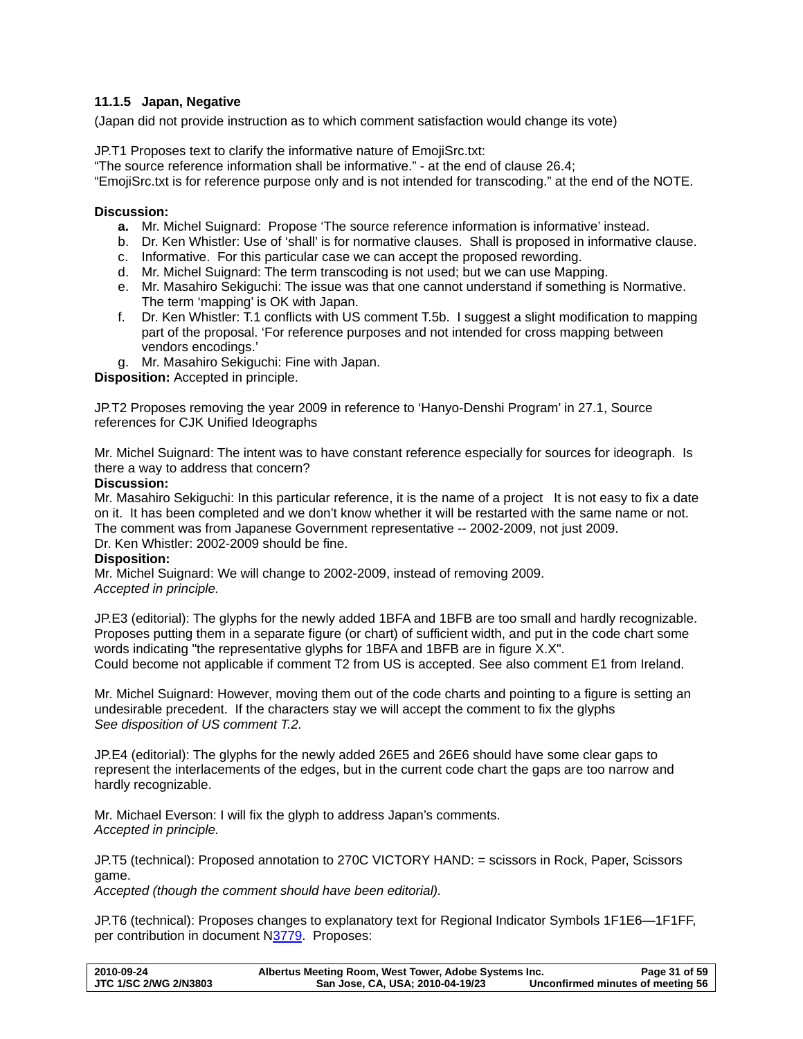### 11.1.5 Japan, Negative

(Japan did not provide instruction as to which comment satisfaction would change its vote)

JP.T1 Proposes text to clarify the informative nature of EmojiSrc.txt:
“The source reference information shall be informative.” - at the end of clause 26.4;
“EmojiSrc.txt is for reference purpose only and is not intended for transcoding.” at the end of the NOTE.

**Discussion:**

- **a.** Mr. Michel Suignard: Propose ‘The source reference information is informative’ instead.
- b. Dr. Ken Whistler: Use of ‘shall’ is for normative clauses. Shall is proposed in informative clause.
- c. Informative. For this particular case we can accept the proposed rewording.
- d. Mr. Michel Suignard: The term transcoding is not used; but we can use Mapping.
- e. Mr. Masahiro Sekiguchi: The issue was that one cannot understand if something is Normative. The term ‘mapping’ is OK with Japan.
- f. Dr. Ken Whistler: T.1 conflicts with US comment T.5b. I suggest a slight modification to mapping part of the proposal. ‘For reference purposes and not intended for cross mapping between vendors encodings.’
- g. Mr. Masahiro Sekiguchi: Fine with Japan.

**Disposition:** Accepted in principle.

JP.T2 Proposes removing the year 2009 in reference to ‘Hanyo-Denshi Program’ in 27.1, Source references for CJK Unified Ideographs

Mr. Michel Suignard: The intent was to have constant reference especially for sources for ideograph. Is there a way to address that concern?

**Discussion:**

Mr. Masahiro Sekiguchi: In this particular reference, it is the name of a project It is not easy to fix a date on it. It has been completed and we don’t know whether it will be restarted with the same name or not. The comment was from Japanese Government representative -- 2002-2009, not just 2009.
Dr. Ken Whistler: 2002-2009 should be fine.

**Disposition:**

Mr. Michel Suignard: We will change to 2002-2009, instead of removing 2009.
*Accepted in principle.*

JP.E3 (editorial): The glyphs for the newly added 1BFA and 1BFB are too small and hardly recognizable. Proposes putting them in a separate figure (or chart) of sufficient width, and put in the code chart some words indicating "the representative glyphs for 1BFA and 1BFB are in figure X.X".
Could become not applicable if comment T2 from US is accepted. See also comment E1 from Ireland.

Mr. Michel Suignard: However, moving them out of the code charts and pointing to a figure is setting an undesirable precedent. If the characters stay we will accept the comment to fix the glyphs
*See disposition of US comment T.2.*

JP.E4 (editorial): The glyphs for the newly added 26E5 and 26E6 should have some clear gaps to represent the interlacements of the edges, but in the current code chart the gaps are too narrow and hardly recognizable.

Mr. Michael Everson: I will fix the glyph to address Japan’s comments.
*Accepted in principle.*

JP.T5 (technical): Proposed annotation to 270C VICTORY HAND: = scissors in Rock, Paper, Scissors game.
*Accepted (though the comment should have been editorial).*

JP.T6 (technical): Proposes changes to explanatory text for Regional Indicator Symbols 1F1E6—1F1FF, per contribution in document N3779. Proposes: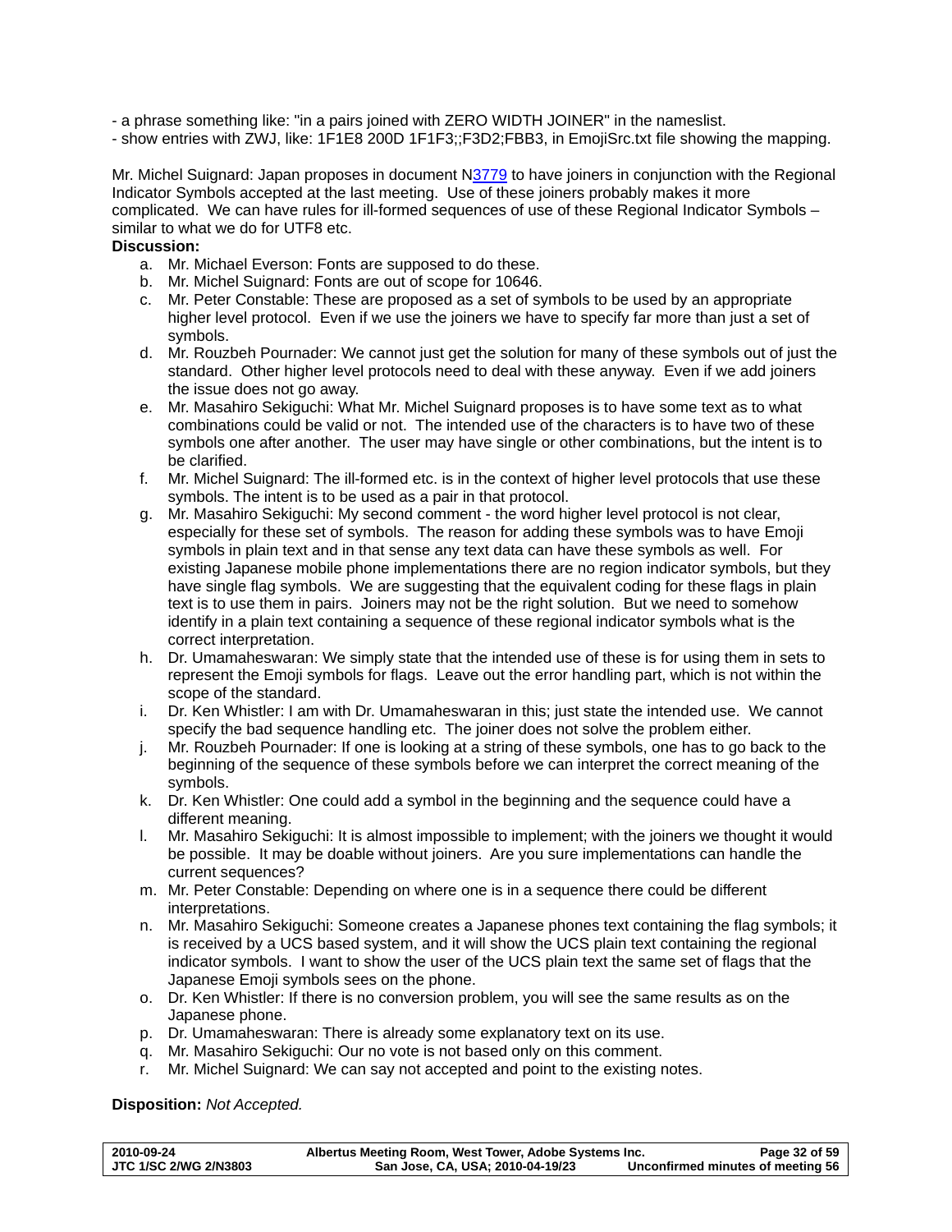- a phrase something like: "in a pairs joined with ZERO WIDTH JOINER" in the nameslist.
- show entries with ZWJ, like: 1F1E8 200D 1F1F3;;F3D2;FBB3, in EmojiSrc.txt file showing the mapping.

Mr. Michel Suignard: Japan proposes in document N3779 to have joiners in conjunction with the Regional Indicator Symbols accepted at the last meeting. Use of these joiners probably makes it more complicated. We can have rules for ill-formed sequences of use of these Regional Indicator Symbols – similar to what we do for UTF8 etc.

**Discussion:**

a. Mr. Michael Everson: Fonts are supposed to do these.
b. Mr. Michel Suignard: Fonts are out of scope for 10646.
c. Mr. Peter Constable: These are proposed as a set of symbols to be used by an appropriate higher level protocol. Even if we use the joiners we have to specify far more than just a set of symbols.
d. Mr. Rouzbeh Pournader: We cannot just get the solution for many of these symbols out of just the standard. Other higher level protocols need to deal with these anyway. Even if we add joiners the issue does not go away.
e. Mr. Masahiro Sekiguchi: What Mr. Michel Suignard proposes is to have some text as to what combinations could be valid or not. The intended use of the characters is to have two of these symbols one after another. The user may have single or other combinations, but the intent is to be clarified.
f. Mr. Michel Suignard: The ill-formed etc. is in the context of higher level protocols that use these symbols. The intent is to be used as a pair in that protocol.
g. Mr. Masahiro Sekiguchi: My second comment - the word higher level protocol is not clear, especially for these set of symbols. The reason for adding these symbols was to have Emoji symbols in plain text and in that sense any text data can have these symbols as well. For existing Japanese mobile phone implementations there are no region indicator symbols, but they have single flag symbols. We are suggesting that the equivalent coding for these flags in plain text is to use them in pairs. Joiners may not be the right solution. But we need to somehow identify in a plain text containing a sequence of these regional indicator symbols what is the correct interpretation.
h. Dr. Umamaheswaran: We simply state that the intended use of these is for using them in sets to represent the Emoji symbols for flags. Leave out the error handling part, which is not within the scope of the standard.
i. Dr. Ken Whistler: I am with Dr. Umamaheswaran in this; just state the intended use. We cannot specify the bad sequence handling etc. The joiner does not solve the problem either.
j. Mr. Rouzbeh Pournader: If one is looking at a string of these symbols, one has to go back to the beginning of the sequence of these symbols before we can interpret the correct meaning of the symbols.
k. Dr. Ken Whistler: One could add a symbol in the beginning and the sequence could have a different meaning.
l. Mr. Masahiro Sekiguchi: It is almost impossible to implement; with the joiners we thought it would be possible. It may be doable without joiners. Are you sure implementations can handle the current sequences?
m. Mr. Peter Constable: Depending on where one is in a sequence there could be different interpretations.
n. Mr. Masahiro Sekiguchi: Someone creates a Japanese phones text containing the flag symbols; it is received by a UCS based system, and it will show the UCS plain text containing the regional indicator symbols. I want to show the user of the UCS plain text the same set of flags that the Japanese Emoji symbols sees on the phone.
o. Dr. Ken Whistler: If there is no conversion problem, you will see the same results as on the Japanese phone.
p. Dr. Umamaheswaran: There is already some explanatory text on its use.
q. Mr. Masahiro Sekiguchi: Our no vote is not based only on this comment.
r. Mr. Michel Suignard: We can say not accepted and point to the existing notes.

**Disposition:** *Not Accepted.*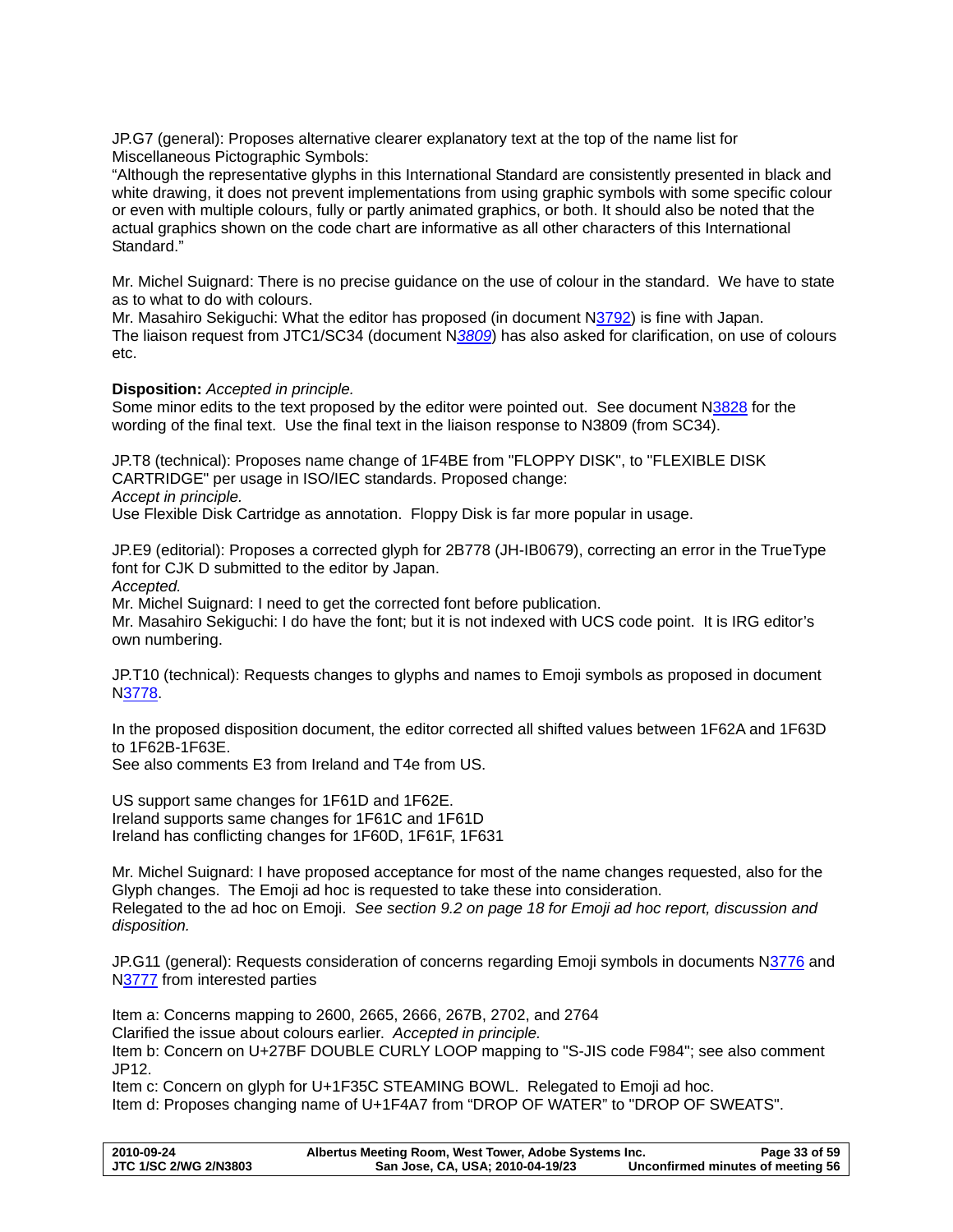JP.G7 (general): Proposes alternative clearer explanatory text at the top of the name list for Miscellaneous Pictographic Symbols:
"Although the representative glyphs in this International Standard are consistently presented in black and white drawing, it does not prevent implementations from using graphic symbols with some specific colour or even with multiple colours, fully or partly animated graphics, or both. It should also be noted that the actual graphics shown on the code chart are informative as all other characters of this International Standard."

Mr. Michel Suignard: There is no precise guidance on the use of colour in the standard. We have to state as to what to do with colours.
Mr. Masahiro Sekiguchi: What the editor has proposed (in document N3792) is fine with Japan.
The liaison request from JTC1/SC34 (document N*3809*) has also asked for clarification, on use of colours etc.

**Disposition:** *Accepted in principle.*
Some minor edits to the text proposed by the editor were pointed out. See document N3828 for the wording of the final text. Use the final text in the liaison response to N3809 (from SC34).

JP.T8 (technical): Proposes name change of 1F4BE from "FLOPPY DISK", to "FLEXIBLE DISK CARTRIDGE" per usage in ISO/IEC standards. Proposed change:
*Accept in principle.*
Use Flexible Disk Cartridge as annotation. Floppy Disk is far more popular in usage.

JP.E9 (editorial): Proposes a corrected glyph for 2B778 (JH-IB0679), correcting an error in the TrueType font for CJK D submitted to the editor by Japan.
*Accepted.*
Mr. Michel Suignard: I need to get the corrected font before publication.
Mr. Masahiro Sekiguchi: I do have the font; but it is not indexed with UCS code point. It is IRG editor's own numbering.

JP.T10 (technical): Requests changes to glyphs and names to Emoji symbols as proposed in document N3778.

In the proposed disposition document, the editor corrected all shifted values between 1F62A and 1F63D to 1F62B-1F63E.
See also comments E3 from Ireland and T4e from US.

US support same changes for 1F61D and 1F62E.
Ireland supports same changes for 1F61C and 1F61D
Ireland has conflicting changes for 1F60D, 1F61F, 1F631

Mr. Michel Suignard: I have proposed acceptance for most of the name changes requested, also for the Glyph changes. The Emoji ad hoc is requested to take these into consideration.
Relegated to the ad hoc on Emoji. *See section 9.2 on page 18 for Emoji ad hoc report, discussion and disposition.*

JP.G11 (general): Requests consideration of concerns regarding Emoji symbols in documents N3776 and N3777 from interested parties

Item a: Concerns mapping to 2600, 2665, 2666, 267B, 2702, and 2764
Clarified the issue about colours earlier. *Accepted in principle.*
Item b: Concern on U+27BF DOUBLE CURLY LOOP mapping to "S-JIS code F984"; see also comment JP12.
Item c: Concern on glyph for U+1F35C STEAMING BOWL. Relegated to Emoji ad hoc.
Item d: Proposes changing name of U+1F4A7 from "DROP OF WATER" to "DROP OF SWEATS".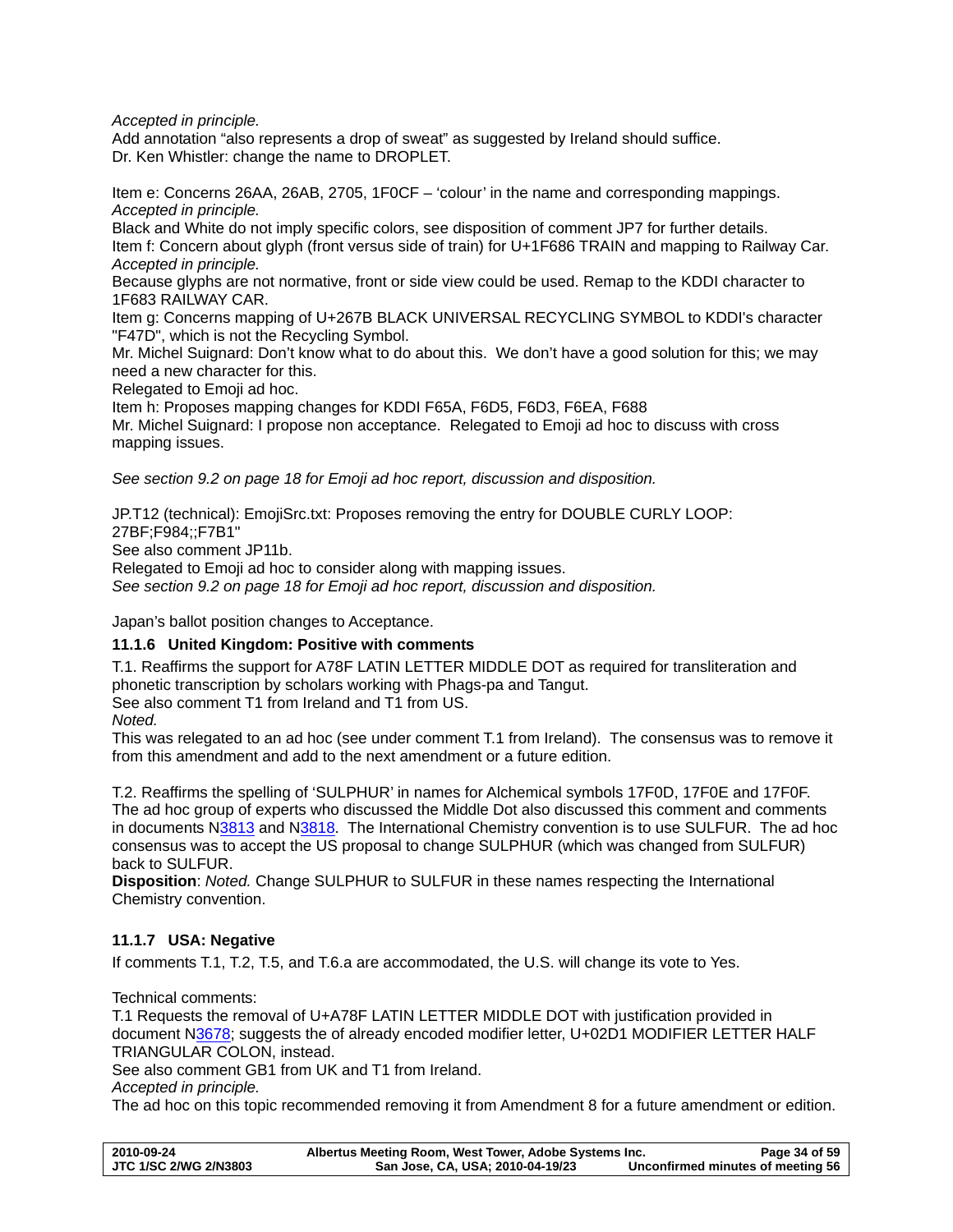*Accepted in principle.*
Add annotation "also represents a drop of sweat" as suggested by Ireland should suffice.
Dr. Ken Whistler: change the name to DROPLET.

Item e: Concerns 26AA, 26AB, 2705, 1F0CF – 'colour' in the name and corresponding mappings.
*Accepted in principle.*
Black and White do not imply specific colors, see disposition of comment JP7 for further details.
Item f: Concern about glyph (front versus side of train) for U+1F686 TRAIN and mapping to Railway Car.
*Accepted in principle.*
Because glyphs are not normative, front or side view could be used. Remap to the KDDI character to 1F683 RAILWAY CAR.
Item g: Concerns mapping of U+267B BLACK UNIVERSAL RECYCLING SYMBOL to KDDI's character "F47D", which is not the Recycling Symbol.
Mr. Michel Suignard: Don't know what to do about this. We don't have a good solution for this; we may need a new character for this.
Relegated to Emoji ad hoc.
Item h: Proposes mapping changes for KDDI F65A, F6D5, F6D3, F6EA, F688
Mr. Michel Suignard: I propose non acceptance. Relegated to Emoji ad hoc to discuss with cross mapping issues.

*See section 9.2 on page 18 for Emoji ad hoc report, discussion and disposition.*

JP.T12 (technical): EmojiSrc.txt: Proposes removing the entry for DOUBLE CURLY LOOP: 27BF;F984;;F7B1"
See also comment JP11b.
Relegated to Emoji ad hoc to consider along with mapping issues.
*See section 9.2 on page 18 for Emoji ad hoc report, discussion and disposition.*

Japan's ballot position changes to Acceptance.

### 11.1.6 United Kingdom: Positive with comments

T.1. Reaffirms the support for A78F LATIN LETTER MIDDLE DOT as required for transliteration and phonetic transcription by scholars working with Phags-pa and Tangut.
See also comment T1 from Ireland and T1 from US.
*Noted.*
This was relegated to an ad hoc (see under comment T.1 from Ireland). The consensus was to remove it from this amendment and add to the next amendment or a future edition.

T.2. Reaffirms the spelling of 'SULPHUR' in names for Alchemical symbols 17F0D, 17F0E and 17F0F. The ad hoc group of experts who discussed the Middle Dot also discussed this comment and comments in documents N3813 and N3818. The International Chemistry convention is to use SULFUR. The ad hoc consensus was to accept the US proposal to change SULPHUR (which was changed from SULFUR) back to SULFUR.
**Disposition**: *Noted.* Change SULPHUR to SULFUR in these names respecting the International Chemistry convention.

### 11.1.7 USA: Negative

If comments T.1, T.2, T.5, and T.6.a are accommodated, the U.S. will change its vote to Yes.

Technical comments:
T.1 Requests the removal of U+A78F LATIN LETTER MIDDLE DOT with justification provided in document N3678; suggests the of already encoded modifier letter, U+02D1 MODIFIER LETTER HALF TRIANGULAR COLON, instead.
See also comment GB1 from UK and T1 from Ireland.
*Accepted in principle.*
The ad hoc on this topic recommended removing it from Amendment 8 for a future amendment or edition.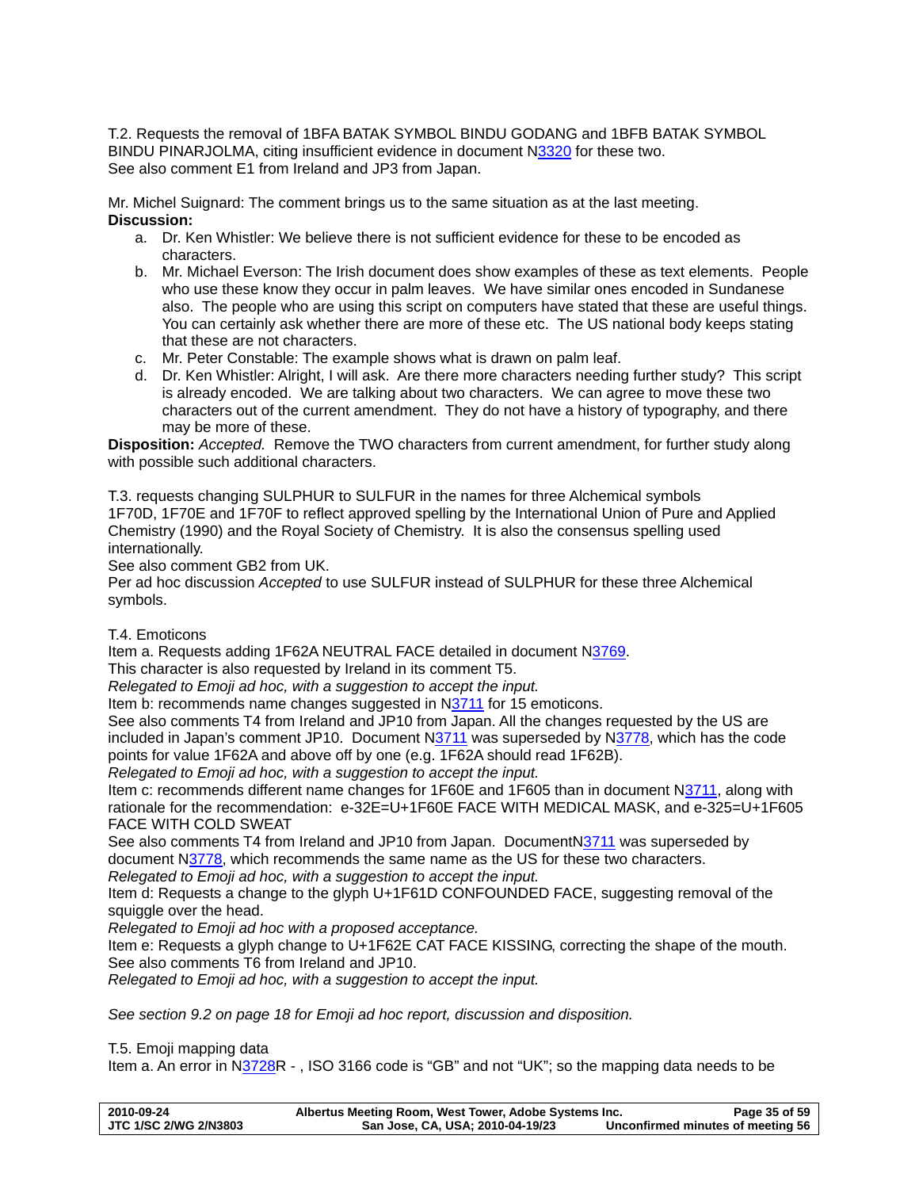T.2. Requests the removal of 1BFA BATAK SYMBOL BINDU GODANG and 1BFB BATAK SYMBOL BINDU PINARJOLMA, citing insufficient evidence in document N3320 for these two.
See also comment E1 from Ireland and JP3 from Japan.

Mr. Michel Suignard: The comment brings us to the same situation as at the last meeting.
**Discussion:**

a. Dr. Ken Whistler: We believe there is not sufficient evidence for these to be encoded as characters.
b. Mr. Michael Everson: The Irish document does show examples of these as text elements. People who use these know they occur in palm leaves. We have similar ones encoded in Sundanese also. The people who are using this script on computers have stated that these are useful things. You can certainly ask whether there are more of these etc. The US national body keeps stating that these are not characters.
c. Mr. Peter Constable: The example shows what is drawn on palm leaf.
d. Dr. Ken Whistler: Alright, I will ask. Are there more characters needing further study? This script is already encoded. We are talking about two characters. We can agree to move these two characters out of the current amendment. They do not have a history of typography, and there may be more of these.

**Disposition:** *Accepted.* Remove the TWO characters from current amendment, for further study along with possible such additional characters.

T.3. requests changing SULPHUR to SULFUR in the names for three Alchemical symbols 1F70D, 1F70E and 1F70F to reflect approved spelling by the International Union of Pure and Applied Chemistry (1990) and the Royal Society of Chemistry. It is also the consensus spelling used internationally.
See also comment GB2 from UK.
Per ad hoc discussion *Accepted* to use SULFUR instead of SULPHUR for these three Alchemical symbols.

T.4. Emoticons
Item a. Requests adding 1F62A NEUTRAL FACE detailed in document N3769.
This character is also requested by Ireland in its comment T5.
*Relegated to Emoji ad hoc, with a suggestion to accept the input.*
Item b: recommends name changes suggested in N3711 for 15 emoticons.
See also comments T4 from Ireland and JP10 from Japan. All the changes requested by the US are included in Japan's comment JP10. Document N3711 was superseded by N3778, which has the code points for value 1F62A and above off by one (e.g. 1F62A should read 1F62B).
*Relegated to Emoji ad hoc, with a suggestion to accept the input.*
Item c: recommends different name changes for 1F60E and 1F605 than in document N3711, along with rationale for the recommendation: e-32E=U+1F60E FACE WITH MEDICAL MASK, and e-325=U+1F605 FACE WITH COLD SWEAT
See also comments T4 from Ireland and JP10 from Japan. DocumentN3711 was superseded by document N3778, which recommends the same name as the US for these two characters.
*Relegated to Emoji ad hoc, with a suggestion to accept the input.*
Item d: Requests a change to the glyph U+1F61D CONFOUNDED FACE, suggesting removal of the squiggle over the head.
*Relegated to Emoji ad hoc with a proposed acceptance.*
Item e: Requests a glyph change to U+1F62E CAT FACE KISSING, correcting the shape of the mouth.
See also comments T6 from Ireland and JP10.
*Relegated to Emoji ad hoc, with a suggestion to accept the input.*

*See section 9.2 on page 18 for Emoji ad hoc report, discussion and disposition.*

T.5. Emoji mapping data
Item a. An error in N3728R - , ISO 3166 code is "GB" and not "UK"; so the mapping data needs to be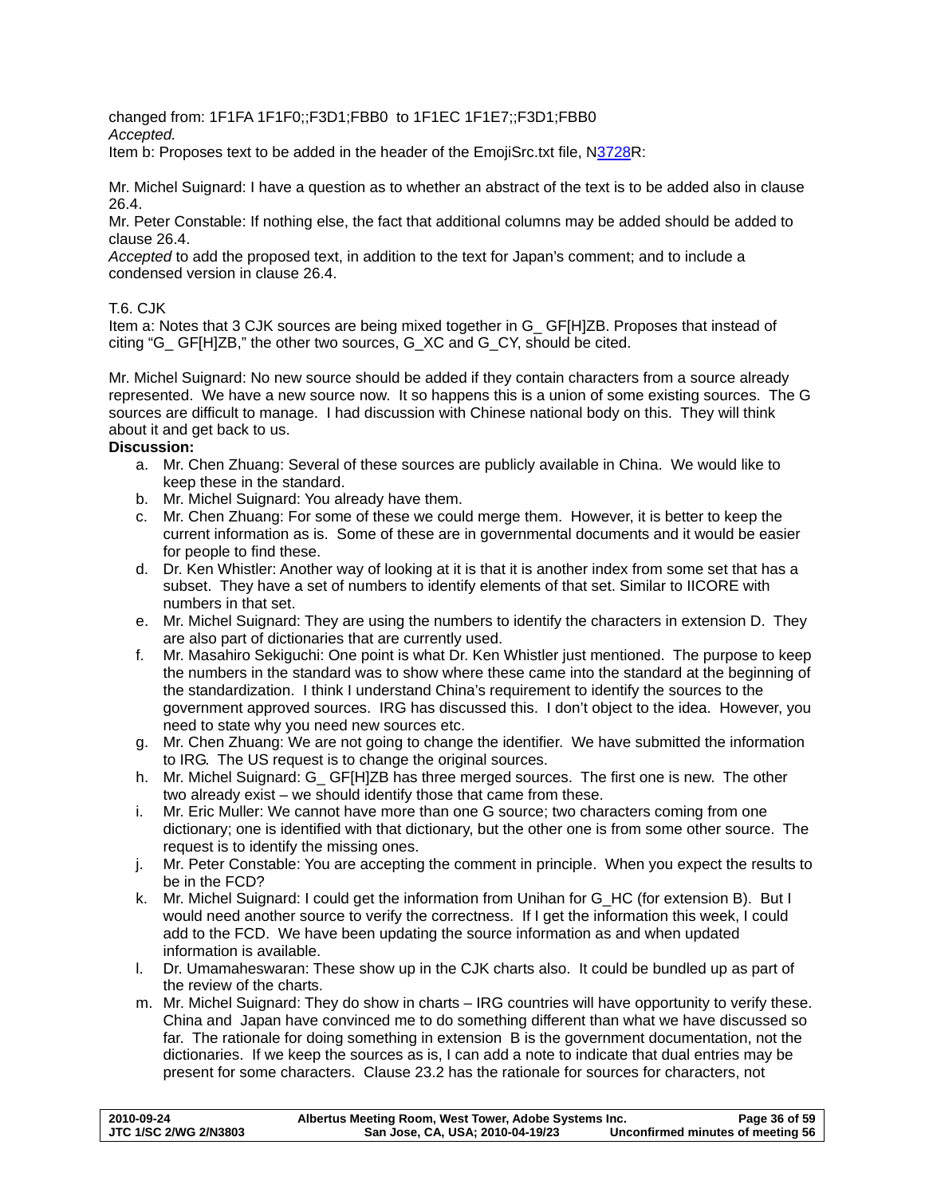changed from: 1F1FA 1F1F0;;F3D1;FBB0 to 1F1EC 1F1E7;;F3D1;FBB0
*Accepted.*
Item b: Proposes text to be added in the header of the EmojiSrc.txt file, N3728R:

Mr. Michel Suignard: I have a question as to whether an abstract of the text is to be added also in clause 26.4.
Mr. Peter Constable: If nothing else, the fact that additional columns may be added should be added to clause 26.4.
*Accepted* to add the proposed text, in addition to the text for Japan's comment; and to include a condensed version in clause 26.4.

T.6. CJK
Item a: Notes that 3 CJK sources are being mixed together in G_ GF[H]ZB. Proposes that instead of citing "G_ GF[H]ZB," the other two sources, G_XC and G_CY, should be cited.

Mr. Michel Suignard: No new source should be added if they contain characters from a source already represented. We have a new source now. It so happens this is a union of some existing sources. The G sources are difficult to manage. I had discussion with Chinese national body on this. They will think about it and get back to us.
**Discussion:**

a. Mr. Chen Zhuang: Several of these sources are publicly available in China. We would like to keep these in the standard.
b. Mr. Michel Suignard: You already have them.
c. Mr. Chen Zhuang: For some of these we could merge them. However, it is better to keep the current information as is. Some of these are in governmental documents and it would be easier for people to find these.
d. Dr. Ken Whistler: Another way of looking at it is that it is another index from some set that has a subset. They have a set of numbers to identify elements of that set. Similar to IICORE with numbers in that set.
e. Mr. Michel Suignard: They are using the numbers to identify the characters in extension D. They are also part of dictionaries that are currently used.
f. Mr. Masahiro Sekiguchi: One point is what Dr. Ken Whistler just mentioned. The purpose to keep the numbers in the standard was to show where these came into the standard at the beginning of the standardization. I think I understand China's requirement to identify the sources to the government approved sources. IRG has discussed this. I don't object to the idea. However, you need to state why you need new sources etc.
g. Mr. Chen Zhuang: We are not going to change the identifier. We have submitted the information to IRG. The US request is to change the original sources.
h. Mr. Michel Suignard: G_ GF[H]ZB has three merged sources. The first one is new. The other two already exist – we should identify those that came from these.
i. Mr. Eric Muller: We cannot have more than one G source; two characters coming from one dictionary; one is identified with that dictionary, but the other one is from some other source. The request is to identify the missing ones.
j. Mr. Peter Constable: You are accepting the comment in principle. When you expect the results to be in the FCD?
k. Mr. Michel Suignard: I could get the information from Unihan for G_HC (for extension B). But I would need another source to verify the correctness. If I get the information this week, I could add to the FCD. We have been updating the source information as and when updated information is available.
l. Dr. Umamaheswaran: These show up in the CJK charts also. It could be bundled up as part of the review of the charts.
m. Mr. Michel Suignard: They do show in charts – IRG countries will have opportunity to verify these. China and Japan have convinced me to do something different than what we have discussed so far. The rationale for doing something in extension B is the government documentation, not the dictionaries. If we keep the sources as is, I can add a note to indicate that dual entries may be present for some characters. Clause 23.2 has the rationale for sources for characters, not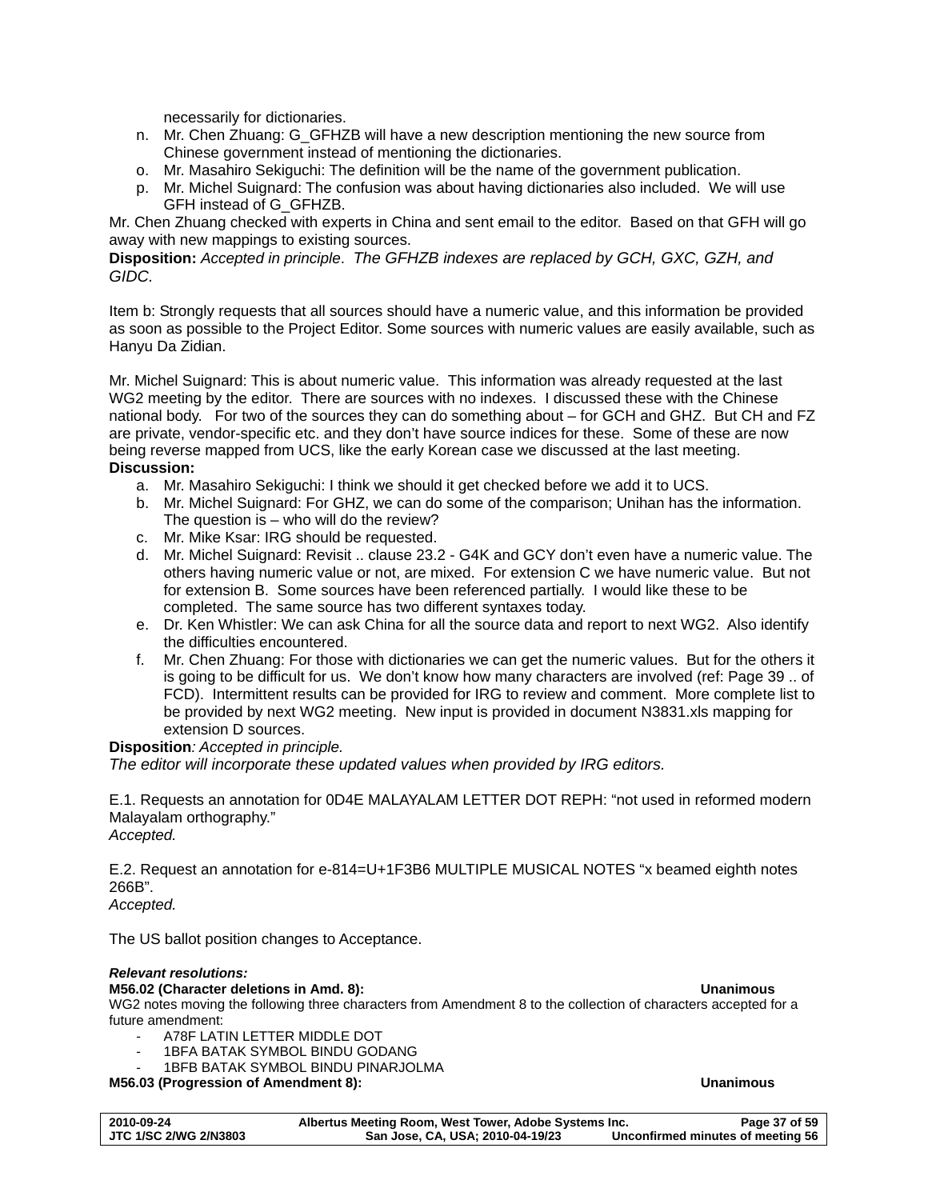necessarily for dictionaries.

n. Mr. Chen Zhuang: G_GFHZB will have a new description mentioning the new source from Chinese government instead of mentioning the dictionaries.
o. Mr. Masahiro Sekiguchi: The definition will be the name of the government publication.
p. Mr. Michel Suignard: The confusion was about having dictionaries also included. We will use GFH instead of G_GFHZB.

Mr. Chen Zhuang checked with experts in China and sent email to the editor. Based on that GFH will go away with new mappings to existing sources.

**Disposition:** *Accepted in principle. The GFHZB indexes are replaced by GCH, GXC, GZH, and GIDC.*

Item b: Strongly requests that all sources should have a numeric value, and this information be provided as soon as possible to the Project Editor. Some sources with numeric values are easily available, such as Hanyu Da Zidian.

Mr. Michel Suignard: This is about numeric value. This information was already requested at the last WG2 meeting by the editor. There are sources with no indexes. I discussed these with the Chinese national body. For two of the sources they can do something about – for GCH and GHZ. But CH and FZ are private, vendor-specific etc. and they don't have source indices for these. Some of these are now being reverse mapped from UCS, like the early Korean case we discussed at the last meeting.

**Discussion:**

a. Mr. Masahiro Sekiguchi: I think we should it get checked before we add it to UCS.
b. Mr. Michel Suignard: For GHZ, we can do some of the comparison; Unihan has the information. The question is – who will do the review?
c. Mr. Mike Ksar: IRG should be requested.
d. Mr. Michel Suignard: Revisit .. clause 23.2 - G4K and GCY don't even have a numeric value. The others having numeric value or not, are mixed. For extension C we have numeric value. But not for extension B. Some sources have been referenced partially. I would like these to be completed. The same source has two different syntaxes today.
e. Dr. Ken Whistler: We can ask China for all the source data and report to next WG2. Also identify the difficulties encountered.
f. Mr. Chen Zhuang: For those with dictionaries we can get the numeric values. But for the others it is going to be difficult for us. We don't know how many characters are involved (ref: Page 39 .. of FCD). Intermittent results can be provided for IRG to review and comment. More complete list to be provided by next WG2 meeting. New input is provided in document N3831.xls mapping for extension D sources.

**Disposition***: Accepted in principle.*
*The editor will incorporate these updated values when provided by IRG editors.*

E.1. Requests an annotation for 0D4E MALAYALAM LETTER DOT REPH: "not used in reformed modern Malayalam orthography."
*Accepted.*

E.2. Request an annotation for e-814=U+1F3B6 MULTIPLE MUSICAL NOTES "x beamed eighth notes 266B".
*Accepted.*

The US ballot position changes to Acceptance.

***Relevant resolutions:***

**M56.02 (Character deletions in Amd. 8): Unanimous**

WG2 notes moving the following three characters from Amendment 8 to the collection of characters accepted for a future amendment:

- A78F LATIN LETTER MIDDLE DOT
- 1BFA BATAK SYMBOL BINDU GODANG
- 1BFB BATAK SYMBOL BINDU PINARJOLMA

**M56.03 (Progression of Amendment 8): Unanimous**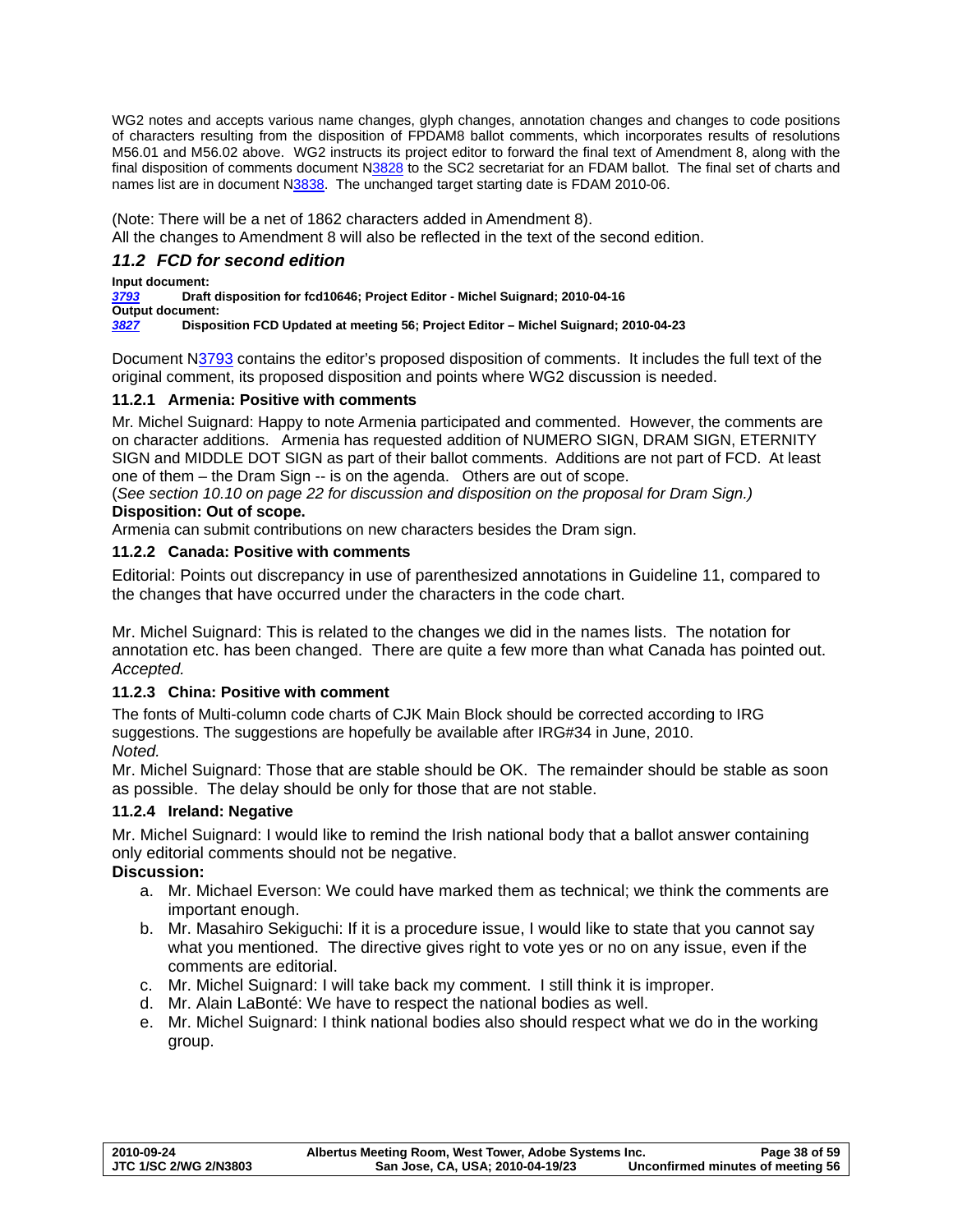WG2 notes and accepts various name changes, glyph changes, annotation changes and changes to code positions of characters resulting from the disposition of FPDAM8 ballot comments, which incorporates results of resolutions M56.01 and M56.02 above. WG2 instructs its project editor to forward the final text of Amendment 8, along with the final disposition of comments document N3828 to the SC2 secretariat for an FDAM ballot. The final set of charts and names list are in document N3838. The unchanged target starting date is FDAM 2010-06.

(Note: There will be a net of 1862 characters added in Amendment 8).
All the changes to Amendment 8 will also be reflected in the text of the second edition.

## *11.2 FCD for second edition*

**Input document:**
***3793*** **Draft disposition for fcd10646; Project Editor - Michel Suignard; 2010-04-16**
**Output document:**
***3827*** **Disposition FCD Updated at meeting 56; Project Editor – Michel Suignard; 2010-04-23**

Document N3793 contains the editor's proposed disposition of comments. It includes the full text of the original comment, its proposed disposition and points where WG2 discussion is needed.

### 11.2.1 Armenia: Positive with comments

Mr. Michel Suignard: Happy to note Armenia participated and commented. However, the comments are on character additions. Armenia has requested addition of NUMERO SIGN, DRAM SIGN, ETERNITY SIGN and MIDDLE DOT SIGN as part of their ballot comments. Additions are not part of FCD. At least one of them – the Dram Sign -- is on the agenda. Others are out of scope.
(*See section 10.10 on page 22 for discussion and disposition on the proposal for Dram Sign.)*
**Disposition: Out of scope.**
Armenia can submit contributions on new characters besides the Dram sign.

### 11.2.2 Canada: Positive with comments

Editorial: Points out discrepancy in use of parenthesized annotations in Guideline 11, compared to the changes that have occurred under the characters in the code chart.

Mr. Michel Suignard: This is related to the changes we did in the names lists. The notation for annotation etc. has been changed. There are quite a few more than what Canada has pointed out.
*Accepted.*

### 11.2.3 China: Positive with comment

The fonts of Multi-column code charts of CJK Main Block should be corrected according to IRG suggestions. The suggestions are hopefully be available after IRG#34 in June, 2010.
*Noted.*
Mr. Michel Suignard: Those that are stable should be OK. The remainder should be stable as soon as possible. The delay should be only for those that are not stable.

### 11.2.4 Ireland: Negative

Mr. Michel Suignard: I would like to remind the Irish national body that a ballot answer containing only editorial comments should not be negative.
**Discussion:**

a. Mr. Michael Everson: We could have marked them as technical; we think the comments are important enough.
b. Mr. Masahiro Sekiguchi: If it is a procedure issue, I would like to state that you cannot say what you mentioned. The directive gives right to vote yes or no on any issue, even if the comments are editorial.
c. Mr. Michel Suignard: I will take back my comment. I still think it is improper.
d. Mr. Alain LaBonté: We have to respect the national bodies as well.
e. Mr. Michel Suignard: I think national bodies also should respect what we do in the working group.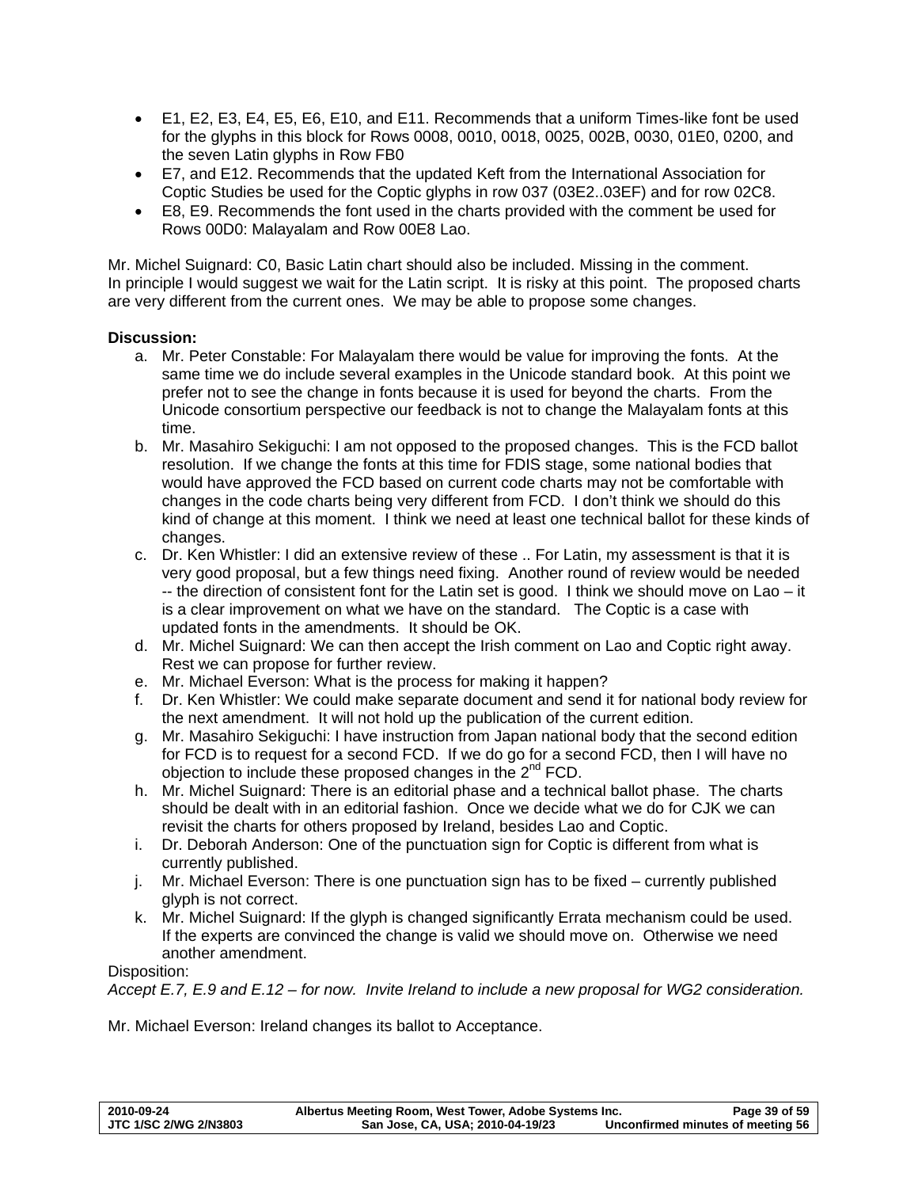- E1, E2, E3, E4, E5, E6, E10, and E11. Recommends that a uniform Times-like font be used for the glyphs in this block for Rows 0008, 0010, 0018, 0025, 002B, 0030, 01E0, 0200, and the seven Latin glyphs in Row FB0
- E7, and E12. Recommends that the updated Keft from the International Association for Coptic Studies be used for the Coptic glyphs in row 037 (03E2..03EF) and for row 02C8.
- E8, E9. Recommends the font used in the charts provided with the comment be used for Rows 00D0: Malayalam and Row 00E8 Lao.

Mr. Michel Suignard: C0, Basic Latin chart should also be included. Missing in the comment. In principle I would suggest we wait for the Latin script. It is risky at this point. The proposed charts are very different from the current ones. We may be able to propose some changes.

**Discussion:**

a. Mr. Peter Constable: For Malayalam there would be value for improving the fonts. At the same time we do include several examples in the Unicode standard book. At this point we prefer not to see the change in fonts because it is used for beyond the charts. From the Unicode consortium perspective our feedback is not to change the Malayalam fonts at this time.
b. Mr. Masahiro Sekiguchi: I am not opposed to the proposed changes. This is the FCD ballot resolution. If we change the fonts at this time for FDIS stage, some national bodies that would have approved the FCD based on current code charts may not be comfortable with changes in the code charts being very different from FCD. I don't think we should do this kind of change at this moment. I think we need at least one technical ballot for these kinds of changes.
c. Dr. Ken Whistler: I did an extensive review of these .. For Latin, my assessment is that it is very good proposal, but a few things need fixing. Another round of review would be needed -- the direction of consistent font for the Latin set is good. I think we should move on Lao – it is a clear improvement on what we have on the standard. The Coptic is a case with updated fonts in the amendments. It should be OK.
d. Mr. Michel Suignard: We can then accept the Irish comment on Lao and Coptic right away. Rest we can propose for further review.
e. Mr. Michael Everson: What is the process for making it happen?
f. Dr. Ken Whistler: We could make separate document and send it for national body review for the next amendment. It will not hold up the publication of the current edition.
g. Mr. Masahiro Sekiguchi: I have instruction from Japan national body that the second edition for FCD is to request for a second FCD. If we do go for a second FCD, then I will have no objection to include these proposed changes in the 2nd FCD.
h. Mr. Michel Suignard: There is an editorial phase and a technical ballot phase. The charts should be dealt with in an editorial fashion. Once we decide what we do for CJK we can revisit the charts for others proposed by Ireland, besides Lao and Coptic.
i. Dr. Deborah Anderson: One of the punctuation sign for Coptic is different from what is currently published.
j. Mr. Michael Everson: There is one punctuation sign has to be fixed – currently published glyph is not correct.
k. Mr. Michel Suignard: If the glyph is changed significantly Errata mechanism could be used. If the experts are convinced the change is valid we should move on. Otherwise we need another amendment.

Disposition:

*Accept E.7, E.9 and E.12 – for now. Invite Ireland to include a new proposal for WG2 consideration.*

Mr. Michael Everson: Ireland changes its ballot to Acceptance.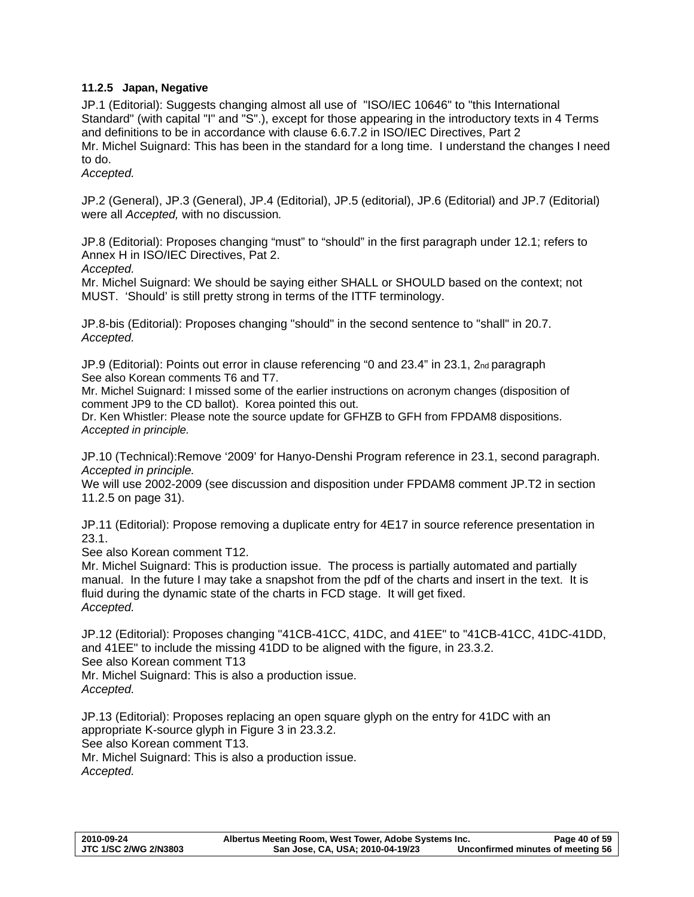#### 11.2.5 Japan, Negative

JP.1 (Editorial): Suggests changing almost all use of "ISO/IEC 10646" to "this International Standard" (with capital "I" and "S".), except for those appearing in the introductory texts in 4 Terms and definitions to be in accordance with clause 6.6.7.2 in ISO/IEC Directives, Part 2
Mr. Michel Suignard: This has been in the standard for a long time. I understand the changes I need to do.
*Accepted.*

JP.2 (General), JP.3 (General), JP.4 (Editorial), JP.5 (editorial), JP.6 (Editorial) and JP.7 (Editorial) were all *Accepted,* with no discussion*.*

JP.8 (Editorial): Proposes changing “must” to “should” in the first paragraph under 12.1; refers to Annex H in ISO/IEC Directives, Pat 2.
*Accepted.*
Mr. Michel Suignard: We should be saying either SHALL or SHOULD based on the context; not MUST. ‘Should’ is still pretty strong in terms of the ITTF terminology.

JP.8-bis (Editorial): Proposes changing "should" in the second sentence to "shall" in 20.7.
*Accepted.*

JP.9 (Editorial): Points out error in clause referencing “0 and 23.4” in 23.1, 2nd paragraph
See also Korean comments T6 and T7.
Mr. Michel Suignard: I missed some of the earlier instructions on acronym changes (disposition of comment JP9 to the CD ballot). Korea pointed this out.
Dr. Ken Whistler: Please note the source update for GFHZB to GFH from FPDAM8 dispositions.
*Accepted in principle.*

JP.10 (Technical):Remove ‘2009’ for Hanyo-Denshi Program reference in 23.1, second paragraph.
*Accepted in principle.*
We will use 2002-2009 (see discussion and disposition under FPDAM8 comment JP.T2 in section 11.2.5 on page 31).

JP.11 (Editorial): Propose removing a duplicate entry for 4E17 in source reference presentation in 23.1.
See also Korean comment T12.
Mr. Michel Suignard: This is production issue. The process is partially automated and partially manual. In the future I may take a snapshot from the pdf of the charts and insert in the text. It is fluid during the dynamic state of the charts in FCD stage. It will get fixed.
*Accepted.*

JP.12 (Editorial): Proposes changing "41CB-41CC, 41DC, and 41EE" to "41CB-41CC, 41DC-41DD, and 41EE" to include the missing 41DD to be aligned with the figure, in 23.3.2.
See also Korean comment T13
Mr. Michel Suignard: This is also a production issue.
*Accepted.*

JP.13 (Editorial): Proposes replacing an open square glyph on the entry for 41DC with an appropriate K-source glyph in Figure 3 in 23.3.2.
See also Korean comment T13.
Mr. Michel Suignard: This is also a production issue.
*Accepted.*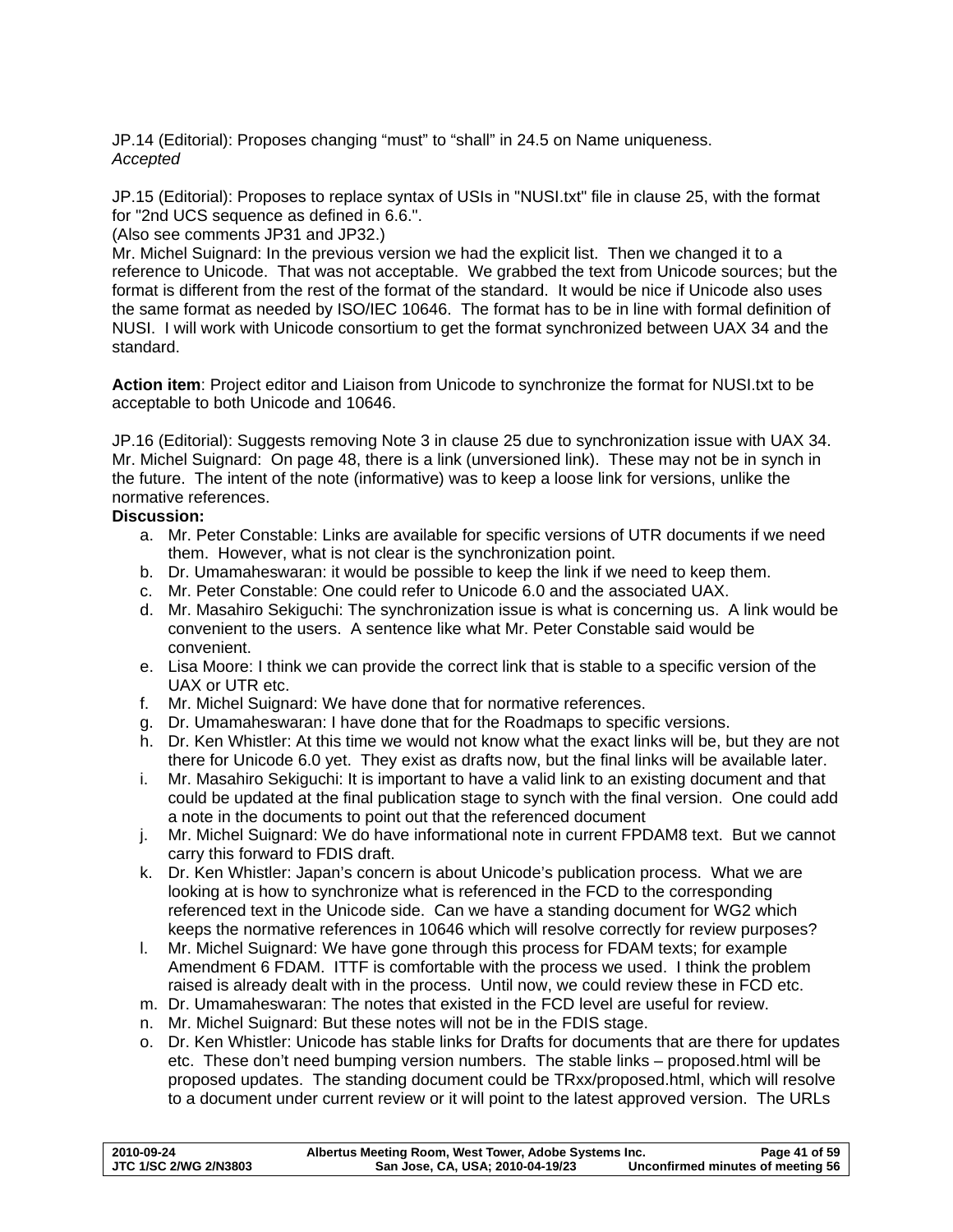JP.14 (Editorial): Proposes changing “must” to “shall” in 24.5 on Name uniqueness.
*Accepted*

JP.15 (Editorial): Proposes to replace syntax of USIs in "NUSI.txt" file in clause 25, with the format for "2nd UCS sequence as defined in 6.6.".
(Also see comments JP31 and JP32.)
Mr. Michel Suignard: In the previous version we had the explicit list. Then we changed it to a reference to Unicode. That was not acceptable. We grabbed the text from Unicode sources; but the format is different from the rest of the format of the standard. It would be nice if Unicode also uses the same format as needed by ISO/IEC 10646. The format has to be in line with formal definition of NUSI. I will work with Unicode consortium to get the format synchronized between UAX 34 and the standard.

**Action item**: Project editor and Liaison from Unicode to synchronize the format for NUSI.txt to be acceptable to both Unicode and 10646.

JP.16 (Editorial): Suggests removing Note 3 in clause 25 due to synchronization issue with UAX 34.
Mr. Michel Suignard: On page 48, there is a link (unversioned link). These may not be in synch in the future. The intent of the note (informative) was to keep a loose link for versions, unlike the normative references.
**Discussion:**

a. Mr. Peter Constable: Links are available for specific versions of UTR documents if we need them. However, what is not clear is the synchronization point.
b. Dr. Umamaheswaran: it would be possible to keep the link if we need to keep them.
c. Mr. Peter Constable: One could refer to Unicode 6.0 and the associated UAX.
d. Mr. Masahiro Sekiguchi: The synchronization issue is what is concerning us. A link would be convenient to the users. A sentence like what Mr. Peter Constable said would be convenient.
e. Lisa Moore: I think we can provide the correct link that is stable to a specific version of the UAX or UTR etc.
f. Mr. Michel Suignard: We have done that for normative references.
g. Dr. Umamaheswaran: I have done that for the Roadmaps to specific versions.
h. Dr. Ken Whistler: At this time we would not know what the exact links will be, but they are not there for Unicode 6.0 yet. They exist as drafts now, but the final links will be available later.
i. Mr. Masahiro Sekiguchi: It is important to have a valid link to an existing document and that could be updated at the final publication stage to synch with the final version. One could add a note in the documents to point out that the referenced document
j. Mr. Michel Suignard: We do have informational note in current FPDAM8 text. But we cannot carry this forward to FDIS draft.
k. Dr. Ken Whistler: Japan’s concern is about Unicode’s publication process. What we are looking at is how to synchronize what is referenced in the FCD to the corresponding referenced text in the Unicode side. Can we have a standing document for WG2 which keeps the normative references in 10646 which will resolve correctly for review purposes?
l. Mr. Michel Suignard: We have gone through this process for FDAM texts; for example Amendment 6 FDAM. ITTF is comfortable with the process we used. I think the problem raised is already dealt with in the process. Until now, we could review these in FCD etc.
m. Dr. Umamaheswaran: The notes that existed in the FCD level are useful for review.
n. Mr. Michel Suignard: But these notes will not be in the FDIS stage.
o. Dr. Ken Whistler: Unicode has stable links for Drafts for documents that are there for updates etc. These don’t need bumping version numbers. The stable links – proposed.html will be proposed updates. The standing document could be TRxx/proposed.html, which will resolve to a document under current review or it will point to the latest approved version. The URLs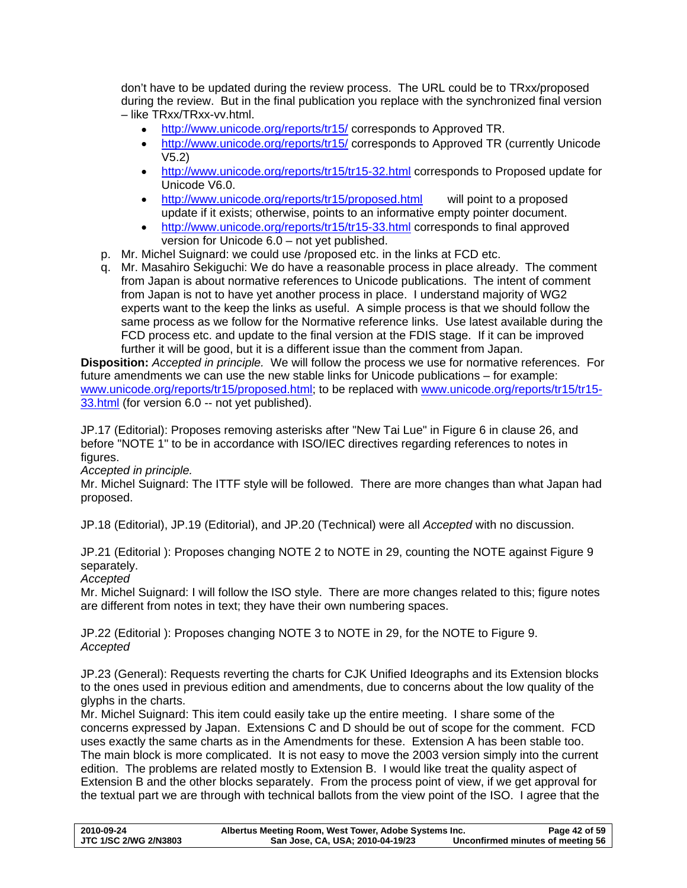don't have to be updated during the review process. The URL could be to TRxx/proposed during the review. But in the final publication you replace with the synchronized final version – like TRxx/TRxx-vv.html.

- http://www.unicode.org/reports/tr15/ corresponds to Approved TR.
- http://www.unicode.org/reports/tr15/ corresponds to Approved TR (currently Unicode V5.2)
- http://www.unicode.org/reports/tr15/tr15-32.html corresponds to Proposed update for Unicode V6.0.
- http://www.unicode.org/reports/tr15/proposed.html will point to a proposed update if it exists; otherwise, points to an informative empty pointer document.
- http://www.unicode.org/reports/tr15/tr15-33.html corresponds to final approved version for Unicode 6.0 – not yet published.

p. Mr. Michel Suignard: we could use /proposed etc. in the links at FCD etc.

q. Mr. Masahiro Sekiguchi: We do have a reasonable process in place already. The comment from Japan is about normative references to Unicode publications. The intent of comment from Japan is not to have yet another process in place. I understand majority of WG2 experts want to the keep the links as useful. A simple process is that we should follow the same process as we follow for the Normative reference links. Use latest available during the FCD process etc. and update to the final version at the FDIS stage. If it can be improved further it will be good, but it is a different issue than the comment from Japan.

**Disposition:** *Accepted in principle.* We will follow the process we use for normative references. For future amendments we can use the new stable links for Unicode publications – for example: www.unicode.org/reports/tr15/proposed.html; to be replaced with www.unicode.org/reports/tr15/tr15-33.html (for version 6.0 -- not yet published).

JP.17 (Editorial): Proposes removing asterisks after "New Tai Lue" in Figure 6 in clause 26, and before "NOTE 1" to be in accordance with ISO/IEC directives regarding references to notes in figures.
*Accepted in principle.*
Mr. Michel Suignard: The ITTF style will be followed. There are more changes than what Japan had proposed.

JP.18 (Editorial), JP.19 (Editorial), and JP.20 (Technical) were all *Accepted* with no discussion.

JP.21 (Editorial ): Proposes changing NOTE 2 to NOTE in 29, counting the NOTE against Figure 9 separately.
*Accepted*
Mr. Michel Suignard: I will follow the ISO style. There are more changes related to this; figure notes are different from notes in text; they have their own numbering spaces.

JP.22 (Editorial ): Proposes changing NOTE 3 to NOTE in 29, for the NOTE to Figure 9.
*Accepted*

JP.23 (General): Requests reverting the charts for CJK Unified Ideographs and its Extension blocks to the ones used in previous edition and amendments, due to concerns about the low quality of the glyphs in the charts.
Mr. Michel Suignard: This item could easily take up the entire meeting. I share some of the concerns expressed by Japan. Extensions C and D should be out of scope for the comment. FCD uses exactly the same charts as in the Amendments for these. Extension A has been stable too. The main block is more complicated. It is not easy to move the 2003 version simply into the current edition. The problems are related mostly to Extension B. I would like treat the quality aspect of Extension B and the other blocks separately. From the process point of view, if we get approval for the textual part we are through with technical ballots from the view point of the ISO. I agree that the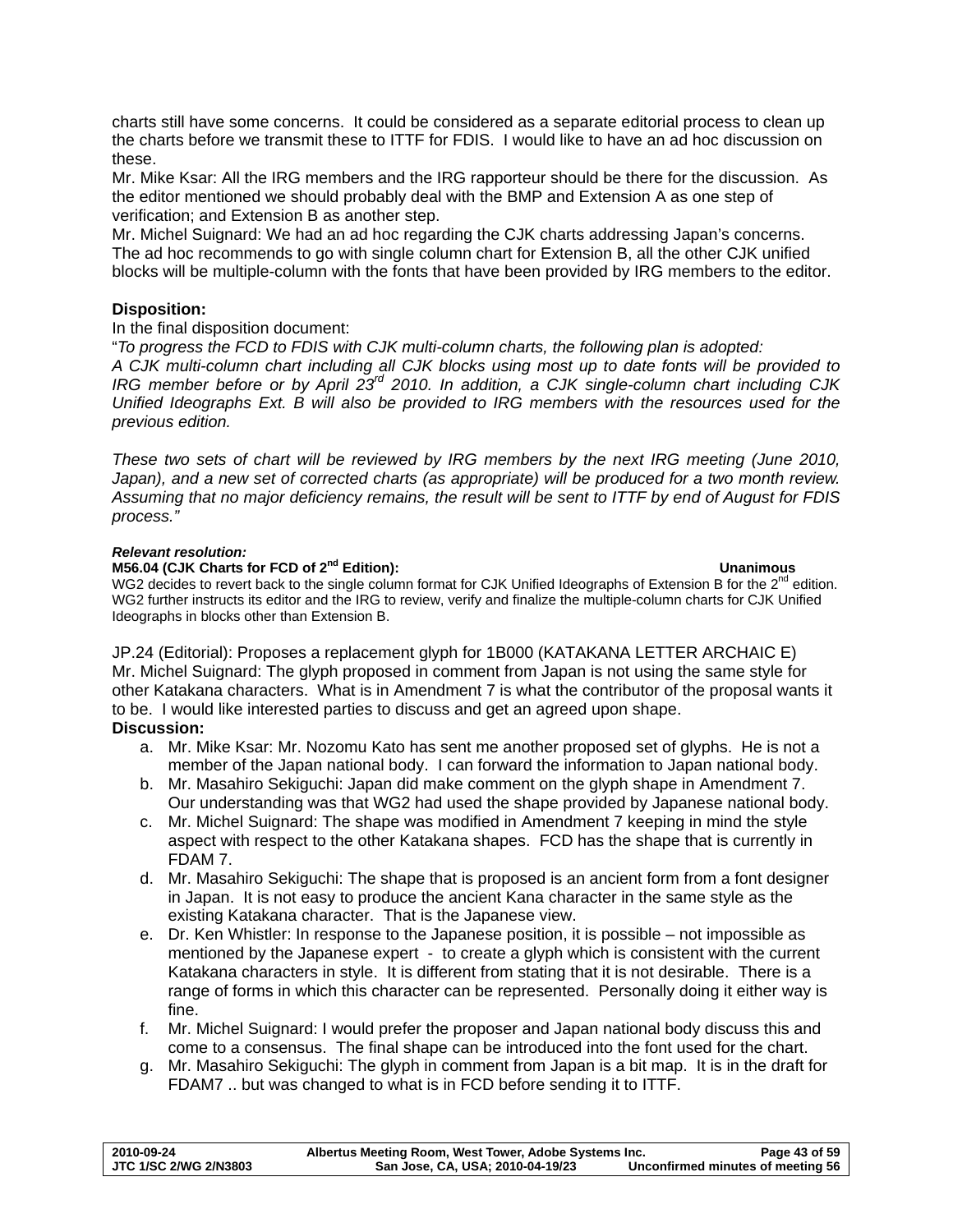charts still have some concerns. It could be considered as a separate editorial process to clean up the charts before we transmit these to ITTF for FDIS. I would like to have an ad hoc discussion on these.

Mr. Mike Ksar: All the IRG members and the IRG rapporteur should be there for the discussion. As the editor mentioned we should probably deal with the BMP and Extension A as one step of verification; and Extension B as another step.

Mr. Michel Suignard: We had an ad hoc regarding the CJK charts addressing Japan's concerns. The ad hoc recommends to go with single column chart for Extension B, all the other CJK unified blocks will be multiple-column with the fonts that have been provided by IRG members to the editor.

**Disposition:**

In the final disposition document:

"*To progress the FCD to FDIS with CJK multi-column charts, the following plan is adopted:*
*A CJK multi-column chart including all CJK blocks using most up to date fonts will be provided to IRG member before or by April 23rd 2010. In addition, a CJK single-column chart including CJK Unified Ideographs Ext. B will also be provided to IRG members with the resources used for the previous edition.*

*These two sets of chart will be reviewed by IRG members by the next IRG meeting (June 2010, Japan), and a new set of corrected charts (as appropriate) will be produced for a two month review. Assuming that no major deficiency remains, the result will be sent to ITTF by end of August for FDIS process."*

***Relevant resolution:***

**M56.04 (CJK Charts for FCD of 2nd Edition): Unanimous**

WG2 decides to revert back to the single column format for CJK Unified Ideographs of Extension B for the 2nd edition. WG2 further instructs its editor and the IRG to review, verify and finalize the multiple-column charts for CJK Unified Ideographs in blocks other than Extension B.

JP.24 (Editorial): Proposes a replacement glyph for 1B000 (KATAKANA LETTER ARCHAIC E)
Mr. Michel Suignard: The glyph proposed in comment from Japan is not using the same style for other Katakana characters. What is in Amendment 7 is what the contributor of the proposal wants it to be. I would like interested parties to discuss and get an agreed upon shape.

**Discussion:**

a. Mr. Mike Ksar: Mr. Nozomu Kato has sent me another proposed set of glyphs. He is not a member of the Japan national body. I can forward the information to Japan national body.
b. Mr. Masahiro Sekiguchi: Japan did make comment on the glyph shape in Amendment 7. Our understanding was that WG2 had used the shape provided by Japanese national body.
c. Mr. Michel Suignard: The shape was modified in Amendment 7 keeping in mind the style aspect with respect to the other Katakana shapes. FCD has the shape that is currently in FDAM 7.
d. Mr. Masahiro Sekiguchi: The shape that is proposed is an ancient form from a font designer in Japan. It is not easy to produce the ancient Kana character in the same style as the existing Katakana character. That is the Japanese view.
e. Dr. Ken Whistler: In response to the Japanese position, it is possible – not impossible as mentioned by the Japanese expert - to create a glyph which is consistent with the current Katakana characters in style. It is different from stating that it is not desirable. There is a range of forms in which this character can be represented. Personally doing it either way is fine.
f. Mr. Michel Suignard: I would prefer the proposer and Japan national body discuss this and come to a consensus. The final shape can be introduced into the font used for the chart.
g. Mr. Masahiro Sekiguchi: The glyph in comment from Japan is a bit map. It is in the draft for FDAM7 .. but was changed to what is in FCD before sending it to ITTF.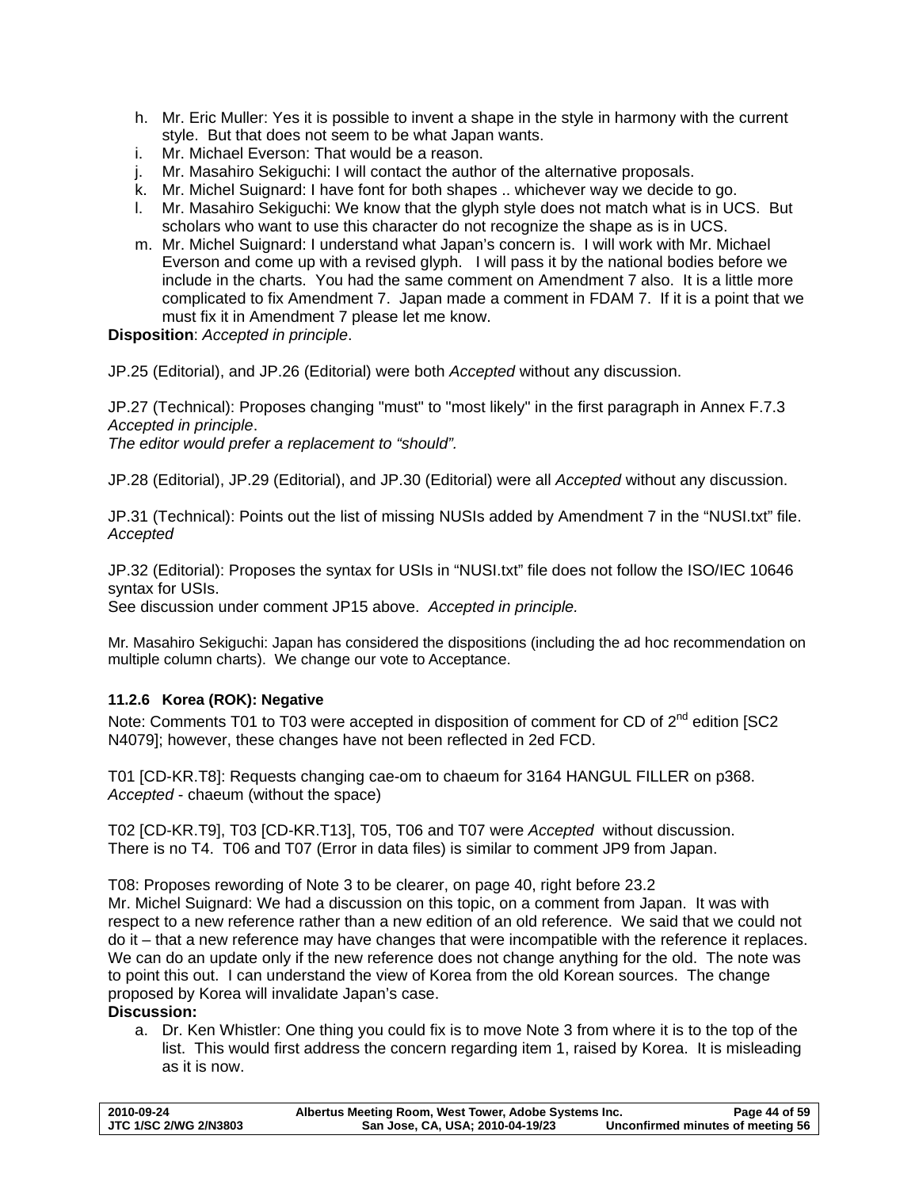h. Mr. Eric Muller: Yes it is possible to invent a shape in the style in harmony with the current style. But that does not seem to be what Japan wants.
i. Mr. Michael Everson: That would be a reason.
j. Mr. Masahiro Sekiguchi: I will contact the author of the alternative proposals.
k. Mr. Michel Suignard: I have font for both shapes .. whichever way we decide to go.
l. Mr. Masahiro Sekiguchi: We know that the glyph style does not match what is in UCS. But scholars who want to use this character do not recognize the shape as is in UCS.
m. Mr. Michel Suignard: I understand what Japan's concern is. I will work with Mr. Michael Everson and come up with a revised glyph. I will pass it by the national bodies before we include in the charts. You had the same comment on Amendment 7 also. It is a little more complicated to fix Amendment 7. Japan made a comment in FDAM 7. If it is a point that we must fix it in Amendment 7 please let me know.

**Disposition**: *Accepted in principle*.

JP.25 (Editorial), and JP.26 (Editorial) were both *Accepted* without any discussion.

JP.27 (Technical): Proposes changing "must" to "most likely" in the first paragraph in Annex F.7.3
*Accepted in principle*.
*The editor would prefer a replacement to "should".*

JP.28 (Editorial), JP.29 (Editorial), and JP.30 (Editorial) were all *Accepted* without any discussion.

JP.31 (Technical): Points out the list of missing NUSIs added by Amendment 7 in the "NUSI.txt" file.
*Accepted*

JP.32 (Editorial): Proposes the syntax for USIs in "NUSI.txt" file does not follow the ISO/IEC 10646 syntax for USIs.
See discussion under comment JP15 above. *Accepted in principle.*

Mr. Masahiro Sekiguchi: Japan has considered the dispositions (including the ad hoc recommendation on multiple column charts). We change our vote to Acceptance.

### 11.2.6 Korea (ROK): Negative

Note: Comments T01 to T03 were accepted in disposition of comment for CD of 2nd edition [SC2 N4079]; however, these changes have not been reflected in 2ed FCD.

T01 [CD-KR.T8]: Requests changing cae-om to chaeum for 3164 HANGUL FILLER on p368.
*Accepted* - chaeum (without the space)

T02 [CD-KR.T9], T03 [CD-KR.T13], T05, T06 and T07 were *Accepted* without discussion.
There is no T4. T06 and T07 (Error in data files) is similar to comment JP9 from Japan.

T08: Proposes rewording of Note 3 to be clearer, on page 40, right before 23.2
Mr. Michel Suignard: We had a discussion on this topic, on a comment from Japan. It was with respect to a new reference rather than a new edition of an old reference. We said that we could not do it – that a new reference may have changes that were incompatible with the reference it replaces. We can do an update only if the new reference does not change anything for the old. The note was to point this out. I can understand the view of Korea from the old Korean sources. The change proposed by Korea will invalidate Japan's case.

**Discussion:**

a. Dr. Ken Whistler: One thing you could fix is to move Note 3 from where it is to the top of the list. This would first address the concern regarding item 1, raised by Korea. It is misleading as it is now.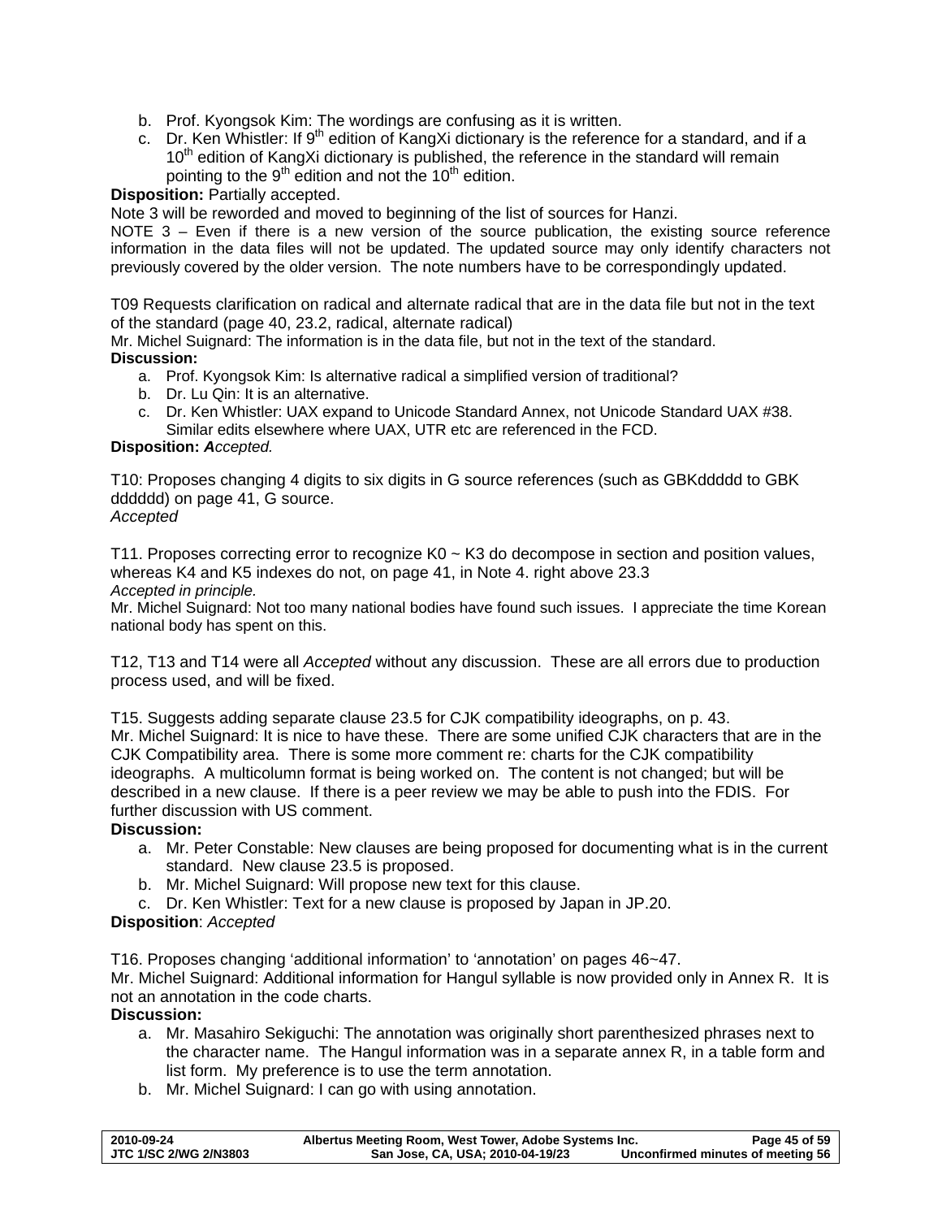b. Prof. Kyongsok Kim: The wordings are confusing as it is written.
c. Dr. Ken Whistler: If 9th edition of KangXi dictionary is the reference for a standard, and if a 10th edition of KangXi dictionary is published, the reference in the standard will remain pointing to the 9th edition and not the 10th edition.

**Disposition:** Partially accepted.

Note 3 will be reworded and moved to beginning of the list of sources for Hanzi.

NOTE 3 – Even if there is a new version of the source publication, the existing source reference information in the data files will not be updated. The updated source may only identify characters not previously covered by the older version. The note numbers have to be correspondingly updated.

T09 Requests clarification on radical and alternate radical that are in the data file but not in the text of the standard (page 40, 23.2, radical, alternate radical)

Mr. Michel Suignard: The information is in the data file, but not in the text of the standard.

**Discussion:**

a. Prof. Kyongsok Kim: Is alternative radical a simplified version of traditional?
b. Dr. Lu Qin: It is an alternative.
c. Dr. Ken Whistler: UAX expand to Unicode Standard Annex, not Unicode Standard UAX #38. Similar edits elsewhere where UAX, UTR etc are referenced in the FCD.

**Disposition:** ***A****ccepted.*

T10: Proposes changing 4 digits to six digits in G source references (such as GBKddddd to GBK dddddd) on page 41, G source.

*Accepted*

T11. Proposes correcting error to recognize K0 ~ K3 do decompose in section and position values, whereas K4 and K5 indexes do not, on page 41, in Note 4. right above 23.3

*Accepted in principle.*

Mr. Michel Suignard: Not too many national bodies have found such issues. I appreciate the time Korean national body has spent on this.

T12, T13 and T14 were all *Accepted* without any discussion. These are all errors due to production process used, and will be fixed.

T15. Suggests adding separate clause 23.5 for CJK compatibility ideographs, on p. 43.

Mr. Michel Suignard: It is nice to have these. There are some unified CJK characters that are in the CJK Compatibility area. There is some more comment re: charts for the CJK compatibility ideographs. A multicolumn format is being worked on. The content is not changed; but will be described in a new clause. If there is a peer review we may be able to push into the FDIS. For further discussion with US comment.

**Discussion:**

a. Mr. Peter Constable: New clauses are being proposed for documenting what is in the current standard. New clause 23.5 is proposed.
b. Mr. Michel Suignard: Will propose new text for this clause.
c. Dr. Ken Whistler: Text for a new clause is proposed by Japan in JP.20.

**Disposition**: *Accepted*

T16. Proposes changing 'additional information' to 'annotation' on pages 46~47.

Mr. Michel Suignard: Additional information for Hangul syllable is now provided only in Annex R. It is not an annotation in the code charts.

**Discussion:**

a. Mr. Masahiro Sekiguchi: The annotation was originally short parenthesized phrases next to the character name. The Hangul information was in a separate annex R, in a table form and list form. My preference is to use the term annotation.
b. Mr. Michel Suignard: I can go with using annotation.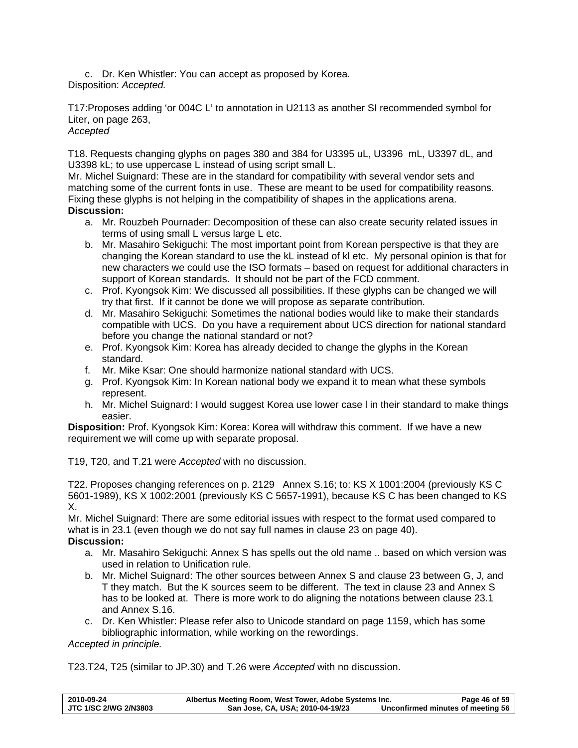c. Dr. Ken Whistler: You can accept as proposed by Korea.

Disposition: *Accepted.*

T17:Proposes adding 'or 004C L' to annotation in U2113 as another SI recommended symbol for Liter, on page 263,
*Accepted*

T18. Requests changing glyphs on pages 380 and 384 for U3395 uL, U3396 mL, U3397 dL, and U3398 kL; to use uppercase L instead of using script small L.
Mr. Michel Suignard: These are in the standard for compatibility with several vendor sets and matching some of the current fonts in use. These are meant to be used for compatibility reasons. Fixing these glyphs is not helping in the compatibility of shapes in the applications arena.
**Discussion:**

a. Mr. Rouzbeh Pournader: Decomposition of these can also create security related issues in terms of using small L versus large L etc.
b. Mr. Masahiro Sekiguchi: The most important point from Korean perspective is that they are changing the Korean standard to use the kL instead of kl etc. My personal opinion is that for new characters we could use the ISO formats – based on request for additional characters in support of Korean standards. It should not be part of the FCD comment.
c. Prof. Kyongsok Kim: We discussed all possibilities. If these glyphs can be changed we will try that first. If it cannot be done we will propose as separate contribution.
d. Mr. Masahiro Sekiguchi: Sometimes the national bodies would like to make their standards compatible with UCS. Do you have a requirement about UCS direction for national standard before you change the national standard or not?
e. Prof. Kyongsok Kim: Korea has already decided to change the glyphs in the Korean standard.
f. Mr. Mike Ksar: One should harmonize national standard with UCS.
g. Prof. Kyongsok Kim: In Korean national body we expand it to mean what these symbols represent.
h. Mr. Michel Suignard: I would suggest Korea use lower case l in their standard to make things easier.

**Disposition:** Prof. Kyongsok Kim: Korea: Korea will withdraw this comment. If we have a new requirement we will come up with separate proposal.

T19, T20, and T.21 were *Accepted* with no discussion.

T22. Proposes changing references on p. 2129 Annex S.16; to: KS X 1001:2004 (previously KS C 5601-1989), KS X 1002:2001 (previously KS C 5657-1991), because KS C has been changed to KS X.
Mr. Michel Suignard: There are some editorial issues with respect to the format used compared to what is in 23.1 (even though we do not say full names in clause 23 on page 40).
**Discussion:**

a. Mr. Masahiro Sekiguchi: Annex S has spells out the old name .. based on which version was used in relation to Unification rule.
b. Mr. Michel Suignard: The other sources between Annex S and clause 23 between G, J, and T they match. But the K sources seem to be different. The text in clause 23 and Annex S has to be looked at. There is more work to do aligning the notations between clause 23.1 and Annex S.16.
c. Dr. Ken Whistler: Please refer also to Unicode standard on page 1159, which has some bibliographic information, while working on the rewordings.

*Accepted in principle.*

T23.T24, T25 (similar to JP.30) and T.26 were *Accepted* with no discussion.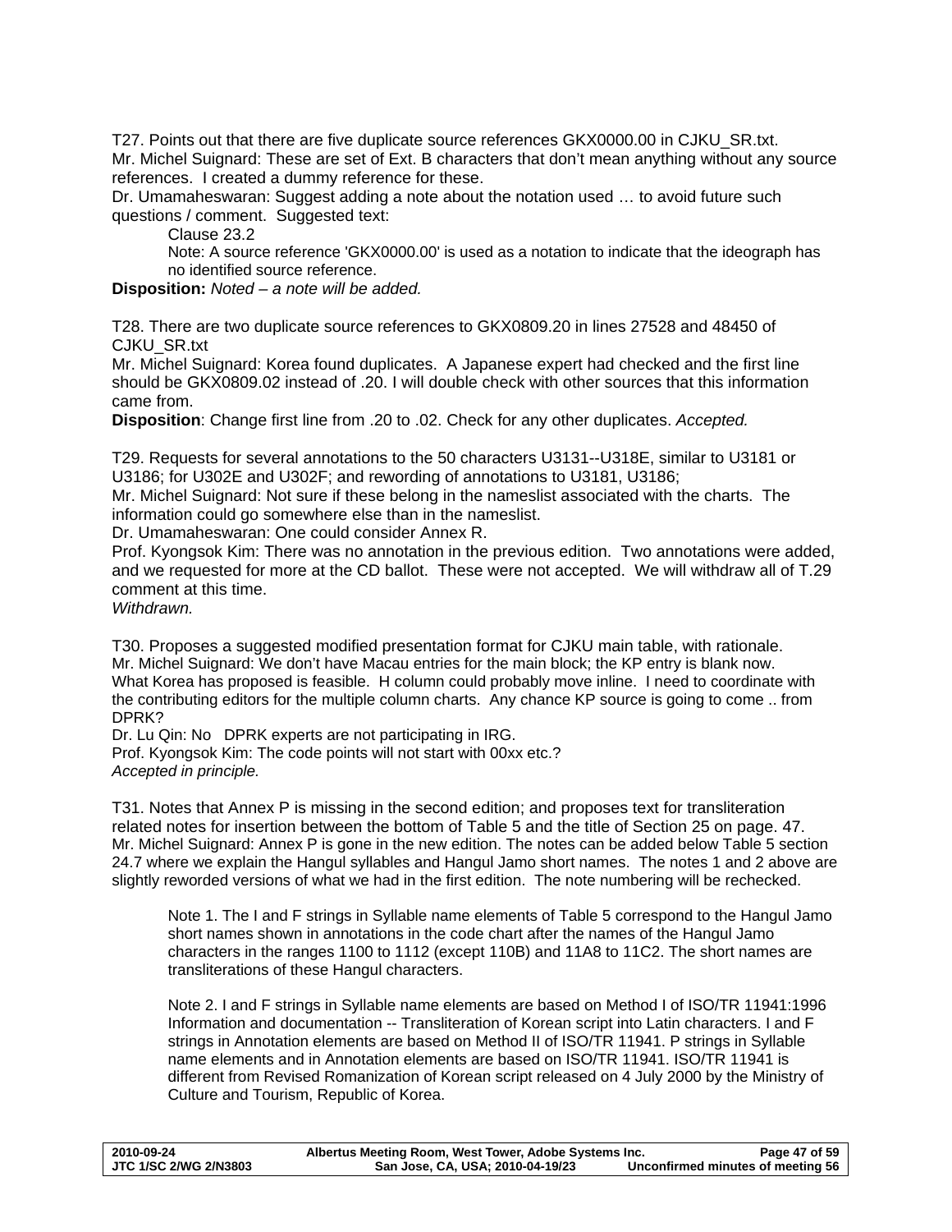T27. Points out that there are five duplicate source references GKX0000.00 in CJKU_SR.txt.
Mr. Michel Suignard: These are set of Ext. B characters that don't mean anything without any source references. I created a dummy reference for these.
Dr. Umamaheswaran: Suggest adding a note about the notation used … to avoid future such questions / comment. Suggested text:

> Clause 23.2
> Note: A source reference 'GKX0000.00' is used as a notation to indicate that the ideograph has no identified source reference.

**Disposition:** *Noted – a note will be added.*

T28. There are two duplicate source references to GKX0809.20 in lines 27528 and 48450 of CJKU_SR.txt
Mr. Michel Suignard: Korea found duplicates. A Japanese expert had checked and the first line should be GKX0809.02 instead of .20. I will double check with other sources that this information came from.
**Disposition**: Change first line from .20 to .02. Check for any other duplicates. *Accepted.*

T29. Requests for several annotations to the 50 characters U3131--U318E, similar to U3181 or U3186; for U302E and U302F; and rewording of annotations to U3181, U3186;
Mr. Michel Suignard: Not sure if these belong in the nameslist associated with the charts. The information could go somewhere else than in the nameslist.
Dr. Umamaheswaran: One could consider Annex R.
Prof. Kyongsok Kim: There was no annotation in the previous edition. Two annotations were added, and we requested for more at the CD ballot. These were not accepted. We will withdraw all of T.29 comment at this time.
*Withdrawn.*

T30. Proposes a suggested modified presentation format for CJKU main table, with rationale.
Mr. Michel Suignard: We don't have Macau entries for the main block; the KP entry is blank now. What Korea has proposed is feasible. H column could probably move inline. I need to coordinate with the contributing editors for the multiple column charts. Any chance KP source is going to come .. from DPRK?
Dr. Lu Qin: No DPRK experts are not participating in IRG.
Prof. Kyongsok Kim: The code points will not start with 00xx etc.?
*Accepted in principle.*

T31. Notes that Annex P is missing in the second edition; and proposes text for transliteration related notes for insertion between the bottom of Table 5 and the title of Section 25 on page. 47.
Mr. Michel Suignard: Annex P is gone in the new edition. The notes can be added below Table 5 section 24.7 where we explain the Hangul syllables and Hangul Jamo short names. The notes 1 and 2 above are slightly reworded versions of what we had in the first edition. The note numbering will be rechecked.

> Note 1. The I and F strings in Syllable name elements of Table 5 correspond to the Hangul Jamo short names shown in annotations in the code chart after the names of the Hangul Jamo characters in the ranges 1100 to 1112 (except 110B) and 11A8 to 11C2. The short names are transliterations of these Hangul characters.
>
> Note 2. I and F strings in Syllable name elements are based on Method I of ISO/TR 11941:1996 Information and documentation -- Transliteration of Korean script into Latin characters. I and F strings in Annotation elements are based on Method II of ISO/TR 11941. P strings in Syllable name elements and in Annotation elements are based on ISO/TR 11941. ISO/TR 11941 is different from Revised Romanization of Korean script released on 4 July 2000 by the Ministry of Culture and Tourism, Republic of Korea.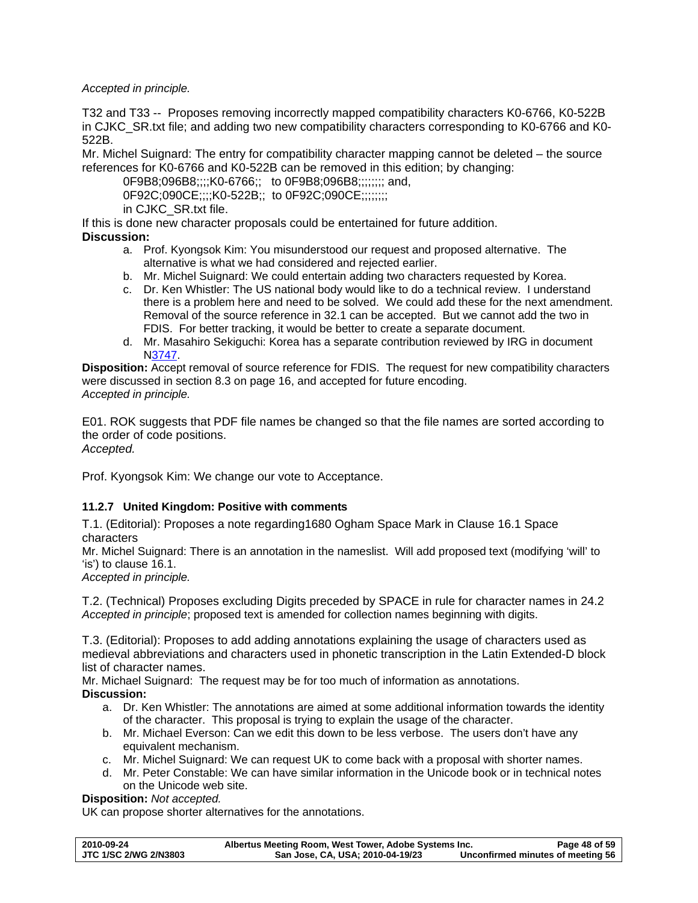*Accepted in principle.*

T32 and T33 -- Proposes removing incorrectly mapped compatibility characters K0-6766, K0-522B in CJKC_SR.txt file; and adding two new compatibility characters corresponding to K0-6766 and K0-522B.

Mr. Michel Suignard: The entry for compatibility character mapping cannot be deleted – the source references for K0-6766 and K0-522B can be removed in this edition; by changing:

0F9B8;096B8;;;;K0-6766;; to 0F9B8;096B8;;;;;;; and,

0F92C;090CE;;;;K0-522B;; to 0F92C;090CE;;;;;;;

in CJKC_SR.txt file.

If this is done new character proposals could be entertained for future addition.

**Discussion:**

a. Prof. Kyongsok Kim: You misunderstood our request and proposed alternative. The alternative is what we had considered and rejected earlier.
b. Mr. Michel Suignard: We could entertain adding two characters requested by Korea.
c. Dr. Ken Whistler: The US national body would like to do a technical review. I understand there is a problem here and need to be solved. We could add these for the next amendment. Removal of the source reference in 32.1 can be accepted. But we cannot add the two in FDIS. For better tracking, it would be better to create a separate document.
d. Mr. Masahiro Sekiguchi: Korea has a separate contribution reviewed by IRG in document N3747.

**Disposition:** Accept removal of source reference for FDIS. The request for new compatibility characters were discussed in section 8.3 on page 16, and accepted for future encoding.
*Accepted in principle.*

E01. ROK suggests that PDF file names be changed so that the file names are sorted according to the order of code positions.
*Accepted.*

Prof. Kyongsok Kim: We change our vote to Acceptance.

#### 11.2.7 United Kingdom: Positive with comments

T.1. (Editorial): Proposes a note regarding1680 Ogham Space Mark in Clause 16.1 Space characters

Mr. Michel Suignard: There is an annotation in the nameslist. Will add proposed text (modifying 'will' to 'is') to clause 16.1.
*Accepted in principle.*

T.2. (Technical) Proposes excluding Digits preceded by SPACE in rule for character names in 24.2
*Accepted in principle*; proposed text is amended for collection names beginning with digits.

T.3. (Editorial): Proposes to add adding annotations explaining the usage of characters used as medieval abbreviations and characters used in phonetic transcription in the Latin Extended-D block list of character names.

Mr. Michael Suignard: The request may be for too much of information as annotations.

**Discussion:**

a. Dr. Ken Whistler: The annotations are aimed at some additional information towards the identity of the character. This proposal is trying to explain the usage of the character.
b. Mr. Michael Everson: Can we edit this down to be less verbose. The users don't have any equivalent mechanism.
c. Mr. Michel Suignard: We can request UK to come back with a proposal with shorter names.
d. Mr. Peter Constable: We can have similar information in the Unicode book or in technical notes on the Unicode web site.

**Disposition:** *Not accepted.*

UK can propose shorter alternatives for the annotations.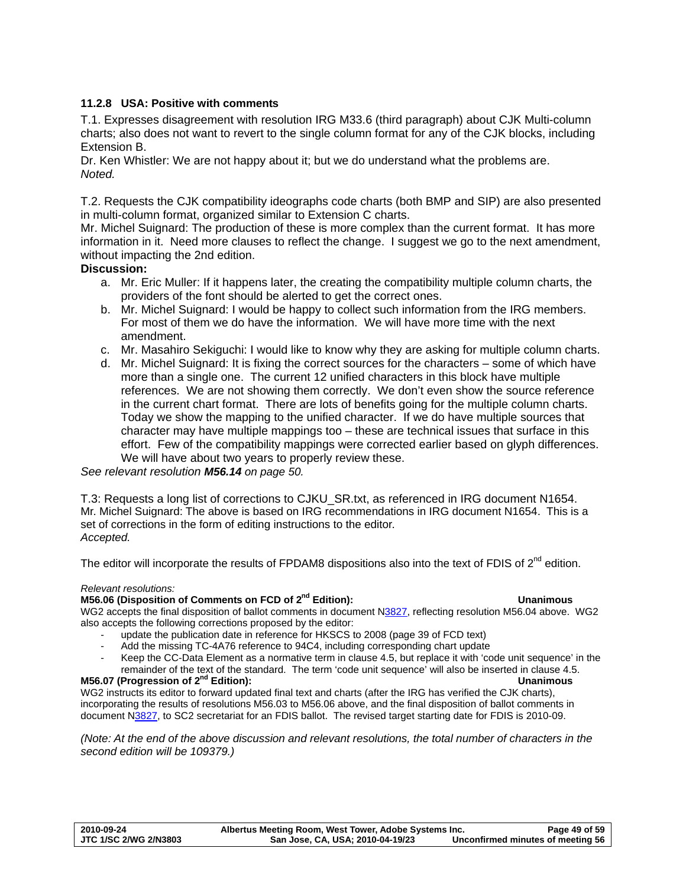### 11.2.8 USA: Positive with comments

T.1. Expresses disagreement with resolution IRG M33.6 (third paragraph) about CJK Multi-column charts; also does not want to revert to the single column format for any of the CJK blocks, including Extension B.

Dr. Ken Whistler: We are not happy about it; but we do understand what the problems are.
*Noted.*

T.2. Requests the CJK compatibility ideographs code charts (both BMP and SIP) are also presented in multi-column format, organized similar to Extension C charts.

Mr. Michel Suignard: The production of these is more complex than the current format. It has more information in it. Need more clauses to reflect the change. I suggest we go to the next amendment, without impacting the 2nd edition.

**Discussion:**

a. Mr. Eric Muller: If it happens later, the creating the compatibility multiple column charts, the providers of the font should be alerted to get the correct ones.
b. Mr. Michel Suignard: I would be happy to collect such information from the IRG members. For most of them we do have the information. We will have more time with the next amendment.
c. Mr. Masahiro Sekiguchi: I would like to know why they are asking for multiple column charts.
d. Mr. Michel Suignard: It is fixing the correct sources for the characters – some of which have more than a single one. The current 12 unified characters in this block have multiple references. We are not showing them correctly. We don't even show the source reference in the current chart format. There are lots of benefits going for the multiple column charts. Today we show the mapping to the unified character. If we do have multiple sources that character may have multiple mappings too – these are technical issues that surface in this effort. Few of the compatibility mappings were corrected earlier based on glyph differences. We will have about two years to properly review these.

*See relevant resolution **M56.14** on page 50.*

T.3: Requests a long list of corrections to CJKU_SR.txt, as referenced in IRG document N1654.
Mr. Michel Suignard: The above is based on IRG recommendations in IRG document N1654. This is a set of corrections in the form of editing instructions to the editor.
*Accepted.*

The editor will incorporate the results of FPDAM8 dispositions also into the text of FDIS of 2nd edition.

*Relevant resolutions:*

**M56.06 (Disposition of Comments on FCD of 2nd Edition): Unanimous**

WG2 accepts the final disposition of ballot comments in document N3827, reflecting resolution M56.04 above. WG2 also accepts the following corrections proposed by the editor:

- update the publication date in reference for HKSCS to 2008 (page 39 of FCD text)
- Add the missing TC-4A76 reference to 94C4, including corresponding chart update
- Keep the CC-Data Element as a normative term in clause 4.5, but replace it with 'code unit sequence' in the remainder of the text of the standard. The term 'code unit sequence' will also be inserted in clause 4.5.

**M56.07 (Progression of 2nd Edition): Unanimous**

WG2 instructs its editor to forward updated final text and charts (after the IRG has verified the CJK charts), incorporating the results of resolutions M56.03 to M56.06 above, and the final disposition of ballot comments in document N3827, to SC2 secretariat for an FDIS ballot. The revised target starting date for FDIS is 2010-09.

*(Note: At the end of the above discussion and relevant resolutions, the total number of characters in the second edition will be 109379.)*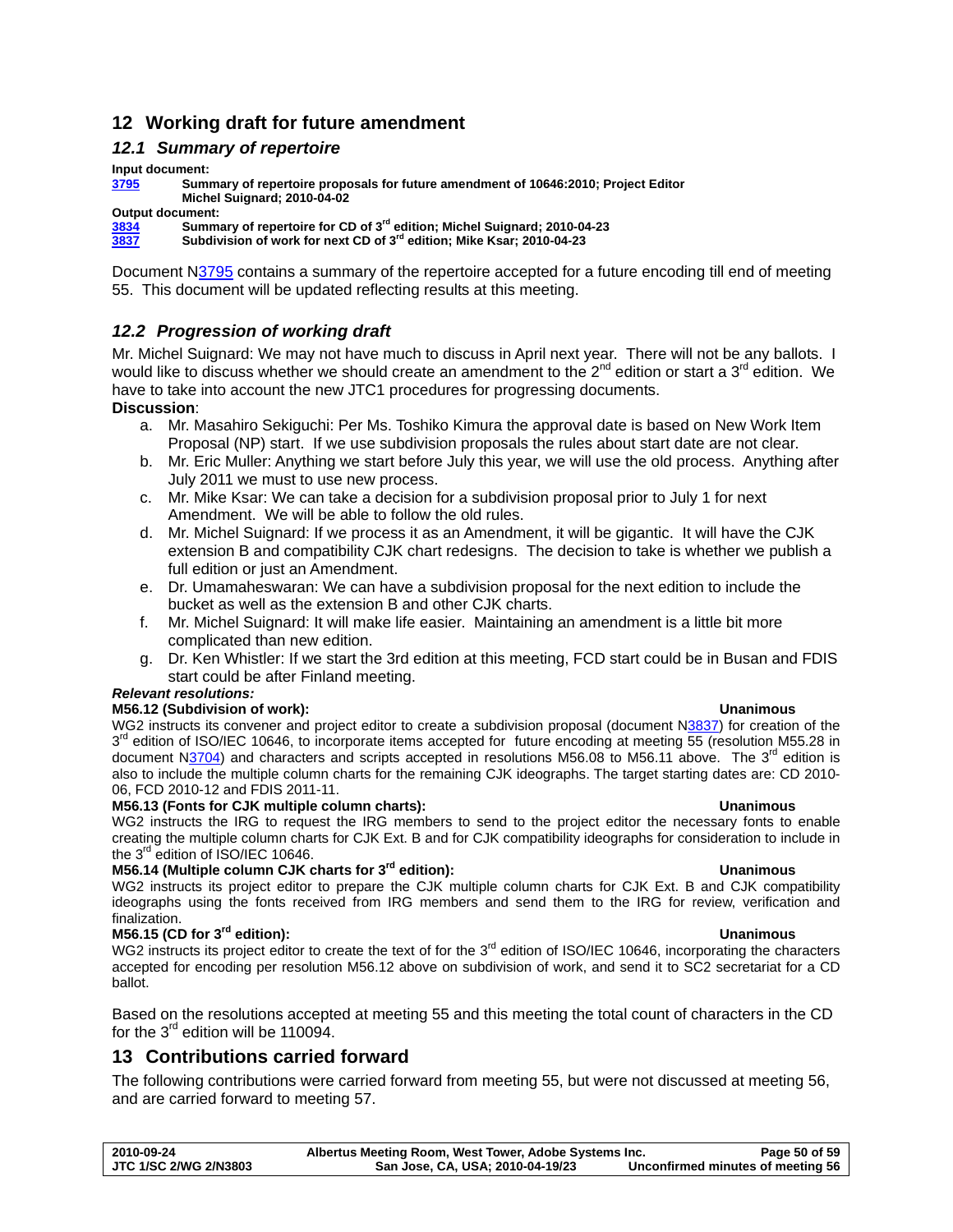## 12 Working draft for future amendment

### 12.1 Summary of repertoire

**Input document:**

**3795** **Summary of repertoire proposals for future amendment of 10646:2010; Project Editor Michel Suignard; 2010-04-02**

**Output document:**

**3834** **Summary of repertoire for CD of 3rd edition; Michel Suignard; 2010-04-23**

**3837** **Subdivision of work for next CD of 3rd edition; Mike Ksar; 2010-04-23**

Document N3795 contains a summary of the repertoire accepted for a future encoding till end of meeting 55. This document will be updated reflecting results at this meeting.

### 12.2 Progression of working draft

Mr. Michel Suignard: We may not have much to discuss in April next year. There will not be any ballots. I would like to discuss whether we should create an amendment to the 2nd edition or start a 3rd edition. We have to take into account the new JTC1 procedures for progressing documents.

**Discussion**:

a. Mr. Masahiro Sekiguchi: Per Ms. Toshiko Kimura the approval date is based on New Work Item Proposal (NP) start. If we use subdivision proposals the rules about start date are not clear.
b. Mr. Eric Muller: Anything we start before July this year, we will use the old process. Anything after July 2011 we must to use new process.
c. Mr. Mike Ksar: We can take a decision for a subdivision proposal prior to July 1 for next Amendment. We will be able to follow the old rules.
d. Mr. Michel Suignard: If we process it as an Amendment, it will be gigantic. It will have the CJK extension B and compatibility CJK chart redesigns. The decision to take is whether we publish a full edition or just an Amendment.
e. Dr. Umamaheswaran: We can have a subdivision proposal for the next edition to include the bucket as well as the extension B and other CJK charts.
f. Mr. Michel Suignard: It will make life easier. Maintaining an amendment is a little bit more complicated than new edition.
g. Dr. Ken Whistler: If we start the 3rd edition at this meeting, FCD start could be in Busan and FDIS start could be after Finland meeting.

***Relevant resolutions:***

**M56.12 (Subdivision of work):** **Unanimous**

WG2 instructs its convener and project editor to create a subdivision proposal (document N3837) for creation of the 3rd edition of ISO/IEC 10646, to incorporate items accepted for future encoding at meeting 55 (resolution M55.28 in document N3704) and characters and scripts accepted in resolutions M56.08 to M56.11 above. The 3rd edition is also to include the multiple column charts for the remaining CJK ideographs. The target starting dates are: CD 2010-06, FCD 2010-12 and FDIS 2011-11.

**M56.13 (Fonts for CJK multiple column charts):** **Unanimous**

WG2 instructs the IRG to request the IRG members to send to the project editor the necessary fonts to enable creating the multiple column charts for CJK Ext. B and for CJK compatibility ideographs for consideration to include in the 3rd edition of ISO/IEC 10646.

**M56.14 (Multiple column CJK charts for 3rd edition):** **Unanimous**

WG2 instructs its project editor to prepare the CJK multiple column charts for CJK Ext. B and CJK compatibility ideographs using the fonts received from IRG members and send them to the IRG for review, verification and finalization.

**M56.15 (CD for 3rd edition):** **Unanimous**

WG2 instructs its project editor to create the text of for the 3rd edition of ISO/IEC 10646, incorporating the characters accepted for encoding per resolution M56.12 above on subdivision of work, and send it to SC2 secretariat for a CD ballot.

Based on the resolutions accepted at meeting 55 and this meeting the total count of characters in the CD for the 3rd edition will be 110094.

## 13 Contributions carried forward

The following contributions were carried forward from meeting 55, but were not discussed at meeting 56, and are carried forward to meeting 57.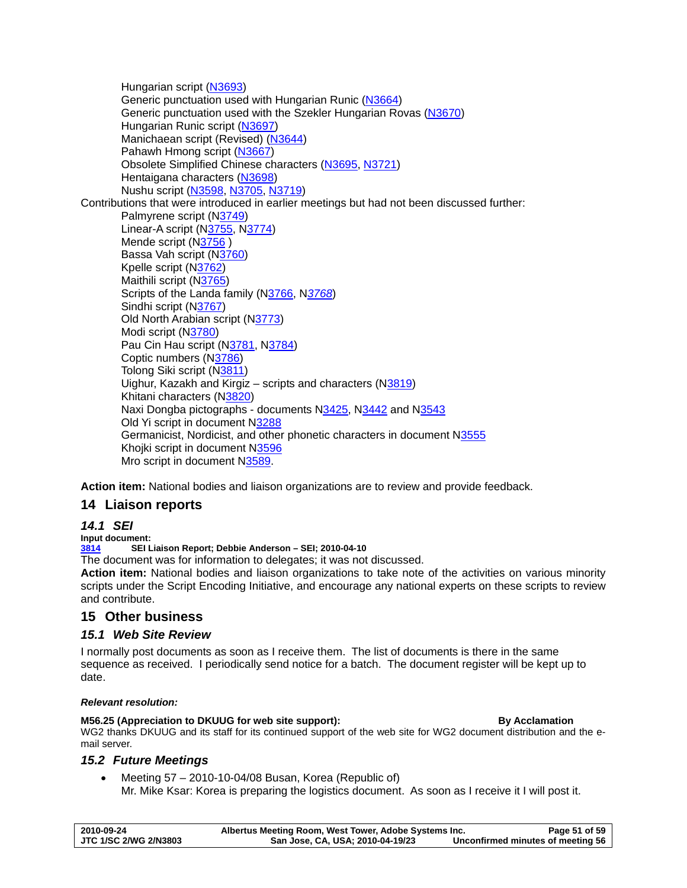Hungarian script (N3693)
Generic punctuation used with Hungarian Runic (N3664)
Generic punctuation used with the Szekler Hungarian Rovas (N3670)
Hungarian Runic script (N3697)
Manichaean script (Revised) (N3644)
Pahawh Hmong script (N3667)
Obsolete Simplified Chinese characters (N3695, N3721)
Hentaigana characters (N3698)
Nushu script (N3598, N3705, N3719)

Contributions that were introduced in earlier meetings but had not been discussed further:

Palmyrene script (N3749)
Linear-A script (N3755, N3774)
Mende script (N3756 )
Bassa Vah script (N3760)
Kpelle script (N3762)
Maithili script (N3765)
Scripts of the Landa family (N3766, N*3768*)
Sindhi script (N3767)
Old North Arabian script (N3773)
Modi script (N3780)
Pau Cin Hau script (N3781, N3784)
Coptic numbers (N3786)
Tolong Siki script (N3811)
Uighur, Kazakh and Kirgiz – scripts and characters (N3819)
Khitani characters (N3820)
Naxi Dongba pictographs - documents N3425, N3442 and N3543
Old Yi script in document N3288
Germanicist, Nordicist, and other phonetic characters in document N3555
Khojki script in document N3596
Mro script in document N3589.

**Action item:** National bodies and liaison organizations are to review and provide feedback.

# 14 Liaison reports

## *14.1 SEI*

**Input document:**
**3814** **SEI Liaison Report; Debbie Anderson – SEI; 2010-04-10**

The document was for information to delegates; it was not discussed.

**Action item:** National bodies and liaison organizations to take note of the activities on various minority scripts under the Script Encoding Initiative, and encourage any national experts on these scripts to review and contribute.

# 15 Other business

## *15.1 Web Site Review*

I normally post documents as soon as I receive them. The list of documents is there in the same sequence as received. I periodically send notice for a batch. The document register will be kept up to date.

***Relevant resolution:***

**M56.25 (Appreciation to DKUUG for web site support):** **By Acclamation**
WG2 thanks DKUUG and its staff for its continued support of the web site for WG2 document distribution and the e-mail server.

## *15.2 Future Meetings*

- Meeting 57 – 2010-10-04/08 Busan, Korea (Republic of)
  Mr. Mike Ksar: Korea is preparing the logistics document. As soon as I receive it I will post it.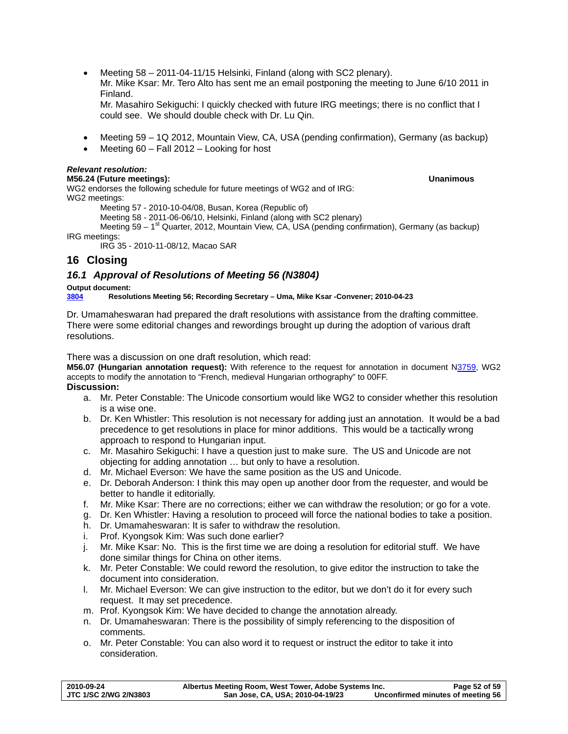- Meeting 58 – 2011-04-11/15 Helsinki, Finland (along with SC2 plenary).
  Mr. Mike Ksar: Mr. Tero Alto has sent me an email postponing the meeting to June 6/10 2011 in Finland.
  Mr. Masahiro Sekiguchi: I quickly checked with future IRG meetings; there is no conflict that I could see. We should double check with Dr. Lu Qin.

- Meeting 59 – 1Q 2012, Mountain View, CA, USA (pending confirmation), Germany (as backup)
- Meeting 60 – Fall 2012 – Looking for host

***Relevant resolution:***

**M56.24 (Future meetings):** **Unanimous**

WG2 endorses the following schedule for future meetings of WG2 and of IRG:

WG2 meetings:

Meeting 57 - 2010-10-04/08, Busan, Korea (Republic of)

Meeting 58 - 2011-06-06/10, Helsinki, Finland (along with SC2 plenary)

Meeting 59 – 1st Quarter, 2012, Mountain View, CA, USA (pending confirmation), Germany (as backup)

IRG meetings:

IRG 35 - 2010-11-08/12, Macao SAR

# 16 Closing

## *16.1 Approval of Resolutions of Meeting 56 (N3804)*

**Output document:**

**3804 Resolutions Meeting 56; Recording Secretary – Uma, Mike Ksar -Convener; 2010-04-23**

Dr. Umamaheswaran had prepared the draft resolutions with assistance from the drafting committee. There were some editorial changes and rewordings brought up during the adoption of various draft resolutions.

There was a discussion on one draft resolution, which read:

**M56.07 (Hungarian annotation request):** With reference to the request for annotation in document N3759, WG2 accepts to modify the annotation to "French, medieval Hungarian orthography" to 00FF.

**Discussion:**

a. Mr. Peter Constable: The Unicode consortium would like WG2 to consider whether this resolution is a wise one.
b. Dr. Ken Whistler: This resolution is not necessary for adding just an annotation. It would be a bad precedence to get resolutions in place for minor additions. This would be a tactically wrong approach to respond to Hungarian input.
c. Mr. Masahiro Sekiguchi: I have a question just to make sure. The US and Unicode are not objecting for adding annotation … but only to have a resolution.
d. Mr. Michael Everson: We have the same position as the US and Unicode.
e. Dr. Deborah Anderson: I think this may open up another door from the requester, and would be better to handle it editorially.
f. Mr. Mike Ksar: There are no corrections; either we can withdraw the resolution; or go for a vote.
g. Dr. Ken Whistler: Having a resolution to proceed will force the national bodies to take a position.
h. Dr. Umamaheswaran: It is safer to withdraw the resolution.
i. Prof. Kyongsok Kim: Was such done earlier?
j. Mr. Mike Ksar: No. This is the first time we are doing a resolution for editorial stuff. We have done similar things for China on other items.
k. Mr. Peter Constable: We could reword the resolution, to give editor the instruction to take the document into consideration.
l. Mr. Michael Everson: We can give instruction to the editor, but we don't do it for every such request. It may set precedence.
m. Prof. Kyongsok Kim: We have decided to change the annotation already.
n. Dr. Umamaheswaran: There is the possibility of simply referencing to the disposition of comments.
o. Mr. Peter Constable: You can also word it to request or instruct the editor to take it into consideration.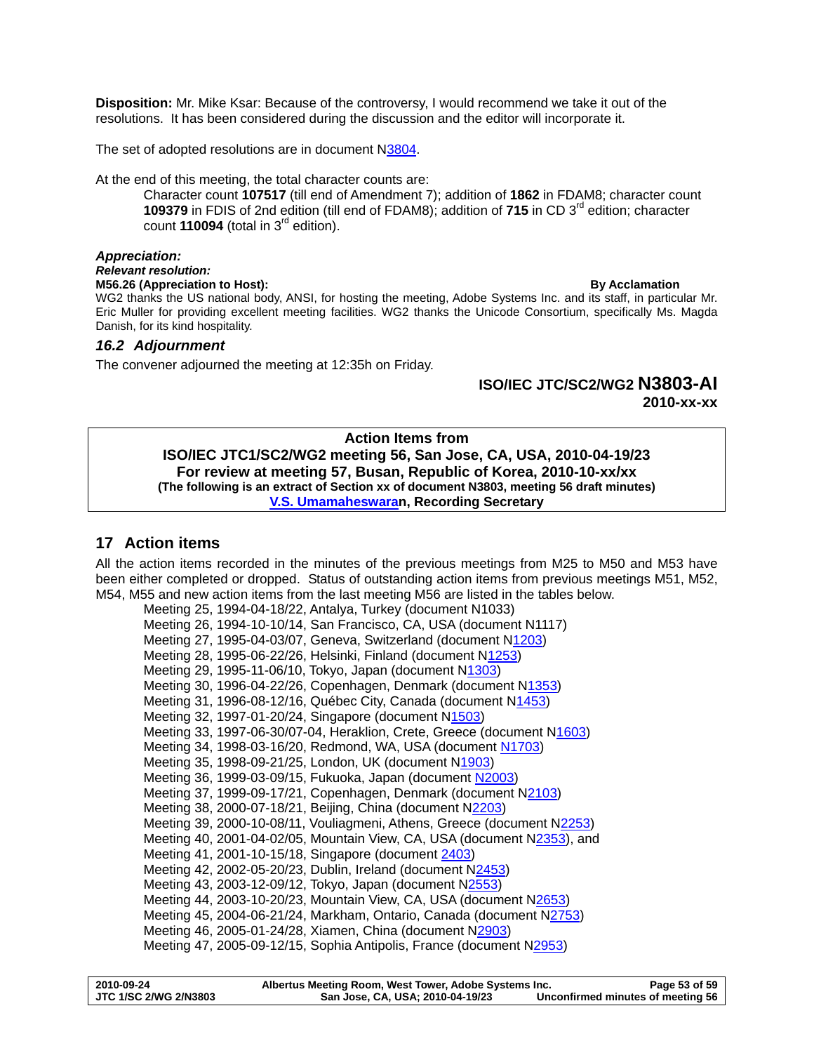**Disposition:** Mr. Mike Ksar: Because of the controversy, I would recommend we take it out of the resolutions. It has been considered during the discussion and the editor will incorporate it.

The set of adopted resolutions are in document N3804.

At the end of this meeting, the total character counts are:

> Character count **107517** (till end of Amendment 7); addition of **1862** in FDAM8; character count **109379** in FDIS of 2nd edition (till end of FDAM8); addition of **715** in CD 3rd edition; character count **110094** (total in 3rd edition).

***Appreciation:***

***Relevant resolution:***

**M56.26 (Appreciation to Host):** **By Acclamation**

WG2 thanks the US national body, ANSI, for hosting the meeting, Adobe Systems Inc. and its staff, in particular Mr. Eric Muller for providing excellent meeting facilities. WG2 thanks the Unicode Consortium, specifically Ms. Magda Danish, for its kind hospitality.

### *16.2 Adjournment*

The convener adjourned the meeting at 12:35h on Friday.

**ISO/IEC JTC/SC2/WG2 N3803-AI**
**2010-xx-xx**

**Action Items from**
**ISO/IEC JTC1/SC2/WG2 meeting 56, San Jose, CA, USA, 2010-04-19/23**
**For review at meeting 57, Busan, Republic of Korea, 2010-10-xx/xx**
**(The following is an extract of Section xx of document N3803, meeting 56 draft minutes)**
**V.S. Umamaheswaran, Recording Secretary**

## 17 Action items

All the action items recorded in the minutes of the previous meetings from M25 to M50 and M53 have been either completed or dropped. Status of outstanding action items from previous meetings M51, M52, M54, M55 and new action items from the last meeting M56 are listed in the tables below.

- Meeting 25, 1994-04-18/22, Antalya, Turkey (document N1033)
- Meeting 26, 1994-10-10/14, San Francisco, CA, USA (document N1117)
- Meeting 27, 1995-04-03/07, Geneva, Switzerland (document N1203)
- Meeting 28, 1995-06-22/26, Helsinki, Finland (document N1253)
- Meeting 29, 1995-11-06/10, Tokyo, Japan (document N1303)
- Meeting 30, 1996-04-22/26, Copenhagen, Denmark (document N1353)
- Meeting 31, 1996-08-12/16, Québec City, Canada (document N1453)
- Meeting 32, 1997-01-20/24, Singapore (document N1503)
- Meeting 33, 1997-06-30/07-04, Heraklion, Crete, Greece (document N1603)
- Meeting 34, 1998-03-16/20, Redmond, WA, USA (document N1703)
- Meeting 35, 1998-09-21/25, London, UK (document N1903)
- Meeting 36, 1999-03-09/15, Fukuoka, Japan (document N2003)
- Meeting 37, 1999-09-17/21, Copenhagen, Denmark (document N2103)
- Meeting 38, 2000-07-18/21, Beijing, China (document N2203)
- Meeting 39, 2000-10-08/11, Vouliagmeni, Athens, Greece (document N2253)
- Meeting 40, 2001-04-02/05, Mountain View, CA, USA (document N2353), and
- Meeting 41, 2001-10-15/18, Singapore (document 2403)
- Meeting 42, 2002-05-20/23, Dublin, Ireland (document N2453)
- Meeting 43, 2003-12-09/12, Tokyo, Japan (document N2553)
- Meeting 44, 2003-10-20/23, Mountain View, CA, USA (document N2653)
- Meeting 45, 2004-06-21/24, Markham, Ontario, Canada (document N2753)
- Meeting 46, 2005-01-24/28, Xiamen, China (document N2903)
- Meeting 47, 2005-09-12/15, Sophia Antipolis, France (document N2953)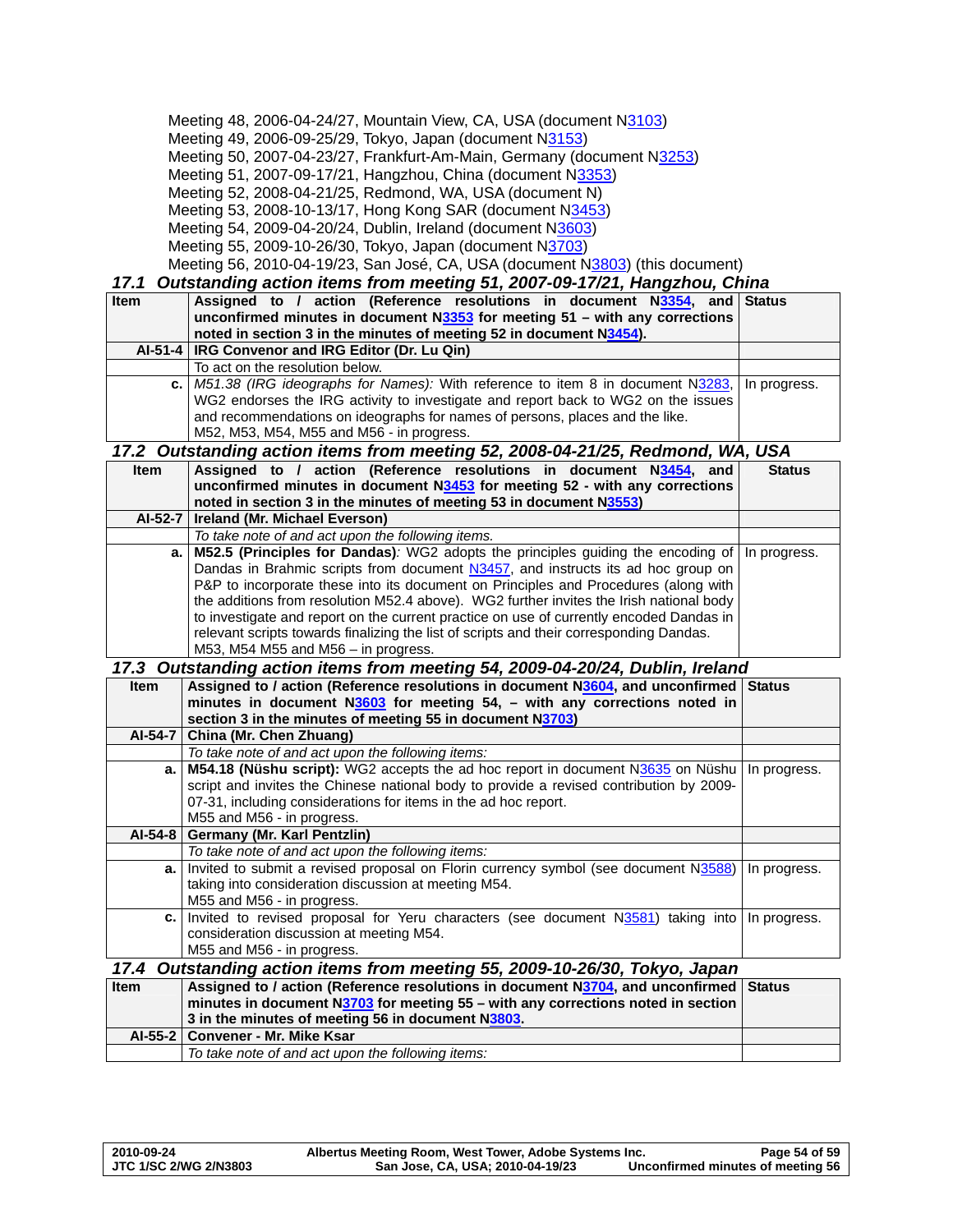Meeting 48, 2006-04-24/27, Mountain View, CA, USA (document N3103)
Meeting 49, 2006-09-25/29, Tokyo, Japan (document N3153)
Meeting 50, 2007-04-23/27, Frankfurt-Am-Main, Germany (document N3253)
Meeting 51, 2007-09-17/21, Hangzhou, China (document N3353)
Meeting 52, 2008-04-21/25, Redmond, WA, USA (document N)
Meeting 53, 2008-10-13/17, Hong Kong SAR (document N3453)
Meeting 54, 2009-04-20/24, Dublin, Ireland (document N3603)
Meeting 55, 2009-10-26/30, Tokyo, Japan (document N3703)
Meeting 56, 2010-04-19/23, San José, CA, USA (document N3803) (this document)

### *17.1 Outstanding action items from meeting 51, 2007-09-17/21, Hangzhou, China*

| Item | Assigned to / action (Reference resolutions in document N3354, and unconfirmed minutes in document N3353 for meeting 51 – with any corrections noted in section 3 in the minutes of meeting 52 in document N3454). | Status |
|---|---|---|
| **AI-51-4** | **IRG Convenor and IRG Editor (Dr. Lu Qin)** | |
| | To act on the resolution below. | |
| **c.** | *M51.38 (IRG ideographs for Names):* With reference to item 8 in document N3283, WG2 endorses the IRG activity to investigate and report back to WG2 on the issues and recommendations on ideographs for names of persons, places and the like.<br>M52, M53, M54, M55 and M56 - in progress. | In progress. |

### *17.2 Outstanding action items from meeting 52, 2008-04-21/25, Redmond, WA, USA*

| Item | Assigned to / action (Reference resolutions in document N3454, and unconfirmed minutes in document N3453 for meeting 52 - with any corrections noted in section 3 in the minutes of meeting 53 in document N3553) | Status |
|---|---|---|
| **AI-52-7** | **Ireland (Mr. Michael Everson)** | |
| | *To take note of and act upon the following items.* | |
| **a.** | **M52.5 (Principles for Dandas)***:* WG2 adopts the principles guiding the encoding of Dandas in Brahmic scripts from document N3457, and instructs its ad hoc group on P&P to incorporate these into its document on Principles and Procedures (along with the additions from resolution M52.4 above). WG2 further invites the Irish national body to investigate and report on the current practice on use of currently encoded Dandas in relevant scripts towards finalizing the list of scripts and their corresponding Dandas.<br>M53, M54 M55 and M56 – in progress. | In progress. |

### *17.3 Outstanding action items from meeting 54, 2009-04-20/24, Dublin, Ireland*

| Item | Assigned to / action (Reference resolutions in document N3604, and unconfirmed minutes in document N3603 for meeting 54, – with any corrections noted in section 3 in the minutes of meeting 55 in document N3703) | Status |
|---|---|---|
| **AI-54-7** | **China (Mr. Chen Zhuang)** | |
| | *To take note of and act upon the following items:* | |
| **a.** | **M54.18 (Nüshu script):** WG2 accepts the ad hoc report in document N3635 on Nüshu script and invites the Chinese national body to provide a revised contribution by 2009-07-31, including considerations for items in the ad hoc report.<br>M55 and M56 - in progress. | In progress. |
| **AI-54-8** | **Germany (Mr. Karl Pentzlin)** | |
| | *To take note of and act upon the following items:* | |
| **a.** | Invited to submit a revised proposal on Florin currency symbol (see document N3588) taking into consideration discussion at meeting M54.<br>M55 and M56 - in progress. | In progress. |
| **c.** | Invited to revised proposal for Yeru characters (see document N3581) taking into consideration discussion at meeting M54.<br>M55 and M56 - in progress. | In progress. |

### *17.4 Outstanding action items from meeting 55, 2009-10-26/30, Tokyo, Japan*

| Item | Assigned to / action (Reference resolutions in document N3704, and unconfirmed minutes in document N3703 for meeting 55 – with any corrections noted in section 3 in the minutes of meeting 56 in document N3803. | Status |
|---|---|---|
| **AI-55-2** | **Convener - Mr. Mike Ksar** | |
| | *To take note of and act upon the following items:* | |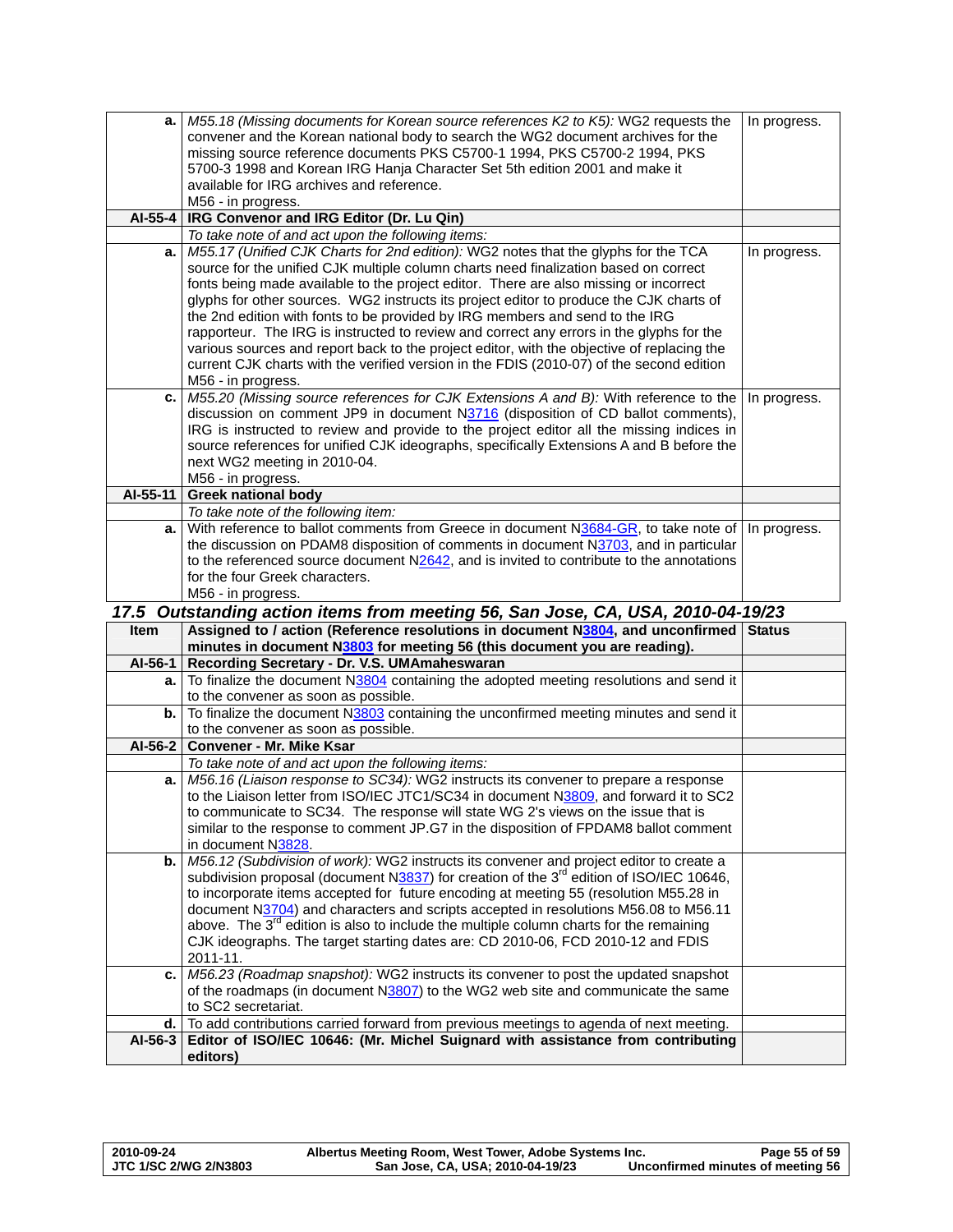| | | |
|---|---|---|
| **a.** | *M55.18 (Missing documents for Korean source references K2 to K5):* WG2 requests the convener and the Korean national body to search the WG2 document archives for the missing source reference documents PKS C5700-1 1994, PKS C5700-2 1994, PKS 5700-3 1998 and Korean IRG Hanja Character Set 5th edition 2001 and make it available for IRG archives and reference.<br>M56 - in progress. | In progress. |
| **AI-55-4** | **IRG Convenor and IRG Editor (Dr. Lu Qin)** | |
| | *To take note of and act upon the following items:* | |
| **a.** | *M55.17 (Unified CJK Charts for 2nd edition):* WG2 notes that the glyphs for the TCA source for the unified CJK multiple column charts need finalization based on correct fonts being made available to the project editor. There are also missing or incorrect glyphs for other sources. WG2 instructs its project editor to produce the CJK charts of the 2nd edition with fonts to be provided by IRG members and send to the IRG rapporteur. The IRG is instructed to review and correct any errors in the glyphs for the various sources and report back to the project editor, with the objective of replacing the current CJK charts with the verified version in the FDIS (2010-07) of the second edition<br>M56 - in progress. | In progress. |
| **c.** | *M55.20 (Missing source references for CJK Extensions A and B):* With reference to the discussion on comment JP9 in document N3716 (disposition of CD ballot comments), IRG is instructed to review and provide to the project editor all the missing indices in source references for unified CJK ideographs, specifically Extensions A and B before the next WG2 meeting in 2010-04.<br>M56 - in progress. | In progress. |
| **AI-55-11** | **Greek national body** | |
| | *To take note of the following item:* | |
| **a.** | With reference to ballot comments from Greece in document N3684-GR, to take note of the discussion on PDAM8 disposition of comments in document N3703, and in particular to the referenced source document N2642, and is invited to contribute to the annotations for the four Greek characters.<br>M56 - in progress. | In progress. |

### *17.5 Outstanding action items from meeting 56, San Jose, CA, USA, 2010-04-19/23*

| Item | Assigned to / action (Reference resolutions in document N3804, and unconfirmed minutes in document N3803 for meeting 56 (this document you are reading). | Status |
|---|---|---|
| **AI-56-1** | **Recording Secretary - Dr. V.S. UMAmaheswaran** | |
| **a.** | To finalize the document N3804 containing the adopted meeting resolutions and send it to the convener as soon as possible. | |
| **b.** | To finalize the document N3803 containing the unconfirmed meeting minutes and send it to the convener as soon as possible. | |
| **AI-56-2** | **Convener - Mr. Mike Ksar** | |
| | *To take note of and act upon the following items:* | |
| **a.** | *M56.16 (Liaison response to SC34):* WG2 instructs its convener to prepare a response to the Liaison letter from ISO/IEC JTC1/SC34 in document N3809, and forward it to SC2 to communicate to SC34. The response will state WG 2's views on the issue that is similar to the response to comment JP.G7 in the disposition of FPDAM8 ballot comment in document N3828. | |
| **b.** | *M56.12 (Subdivision of work):* WG2 instructs its convener and project editor to create a subdivision proposal (document N3837) for creation of the 3rd edition of ISO/IEC 10646, to incorporate items accepted for future encoding at meeting 55 (resolution M55.28 in document N3704) and characters and scripts accepted in resolutions M56.08 to M56.11 above. The 3rd edition is also to include the multiple column charts for the remaining CJK ideographs. The target starting dates are: CD 2010-06, FCD 2010-12 and FDIS 2011-11. | |
| **c.** | *M56.23 (Roadmap snapshot):* WG2 instructs its convener to post the updated snapshot of the roadmaps (in document N3807) to the WG2 web site and communicate the same to SC2 secretariat. | |
| **d.** | To add contributions carried forward from previous meetings to agenda of next meeting. | |
| **AI-56-3** | **Editor of ISO/IEC 10646: (Mr. Michel Suignard with assistance from contributing editors)** | |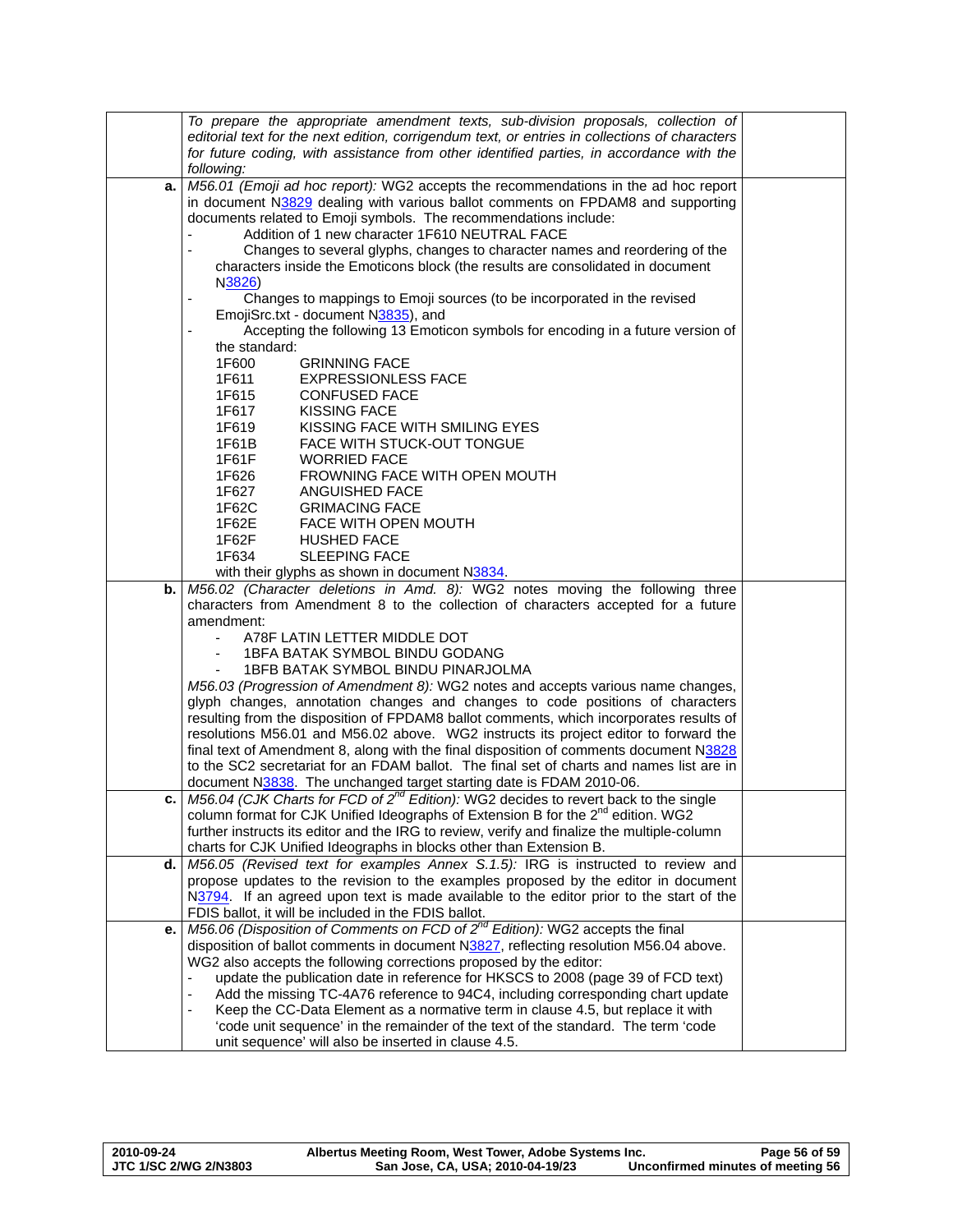| | | |
|---|---|---|
| | *To prepare the appropriate amendment texts, sub-division proposals, collection of editorial text for the next edition, corrigendum text, or entries in collections of characters for future coding, with assistance from other identified parties, in accordance with the following:* | |
| **a.** | *M56.01 (Emoji ad hoc report):* WG2 accepts the recommendations in the ad hoc report in document N3829 dealing with various ballot comments on FPDAM8 and supporting documents related to Emoji symbols. The recommendations include:<br>- Addition of 1 new character 1F610 NEUTRAL FACE<br>- Changes to several glyphs, changes to character names and reordering of the characters inside the Emoticons block (the results are consolidated in document N3826)<br>- Changes to mappings to Emoji sources (to be incorporated in the revised EmojiSrc.txt - document N3835), and<br>- Accepting the following 13 Emoticon symbols for encoding in a future version of the standard:<br>1F600 GRINNING FACE<br>1F611 EXPRESSIONLESS FACE<br>1F615 CONFUSED FACE<br>1F617 KISSING FACE<br>1F619 KISSING FACE WITH SMILING EYES<br>1F61B FACE WITH STUCK-OUT TONGUE<br>1F61F WORRIED FACE<br>1F626 FROWNING FACE WITH OPEN MOUTH<br>1F627 ANGUISHED FACE<br>1F62C GRIMACING FACE<br>1F62E FACE WITH OPEN MOUTH<br>1F62F HUSHED FACE<br>1F634 SLEEPING FACE<br>with their glyphs as shown in document N3834. | |
| **b.** | *M56.02 (Character deletions in Amd. 8):* WG2 notes moving the following three characters from Amendment 8 to the collection of characters accepted for a future amendment:<br>- A78F LATIN LETTER MIDDLE DOT<br>- 1BFA BATAK SYMBOL BINDU GODANG<br>- 1BFB BATAK SYMBOL BINDU PINARJOLMA<br>*M56.03 (Progression of Amendment 8):* WG2 notes and accepts various name changes, glyph changes, annotation changes and changes to code positions of characters resulting from the disposition of FPDAM8 ballot comments, which incorporates results of resolutions M56.01 and M56.02 above. WG2 instructs its project editor to forward the final text of Amendment 8, along with the final disposition of comments document N3828 to the SC2 secretariat for an FDAM ballot. The final set of charts and names list are in document N3838. The unchanged target starting date is FDAM 2010-06. | |
| **c.** | *M56.04 (CJK Charts for FCD of 2nd Edition):* WG2 decides to revert back to the single column format for CJK Unified Ideographs of Extension B for the 2nd edition. WG2 further instructs its editor and the IRG to review, verify and finalize the multiple-column charts for CJK Unified Ideographs in blocks other than Extension B. | |
| **d.** | *M56.05 (Revised text for examples Annex S.1.5):* IRG is instructed to review and propose updates to the revision to the examples proposed by the editor in document N3794. If an agreed upon text is made available to the editor prior to the start of the FDIS ballot, it will be included in the FDIS ballot. | |
| **e.** | *M56.06 (Disposition of Comments on FCD of 2nd Edition):* WG2 accepts the final disposition of ballot comments in document N3827, reflecting resolution M56.04 above. WG2 also accepts the following corrections proposed by the editor:<br>- update the publication date in reference for HKSCS to 2008 (page 39 of FCD text)<br>- Add the missing TC-4A76 reference to 94C4, including corresponding chart update<br>- Keep the CC-Data Element as a normative term in clause 4.5, but replace it with 'code unit sequence' in the remainder of the text of the standard. The term 'code unit sequence' will also be inserted in clause 4.5. | |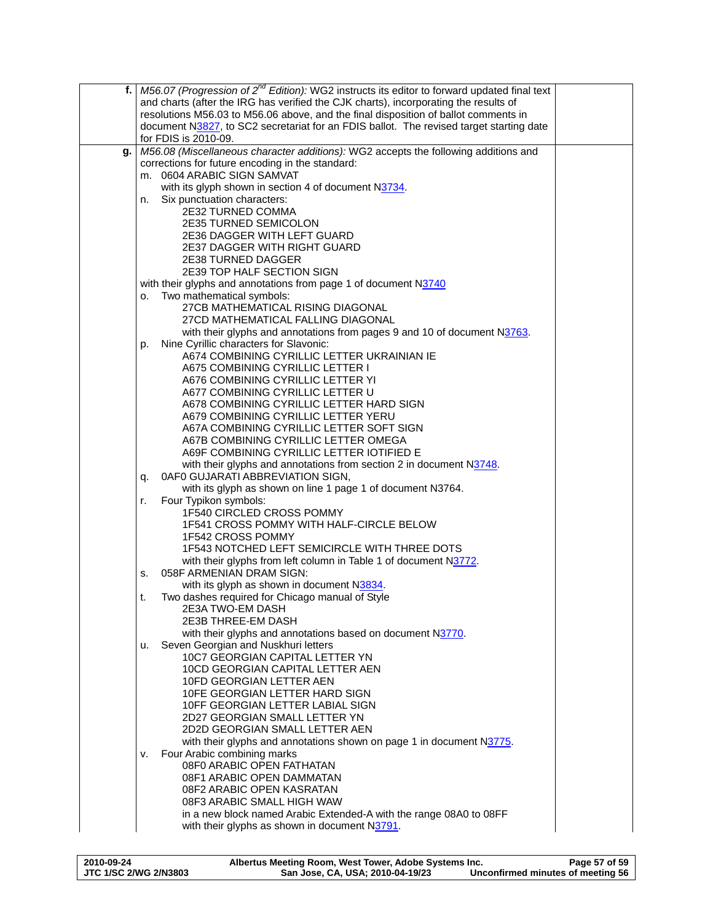| | | |
|---|---|---|
| **f.** | *M56.07 (Progression of 2nd Edition):* WG2 instructs its editor to forward updated final text and charts (after the IRG has verified the CJK charts), incorporating the results of resolutions M56.03 to M56.06 above, and the final disposition of ballot comments in document N3827, to SC2 secretariat for an FDIS ballot. The revised target starting date for FDIS is 2010-09. | |
| **g.** | *M56.08 (Miscellaneous character additions):* WG2 accepts the following additions and corrections for future encoding in the standard:<br>m. 0604 ARABIC SIGN SAMVAT<br>with its glyph shown in section 4 of document N3734.<br>n. Six punctuation characters:<br>2E32 TURNED COMMA<br>2E35 TURNED SEMICOLON<br>2E36 DAGGER WITH LEFT GUARD<br>2E37 DAGGER WITH RIGHT GUARD<br>2E38 TURNED DAGGER<br>2E39 TOP HALF SECTION SIGN<br>with their glyphs and annotations from page 1 of document N3740<br>o. Two mathematical symbols:<br>27CB MATHEMATICAL RISING DIAGONAL<br>27CD MATHEMATICAL FALLING DIAGONAL<br>with their glyphs and annotations from pages 9 and 10 of document N3763.<br>p. Nine Cyrillic characters for Slavonic:<br>A674 COMBINING CYRILLIC LETTER UKRAINIAN IE<br>A675 COMBINING CYRILLIC LETTER I<br>A676 COMBINING CYRILLIC LETTER YI<br>A677 COMBINING CYRILLIC LETTER U<br>A678 COMBINING CYRILLIC LETTER HARD SIGN<br>A679 COMBINING CYRILLIC LETTER YERU<br>A67A COMBINING CYRILLIC LETTER SOFT SIGN<br>A67B COMBINING CYRILLIC LETTER OMEGA<br>A69F COMBINING CYRILLIC LETTER IOTIFIED E<br>with their glyphs and annotations from section 2 in document N3748.<br>q. 0AF0 GUJARATI ABBREVIATION SIGN,<br>with its glyph as shown on line 1 page 1 of document N3764.<br>r. Four Typikon symbols:<br>1F540 CIRCLED CROSS POMMY<br>1F541 CROSS POMMY WITH HALF-CIRCLE BELOW<br>1F542 CROSS POMMY<br>1F543 NOTCHED LEFT SEMICIRCLE WITH THREE DOTS<br>with their glyphs from left column in Table 1 of document N3772.<br>s. 058F ARMENIAN DRAM SIGN:<br>with its glyph as shown in document N3834.<br>t. Two dashes required for Chicago manual of Style<br>2E3A TWO-EM DASH<br>2E3B THREE-EM DASH<br>with their glyphs and annotations based on document N3770.<br>u. Seven Georgian and Nuskhuri letters<br>10C7 GEORGIAN CAPITAL LETTER YN<br>10CD GEORGIAN CAPITAL LETTER AEN<br>10FD GEORGIAN LETTER AEN<br>10FE GEORGIAN LETTER HARD SIGN<br>10FF GEORGIAN LETTER LABIAL SIGN<br>2D27 GEORGIAN SMALL LETTER YN<br>2D2D GEORGIAN SMALL LETTER AEN<br>with their glyphs and annotations shown on page 1 in document N3775.<br>v. Four Arabic combining marks<br>08F0 ARABIC OPEN FATHATAN<br>08F1 ARABIC OPEN DAMMATAN<br>08F2 ARABIC OPEN KASRATAN<br>08F3 ARABIC SMALL HIGH WAW<br>in a new block named Arabic Extended-A with the range 08A0 to 08FF<br>with their glyphs as shown in document N3791. | |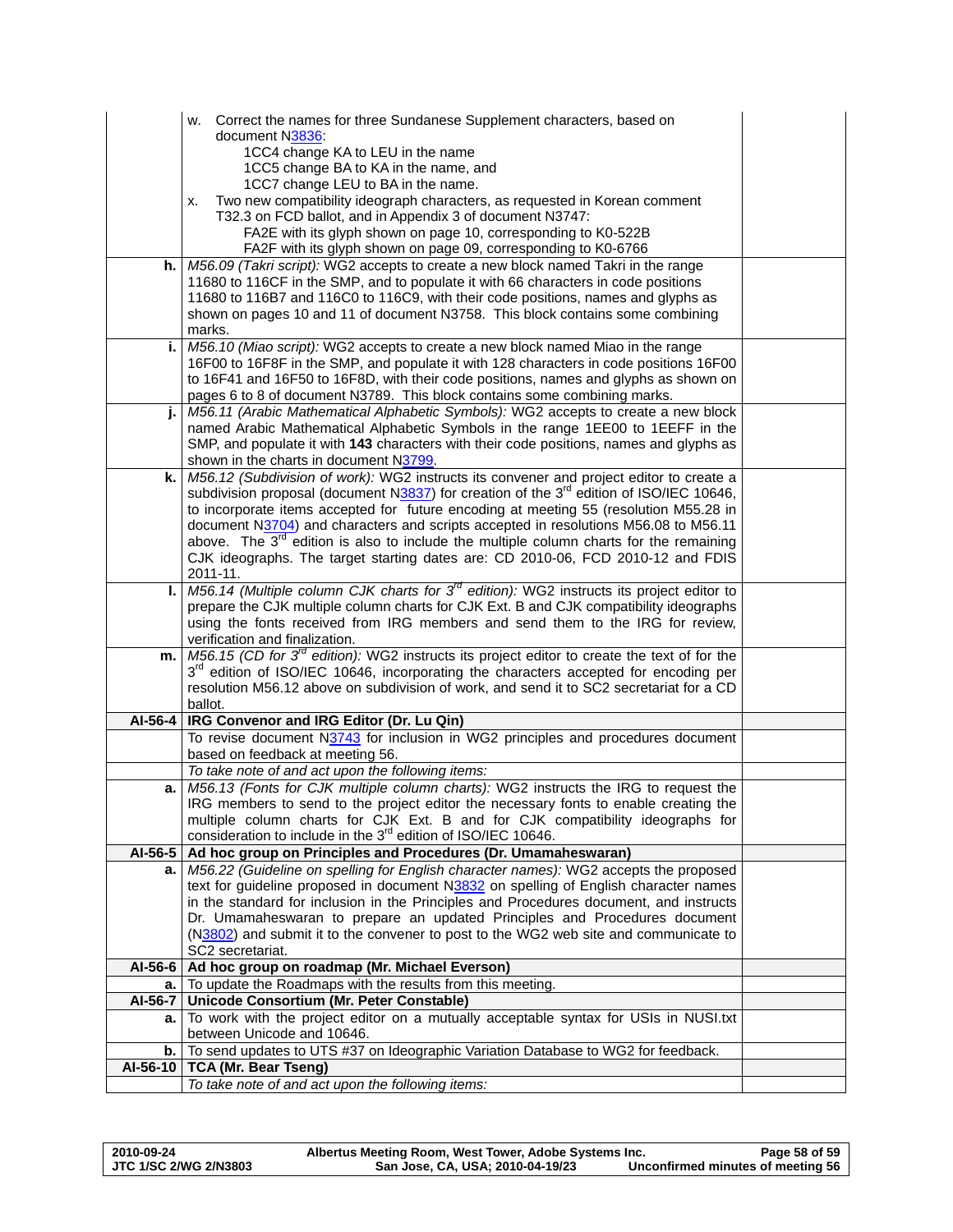| | | |
|---|---|---|
| | w. Correct the names for three Sundanese Supplement characters, based on document N3836:<br>1CC4 change KA to LEU in the name<br>1CC5 change BA to KA in the name, and<br>1CC7 change LEU to BA in the name.<br>x. Two new compatibility ideograph characters, as requested in Korean comment T32.3 on FCD ballot, and in Appendix 3 of document N3747:<br>FA2E with its glyph shown on page 10, corresponding to K0-522B<br>FA2F with its glyph shown on page 09, corresponding to K0-6766 | |
| **h.** | *M56.09 (Takri script):* WG2 accepts to create a new block named Takri in the range 11680 to 116CF in the SMP, and to populate it with 66 characters in code positions 11680 to 116B7 and 116C0 to 116C9, with their code positions, names and glyphs as shown on pages 10 and 11 of document N3758. This block contains some combining marks. | |
| **i.** | *M56.10 (Miao script):* WG2 accepts to create a new block named Miao in the range 16F00 to 16F8F in the SMP, and populate it with 128 characters in code positions 16F00 to 16F41 and 16F50 to 16F8D, with their code positions, names and glyphs as shown on pages 6 to 8 of document N3789. This block contains some combining marks. | |
| **j.** | *M56.11 (Arabic Mathematical Alphabetic Symbols):* WG2 accepts to create a new block named Arabic Mathematical Alphabetic Symbols in the range 1EE00 to 1EEFF in the SMP, and populate it with **143** characters with their code positions, names and glyphs as shown in the charts in document N3799. | |
| **k.** | *M56.12 (Subdivision of work):* WG2 instructs its convener and project editor to create a subdivision proposal (document N3837) for creation of the 3rd edition of ISO/IEC 10646, to incorporate items accepted for future encoding at meeting 55 (resolution M55.28 in document N3704) and characters and scripts accepted in resolutions M56.08 to M56.11 above. The 3rd edition is also to include the multiple column charts for the remaining CJK ideographs. The target starting dates are: CD 2010-06, FCD 2010-12 and FDIS 2011-11. | |
| **l.** | *M56.14 (Multiple column CJK charts for 3rd edition):* WG2 instructs its project editor to prepare the CJK multiple column charts for CJK Ext. B and CJK compatibility ideographs using the fonts received from IRG members and send them to the IRG for review, verification and finalization. | |
| **m.** | *M56.15 (CD for 3rd edition):* WG2 instructs its project editor to create the text of for the 3rd edition of ISO/IEC 10646, incorporating the characters accepted for encoding per resolution M56.12 above on subdivision of work, and send it to SC2 secretariat for a CD ballot. | |
| **AI-56-4** | **IRG Convenor and IRG Editor (Dr. Lu Qin)** | |
| | To revise document N3743 for inclusion in WG2 principles and procedures document based on feedback at meeting 56. | |
| | *To take note of and act upon the following items:* | |
| **a.** | *M56.13 (Fonts for CJK multiple column charts):* WG2 instructs the IRG to request the IRG members to send to the project editor the necessary fonts to enable creating the multiple column charts for CJK Ext. B and for CJK compatibility ideographs for consideration to include in the 3rd edition of ISO/IEC 10646. | |
| **AI-56-5** | **Ad hoc group on Principles and Procedures (Dr. Umamaheswaran)** | |
| **a.** | *M56.22 (Guideline on spelling for English character names):* WG2 accepts the proposed text for guideline proposed in document N3832 on spelling of English character names in the standard for inclusion in the Principles and Procedures document, and instructs Dr. Umamaheswaran to prepare an updated Principles and Procedures document (N3802) and submit it to the convener to post to the WG2 web site and communicate to SC2 secretariat. | |
| **AI-56-6** | **Ad hoc group on roadmap (Mr. Michael Everson)** | |
| **a.** | To update the Roadmaps with the results from this meeting. | |
| **AI-56-7** | **Unicode Consortium (Mr. Peter Constable)** | |
| **a.** | To work with the project editor on a mutually acceptable syntax for USIs in NUSI.txt between Unicode and 10646. | |
| **b.** | To send updates to UTS #37 on Ideographic Variation Database to WG2 for feedback. | |
| **AI-56-10** | **TCA (Mr. Bear Tseng)** | |
| | *To take note of and act upon the following items:* | |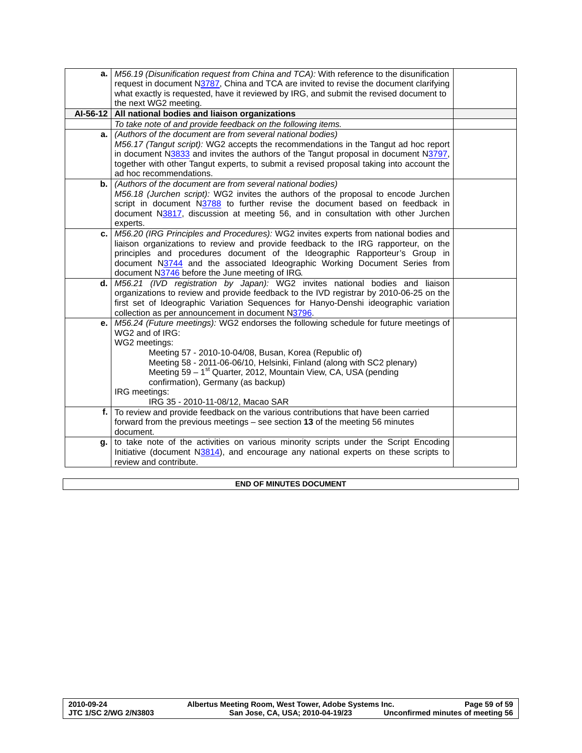| | | |
|---|---|---|
| **a.** | *M56.19 (Disunification request from China and TCA):* With reference to the disunification request in document N3787, China and TCA are invited to revise the document clarifying what exactly is requested, have it reviewed by IRG, and submit the revised document to the next WG2 meeting. | |
| **AI-56-12** | **All national bodies and liaison organizations** | |
| | *To take note of and provide feedback on the following items.* | |
| **a.** | *(Authors of the document are from several national bodies)* *M56.17 (Tangut script):* WG2 accepts the recommendations in the Tangut ad hoc report in document N3833 and invites the authors of the Tangut proposal in document N3797, together with other Tangut experts, to submit a revised proposal taking into account the ad hoc recommendations. | |
| **b.** | *(Authors of the document are from several national bodies)* *M56.18 (Jurchen script):* WG2 invites the authors of the proposal to encode Jurchen script in document N3788 to further revise the document based on feedback in document N3817, discussion at meeting 56, and in consultation with other Jurchen experts. | |
| **c.** | *M56.20 (IRG Principles and Procedures):* WG2 invites experts from national bodies and liaison organizations to review and provide feedback to the IRG rapporteur, on the principles and procedures document of the Ideographic Rapporteur's Group in document N3744 and the associated Ideographic Working Document Series from document N3746 before the June meeting of IRG. | |
| **d.** | *M56.21 (IVD registration by Japan):* WG2 invites national bodies and liaison organizations to review and provide feedback to the IVD registrar by 2010-06-25 on the first set of Ideographic Variation Sequences for Hanyo-Denshi ideographic variation collection as per announcement in document N3796. | |
| **e.** | *M56.24 (Future meetings):* WG2 endorses the following schedule for future meetings of WG2 and of IRG:<br>WG2 meetings:<br>Meeting 57 - 2010-10-04/08, Busan, Korea (Republic of)<br>Meeting 58 - 2011-06-06/10, Helsinki, Finland (along with SC2 plenary)<br>Meeting 59 – 1st Quarter, 2012, Mountain View, CA, USA (pending confirmation), Germany (as backup)<br>IRG meetings:<br>IRG 35 - 2010-11-08/12, Macao SAR | |
| **f.** | To review and provide feedback on the various contributions that have been carried forward from the previous meetings – see section **13** of the meeting 56 minutes document. | |
| **g.** | to take note of the activities on various minority scripts under the Script Encoding Initiative (document N3814), and encourage any national experts on these scripts to review and contribute. | |

**END OF MINUTES DOCUMENT**